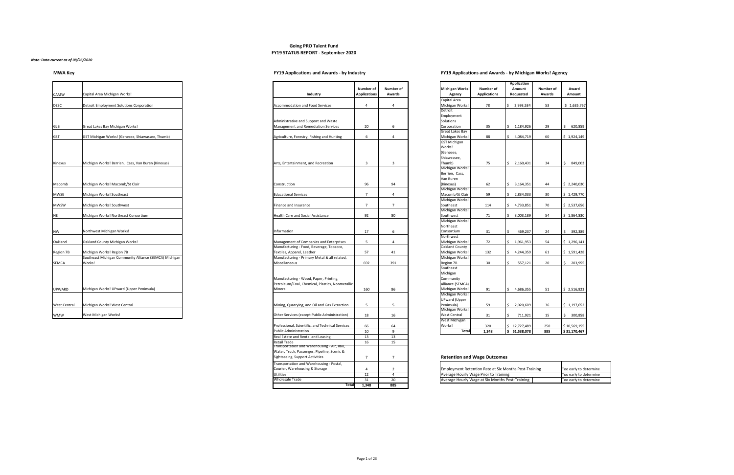# Going PRO Talent Fund

## FY19 STATUS REPORT - September 2020

*Note: Data current as of 08/26/2020*

### MWA Key

| | |
|---|---|
| CAMW | Capital Area Michigan Works! |
| DESC | Detroit Employment Solutions Corporation |
| GLB | Great Lakes Bay Michigan Works! |
| GST | GST Michigan Works! (Genesee, Shiawassee, Thumb) |
| Kinexus | Michigan Works! Berrien, Cass, Van Buren (Kinexus) |
| Macomb | Michigan Works! Macomb/St Clair |
| MWSE | Michigan Works! Southeast |
| MWSW | Michigan Works! Southwest |
| NE | Michigan Works! Northeast Consortium |
| NW | Northwest Michigan Works! |
| Oakland | Oakland County Michigan Works! |
| Region 7B | Michigan Works! Region 7B |
| SEMCA | Southeast Michigan Community Alliance (SEMCA) Michigan Works! |
| UPWARD | Michigan Works! UPward (Upper Peninsula) |
| West Central | Michigan Works! West Central |
| WMW | West Michigan Works! |

### FY19 Applications and Awards - by Industry

| Industry | Number of Applications | Number of Awards |
|---|---|---|
| Accommodation and Food Services | 4 | 4 |
| Administrative and Support and Waste Management and Remediation Services | 20 | 6 |
| Agriculture, Forestry, Fishing and Hunting | 6 | 4 |
| Arts, Entertainment, and Recreation | 3 | 3 |
| Construction | 96 | 94 |
| Educational Services | 7 | 4 |
| Finance and Insurance | 7 | 7 |
| Health Care and Social Assistance | 92 | 80 |
| Information | 17 | 6 |
| Management of Companies and Enterprises | 5 | 4 |
| Manufacturing - Food, Beverage, Tobacco, Textiles, Apparel, Leather | 57 | 41 |
| Manufacturing - Primary Metal & all related, Miscellaneous | 692 | 391 |
| Manufacturing - Wood, Paper, Printing, Petroleum/Coal, Chemical, Plastics, Nonmetallic Mineral | 160 | 86 |
| Mining, Quarrying, and Oil and Gas Extraction | 5 | 5 |
| Other Services (except Public Administration) | 18 | 16 |
| Professional, Scientific, and Technical Services | 66 | 64 |
| Public Administration | 10 | 9 |
| Real Estate and Rental and Leasing | 13 | 13 |
| Retail Trade | 16 | 15 |
| Transportation and Warehousing - Air, Rail, Water, Truck, Passenger, Pipeline, Scenic & Sightseeing, Support Activities | 7 | 7 |
| Transportation and Warehousing - Postal, Courier, Warehousing & Storage | 4 | 2 |
| Utilities | 12 | 4 |
| Wholesale Trade | 31 | 20 |
| **Total** | **1,348** | **885** |

### FY19 Applications and Awards - by Michigan Works! Agency

| Michigan Works! Agency | Number of Applications | Application Amount Requested | Number of Awards | Award Amount |
|---|---|---|---|---|
| Capital Area Michigan Works! | 78 | $ 2,993,534 | 53 | $ 1,635,767 |
| Detroit Employment Solutions Corporation | 35 | $ 1,184,926 | 29 | $ 620,859 |
| Great Lakes Bay Michigan Works! | 88 | $ 4,084,719 | 60 | $ 1,924,149 |
| GST Michigan Works! (Genesee, Shiawassee, Thumb) | 75 | $ 2,160,431 | 34 | $ 849,003 |
| Michigan Works! Berrien, Cass, Van Buren (Kinexus) | 62 | $ 3,164,351 | 44 | $ 2,240,030 |
| Michigan Works! Macomb/St Clair | 59 | $ 2,834,033 | 30 | $ 1,429,770 |
| Michigan Works! Southeast | 114 | $ 4,733,851 | 70 | $ 2,537,656 |
| Michigan Works! Southwest | 71 | $ 3,003,189 | 54 | $ 1,864,830 |
| Michigan Works! Northeast Consortium | 31 | $ 469,237 | 24 | $ 392,389 |
| Northwest Michigan Works! | 72 | $ 1,961,953 | 54 | $ 1,296,141 |
| Oakland County Michigan Works! | 132 | $ 4,244,359 | 61 | $ 1,591,428 |
| Michigan Works! Region 7B | 30 | $ 557,121 | 20 | $ 203,955 |
| Southeast Michigan Community Alliance (SEMCA) Michigan Works! | 91 | $ 4,686,355 | 51 | $ 2,516,823 |
| Michigan Works! UPward (Upper Peninsula) | 59 | $ 2,020,609 | 36 | $ 1,197,652 |
| Michigan Works! West Central | 31 | $ 711,921 | 15 | $ 300,858 |
| West Michigan Works! | 320 | $ 12,727,489 | 250 | $ 10,569,155 |
| **Total** | **1,348** | **$ 51,538,078** | **885** | **$ 31,170,467** |

### Retention and Wage Outcomes

| | |
|---|---|
| Employment Retention Rate at Six Months Post-Training | Too early to determine |
| Average Hourly Wage Prior to Training | Too early to determine |
| Average Hourly Wage at Six Months Post-Training | Too early to determine |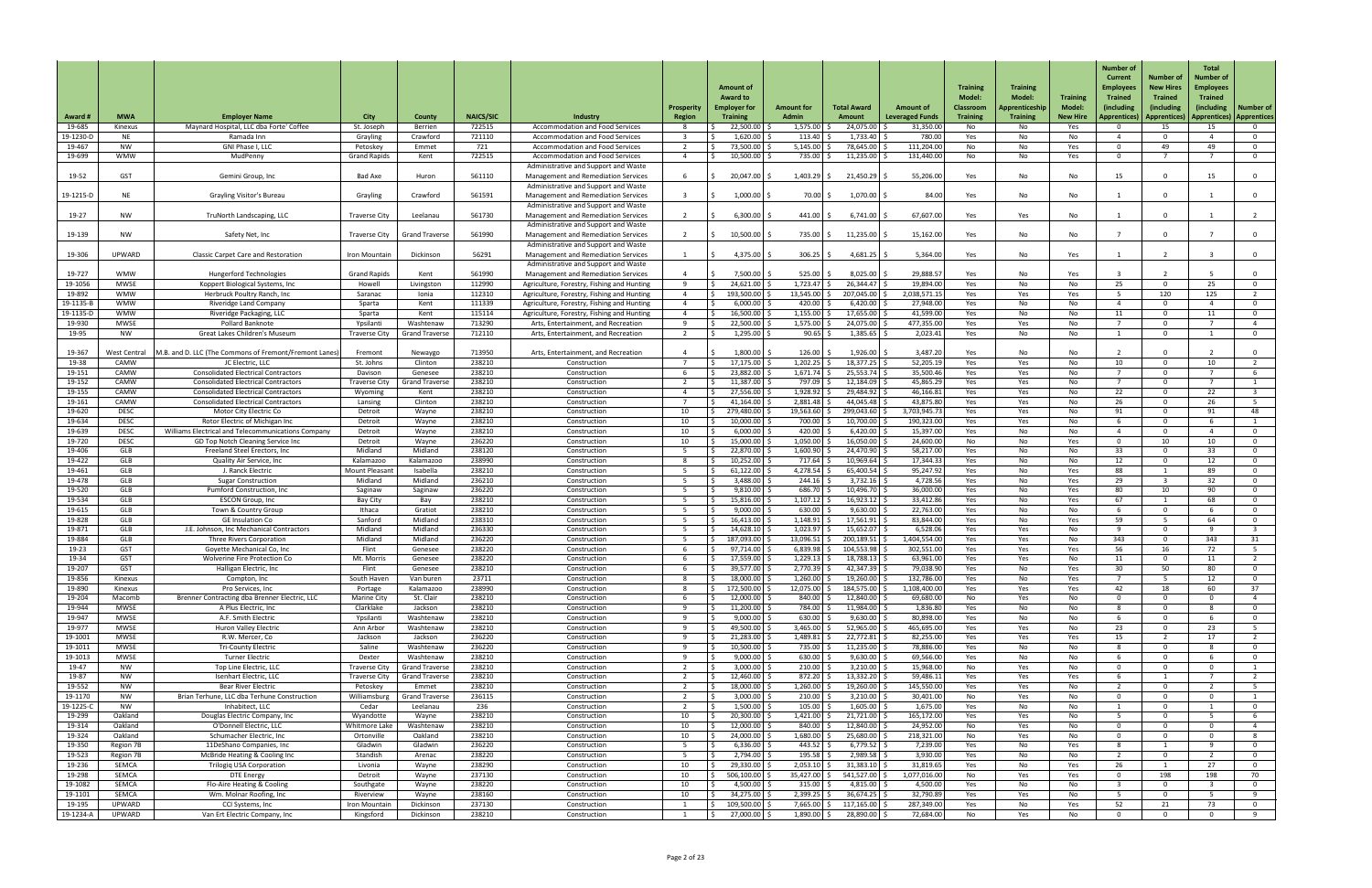| Award # | MWA | Employer Name | City | County | NAICS/SIC | Industry | Prosperity Region | Amount of Award to Employer for Training | Amount for Admin | Total Award Amount | Amount of Leveraged Funds | Training Model: Classroom Training | Training Model: Apprenticeship Training | Training Model: New Hire | Number of Current Employees Trained (including Apprentices) | Number of New Hires Trained (including Apprentices) | Total Number of Employees Trained (including Apprentices) | Number of Apprentices |
|---|---|---|---|---|---|---|---|---|---|---|---|---|---|---|---|---|---|---|
| 19-685 | Kinexus | Maynard Hospital, LLC dba Forte' Coffee | St. Joseph | Berrien | 722515 | Accommodation and Food Services | 8 | $ 22,500.00 | $ 1,575.00 | $ 24,075.00 | $ 31,350.00 | No | No | Yes | 0 | 15 | 15 | 0 |
| 19-1230-D | NE | Ramada Inn | Grayling | Crawford | 721110 | Accommodation and Food Services | 3 | $ 1,620.00 | $ 113.40 | $ 1,733.40 | $ 780.00 | Yes | No | No | 4 | 0 | 4 | 0 |
| 19-467 | NW | GNI Phase I, LLC | Petoskey | Emmet | 721 | Accommodation and Food Services | 2 | $ 73,500.00 | $ 5,145.00 | $ 78,645.00 | $ 111,204.00 | No | No | Yes | 0 | 49 | 49 | 0 |
| 19-699 | WMW | MudPenny | Grand Rapids | Kent | 722515 | Accommodation and Food Services | 4 | $ 10,500.00 | $ 735.00 | $ 11,235.00 | $ 131,440.00 | No | No | Yes | 0 | 7 | 7 | 0 |
| 19-52 | GST | Gemini Group, Inc | Bad Axe | Huron | 561110 | Administrative and Support and Waste Management and Remediation Services | 6 | $ 20,047.00 | $ 1,403.29 | $ 21,450.29 | $ 55,206.00 | Yes | No | No | 15 | 0 | 15 | 0 |
| 19-1215-D | NE | Grayling Visitor's Bureau | Grayling | Crawford | 561591 | Administrative and Support and Waste Management and Remediation Services | 3 | $ 1,000.00 | $ 70.00 | $ 1,070.00 | $ 84.00 | Yes | No | No | 1 | 0 | 1 | 0 |
| 19-27 | NW | TruNorth Landscaping, LLC | Traverse City | Leelanau | 561730 | Administrative and Support and Waste Management and Remediation Services | 2 | $ 6,300.00 | $ 441.00 | $ 6,741.00 | $ 67,607.00 | Yes | Yes | No | 1 | 0 | 1 | 2 |
| 19-139 | NW | Safety Net, Inc | Traverse City | Grand Traverse | 561990 | Administrative and Support and Waste Management and Remediation Services | 2 | $ 10,500.00 | $ 735.00 | $ 11,235.00 | $ 15,162.00 | Yes | No | No | 7 | 0 | 7 | 0 |
| 19-306 | UPWARD | Classic Carpet Care and Restoration | Iron Mountain | Dickinson | 56291 | Administrative and Support and Waste Management and Remediation Services | 1 | $ 4,375.00 | $ 306.25 | $ 4,681.25 | $ 5,364.00 | Yes | No | Yes | 1 | 2 | 3 | 0 |
| 19-727 | WMW | Hungerford Technologies | Grand Rapids | Kent | 561990 | Administrative and Support and Waste Management and Remediation Services | 4 | $ 7,500.00 | $ 525.00 | $ 8,025.00 | $ 29,888.57 | Yes | No | Yes | 3 | 2 | 5 | 0 |
| 19-1056 | MWSE | Koppert Biological Systems, Inc | Howell | Livingston | 112990 | Agriculture, Forestry, Fishing and Hunting | 9 | $ 24,621.00 | $ 1,723.47 | $ 26,344.47 | $ 19,894.00 | Yes | No | No | 25 | 0 | 25 | 0 |
| 19-892 | WMW | Herbruck Poultry Ranch, Inc | Saranac | Ionia | 112310 | Agriculture, Forestry, Fishing and Hunting | 4 | $ 193,500.00 | $ 13,545.00 | $ 207,045.00 | $ 2,038,571.15 | Yes | Yes | Yes | 5 | 120 | 125 | 2 |
| 19-1135-B | WMW | Riveridge Land Company | Sparta | Kent | 111339 | Agriculture, Forestry, Fishing and Hunting | 4 | $ 6,000.00 | $ 420.00 | $ 6,420.00 | $ 27,948.00 | Yes | No | No | 4 | 0 | 4 | 0 |
| 19-1135-D | WMW | Riveridge Packaging, LLC | Sparta | Kent | 115114 | Agriculture, Forestry, Fishing and Hunting | 4 | $ 16,500.00 | $ 1,155.00 | $ 17,655.00 | $ 41,599.00 | Yes | No | No | 11 | 0 | 11 | 0 |
| 19-930 | MWSE | Pollard Banknote | Ypsilanti | Washtenaw | 713290 | Arts, Entertainment, and Recreation | 9 | $ 22,500.00 | $ 1,575.00 | $ 24,075.00 | $ 477,355.00 | Yes | Yes | No | 7 | 0 | 7 | 4 |
| 19-95 | NW | Great Lakes Children's Museum | Traverse City | Grand Traverse | 712110 | Arts, Entertainment, and Recreation | 2 | $ 1,295.00 | $ 90.65 | $ 1,385.65 | $ 2,023.41 | Yes | No | No | 1 | 0 | 1 | 0 |
| 19-367 | West Central | M.B. and D. LLC (The Commons of Fremont/Fremont Lanes) | Fremont | Newaygo | 713950 | Arts, Entertainment, and Recreation | 4 | $ 1,800.00 | $ 126.00 | $ 1,926.00 | $ 3,487.20 | Yes | No | No | 2 | 0 | 2 | 0 |
| 19-38 | CAMW | JC Electric, LLC | St. Johns | Clinton | 238210 | Construction | 7 | $ 17,175.00 | $ 1,202.25 | $ 18,377.25 | $ 52,205.19 | Yes | Yes | No | 10 | 0 | 10 | 2 |
| 19-151 | CAMW | Consolidated Electrical Contractors | Davison | Genesee | 238210 | Construction | 6 | $ 23,882.00 | $ 1,671.74 | $ 25,553.74 | $ 35,500.46 | Yes | Yes | No | 7 | 0 | 7 | 6 |
| 19-152 | CAMW | Consolidated Electrical Contractors | Traverse City | Grand Traverse | 238210 | Construction | 2 | $ 11,387.00 | $ 797.09 | $ 12,184.09 | $ 45,865.29 | Yes | Yes | No | 7 | 0 | 7 | 1 |
| 19-155 | CAMW | Consolidated Electrical Contractors | Wyoming | Kent | 238210 | Construction | 4 | $ 27,556.00 | $ 1,928.92 | $ 29,484.92 | $ 46,166.81 | Yes | Yes | No | 22 | 0 | 22 | 3 |
| 19-161 | CAMW | Consolidated Electrical Contractors | Lansing | Clinton | 238210 | Construction | 7 | $ 41,164.00 | $ 2,881.48 | $ 44,045.48 | $ 43,875.80 | Yes | Yes | No | 26 | 0 | 26 | 5 |
| 19-620 | DESC | Motor City Electric Co | Detroit | Wayne | 238210 | Construction | 10 | $ 279,480.00 | $ 19,563.60 | $ 299,043.60 | $ 3,703,945.73 | Yes | Yes | No | 91 | 0 | 91 | 48 |
| 19-634 | DESC | Rotor Electric of Michigan Inc | Detroit | Wayne | 238210 | Construction | 10 | $ 10,000.00 | $ 700.00 | $ 10,700.00 | $ 190,323.00 | Yes | Yes | No | 6 | 0 | 6 | 1 |
| 19-639 | DESC | Williams Electrical and Telecommunications Company | Detroit | Wayne | 238210 | Construction | 10 | $ 6,000.00 | $ 420.00 | $ 6,420.00 | $ 15,397.00 | Yes | No | No | 4 | 0 | 4 | 0 |
| 19-720 | DESC | GD Top Notch Cleaning Service Inc | Detroit | Wayne | 236220 | Construction | 10 | $ 15,000.00 | $ 1,050.00 | $ 16,050.00 | $ 24,600.00 | No | No | Yes | 0 | 10 | 10 | 0 |
| 19-406 | GLB | Freeland Steel Erectors, Inc | Midland | Midland | 238120 | Construction | 5 | $ 22,870.00 | $ 1,600.90 | $ 24,470.90 | $ 58,217.00 | Yes | No | No | 33 | 0 | 33 | 0 |
| 19-422 | GLB | Quality Air Service, Inc | Kalamazoo | Kalamazoo | 238990 | Construction | 8 | $ 10,252.00 | $ 717.64 | $ 10,969.64 | $ 17,344.33 | Yes | No | No | 12 | 0 | 12 | 0 |
| 19-461 | GLB | J. Ranck Electric | Mount Pleasant | Isabella | 238210 | Construction | 5 | $ 61,122.00 | $ 4,278.54 | $ 65,400.54 | $ 95,247.92 | Yes | No | Yes | 88 | 1 | 89 | 0 |
| 19-478 | GLB | Sugar Construction | Midland | Midland | 236210 | Construction | 5 | $ 3,488.00 | $ 244.16 | $ 3,732.16 | $ 4,728.56 | Yes | No | Yes | 29 | 3 | 32 | 0 |
| 19-520 | GLB | Pumford Construction, Inc | Saginaw | Saginaw | 236220 | Construction | 5 | $ 9,810.00 | $ 686.70 | $ 10,496.70 | $ 36,000.00 | Yes | No | Yes | 80 | 10 | 90 | 0 |
| 19-534 | GLB | ESCON Group, Inc | Bay City | Bay | 238210 | Construction | 5 | $ 15,816.00 | $ 1,107.12 | $ 16,923.12 | $ 33,412.86 | Yes | No | Yes | 67 | 1 | 68 | 0 |
| 19-615 | GLB | Town & Country Group | Ithaca | Gratiot | 238210 | Construction | 5 | $ 9,000.00 | $ 630.00 | $ 9,630.00 | $ 22,763.00 | Yes | No | No | 6 | 0 | 6 | 0 |
| 19-828 | GLB | GE Insulation Co | Sanford | Midland | 238310 | Construction | 5 | $ 16,413.00 | $ 1,148.91 | $ 17,561.91 | $ 83,844.00 | Yes | No | Yes | 59 | 5 | 64 | 0 |
| 19-871 | GLB | J.E. Johnson, Inc Mechanical Contractors | Midland | Midland | 236330 | Construction | 5 | $ 14,628.10 | $ 1,023.97 | $ 15,652.07 | $ 6,528.06 | Yes | Yes | No | 9 | 0 | 9 | 3 |
| 19-884 | GLB | Three Rivers Corporation | Midland | Midland | 236220 | Construction | 5 | $ 187,093.00 | $ 13,096.51 | $ 200,189.51 | $ 1,404,554.00 | Yes | Yes | No | 343 | 0 | 343 | 31 |
| 19-23 | GST | Goyette Mechanical Co, Inc | Flint | Genesee | 238220 | Construction | 6 | $ 97,714.00 | $ 6,839.98 | $ 104,553.98 | $ 302,551.00 | Yes | Yes | Yes | 56 | 16 | 72 | 5 |
| 19-34 | GST | Wolverine Fire Protection Co | Mt. Morris | Genesee | 238220 | Construction | 6 | $ 17,559.00 | $ 1,229.13 | $ 18,788.13 | $ 63,961.00 | Yes | Yes | No | 11 | 0 | 11 | 2 |
| 19-207 | GST | Halligan Electric, Inc | Flint | Genesee | 238210 | Construction | 6 | $ 39,577.00 | $ 2,770.39 | $ 42,347.39 | $ 79,038.90 | Yes | No | Yes | 30 | 50 | 80 | 0 |
| 19-856 | Kinexus | Compton, Inc | South Haven | Van buren | 23711 | Construction | 8 | $ 18,000.00 | $ 1,260.00 | $ 19,260.00 | $ 132,786.00 | Yes | No | Yes | 7 | 5 | 12 | 0 |
| 19-890 | Kinexus | Pro Services, Inc | Portage | Kalamazoo | 238990 | Construction | 8 | $ 172,500.00 | $ 12,075.00 | $ 184,575.00 | $ 1,108,400.00 | Yes | Yes | Yes | 42 | 18 | 60 | 37 |
| 19-204 | Macomb | Brenner Contracting dba Brenner Electric, LLC | Marine City | St. Clair | 238210 | Construction | 6 | $ 12,000.00 | $ 840.00 | $ 12,840.00 | $ 69,680.00 | No | Yes | No | 0 | 0 | 0 | 4 |
| 19-944 | MWSE | A Plus Electric, Inc | Clarklake | Jackson | 238210 | Construction | 9 | $ 11,200.00 | $ 784.00 | $ 11,984.00 | $ 1,836.80 | Yes | No | No | 8 | 0 | 8 | 0 |
| 19-947 | MWSE | A.F. Smith Electric | Ypsilanti | Washtenaw | 238210 | Construction | 9 | $ 9,000.00 | $ 630.00 | $ 9,630.00 | $ 80,898.00 | Yes | No | No | 6 | 0 | 6 | 0 |
| 19-977 | MWSE | Huron Valley Electric | Ann Arbor | Washtenaw | 238210 | Construction | 9 | $ 49,500.00 | $ 3,465.00 | $ 52,965.00 | $ 465,695.00 | Yes | Yes | No | 23 | 0 | 23 | 5 |
| 19-1001 | MWSE | R.W. Mercer, Co | Jackson | Jackson | 236220 | Construction | 9 | $ 21,283.00 | $ 1,489.81 | $ 22,772.81 | $ 82,255.00 | Yes | Yes | Yes | 15 | 2 | 17 | 2 |
| 19-1011 | MWSE | Tri-County Electric | Saline | Washtenaw | 236220 | Construction | 9 | $ 10,500.00 | $ 735.00 | $ 11,235.00 | $ 78,886.00 | Yes | No | No | 8 | 0 | 8 | 0 |
| 19-1013 | MWSE | Turner Electric | Dexter | Washtenaw | 238210 | Construction | 9 | $ 9,000.00 | $ 630.00 | $ 9,630.00 | $ 69,566.00 | Yes | No | No | 6 | 0 | 6 | 0 |
| 19-47 | NW | Top Line Electric, LLC | Traverse City | Grand Traverse | 238210 | Construction | 2 | $ 3,000.00 | $ 210.00 | $ 3,210.00 | $ 15,968.00 | No | Yes | No | 0 | 0 | 0 | 1 |
| 19-87 | NW | Isenhart Electric, LLC | Traverse City | Grand Traverse | 238210 | Construction | 2 | $ 12,460.00 | $ 872.20 | $ 13,332.20 | $ 59,486.11 | Yes | Yes | Yes | 6 | 1 | 7 | 2 |
| 19-552 | NW | Bear River Electric | Petoskey | Emmet | 238210 | Construction | 2 | $ 18,000.00 | $ 1,260.00 | $ 19,260.00 | $ 145,550.00 | Yes | Yes | No | 2 | 0 | 2 | 5 |
| 19-1170 | NW | Brian Terhune, LLC dba Terhune Construction | Williamsburg | Grand Traverse | 236115 | Construction | 2 | $ 3,000.00 | $ 210.00 | $ 3,210.00 | $ 30,401.00 | No | Yes | No | 0 | 0 | 0 | 1 |
| 19-1225-C | NW | Inhabitect, LLC | Cedar | Leelanau | 236 | Construction | 2 | $ 1,500.00 | $ 105.00 | $ 1,605.00 | $ 1,675.00 | Yes | No | No | 1 | 0 | 1 | 0 |
| 19-299 | Oakland | Douglas Electric Company, Inc | Wyandotte | Wayne | 238210 | Construction | 10 | $ 20,300.00 | $ 1,421.00 | $ 21,721.00 | $ 165,172.00 | Yes | Yes | No | 5 | 0 | 5 | 6 |
| 19-314 | Oakland | O'Donnell Electric, LLC | Whitmore Lake | Washtenaw | 238210 | Construction | 10 | $ 12,000.00 | $ 840.00 | $ 12,840.00 | $ 24,952.00 | No | Yes | No | 0 | 0 | 0 | 4 |
| 19-324 | Oakland | Schumacher Electric, Inc | Ortonville | Oakland | 238210 | Construction | 10 | $ 24,000.00 | $ 1,680.00 | $ 25,680.00 | $ 218,321.00 | No | Yes | No | 0 | 0 | 0 | 8 |
| 19-350 | Region 7B | 11DeShano Companies, Inc | Gladwin | Gladwin | 236220 | Construction | 5 | $ 6,336.00 | $ 443.52 | $ 6,779.52 | $ 7,239.00 | Yes | No | Yes | 8 | 1 | 9 | 0 |
| 19-523 | Region 7B | McBride Heating & Cooling Inc | Standish | Arenac | 238220 | Construction | 5 | $ 2,794.00 | $ 195.58 | $ 2,989.58 | $ 3,930.00 | Yes | No | No | 2 | 0 | 2 | 0 |
| 19-236 | SEMCA | Trilogiq USA Corporation | Livonia | Wayne | 238290 | Construction | 10 | $ 29,330.00 | $ 2,053.10 | $ 31,383.10 | $ 31,819.65 | Yes | No | Yes | 26 | 1 | 27 | 0 |
| 19-298 | SEMCA | DTE Energy | Detroit | Wayne | 237130 | Construction | 10 | $ 506,100.00 | $ 35,427.00 | $ 541,527.00 | $ 1,077,016.00 | No | Yes | Yes | 0 | 198 | 198 | 70 |
| 19-1082 | SEMCA | Flo-Aire Heating & Cooling | Southgate | Wayne | 238220 | Construction | 10 | $ 4,500.00 | $ 315.00 | $ 4,815.00 | $ 4,500.00 | Yes | No | No | 3 | 0 | 3 | 0 |
| 19-1101 | SEMCA | Wm. Molnar Roofing, Inc | Riverview | Wayne | 238160 | Construction | 10 | $ 34,275.00 | $ 2,399.25 | $ 36,674.25 | $ 32,790.89 | Yes | Yes | No | 5 | 0 | 5 | 9 |
| 19-195 | UPWARD | CCI Systems, Inc | Iron Mountain | Dickinson | 237130 | Construction | 1 | $ 109,500.00 | $ 7,665.00 | $ 117,165.00 | $ 287,349.00 | Yes | No | Yes | 52 | 21 | 73 | 0 |
| 19-1234-A | UPWARD | Van Ert Electric Company, Inc | Kingsford | Dickinson | 238210 | Construction | 1 | $ 27,000.00 | $ 1,890.00 | $ 28,890.00 | $ 72,684.00 | No | Yes | No | 0 | 0 | 0 | 9 |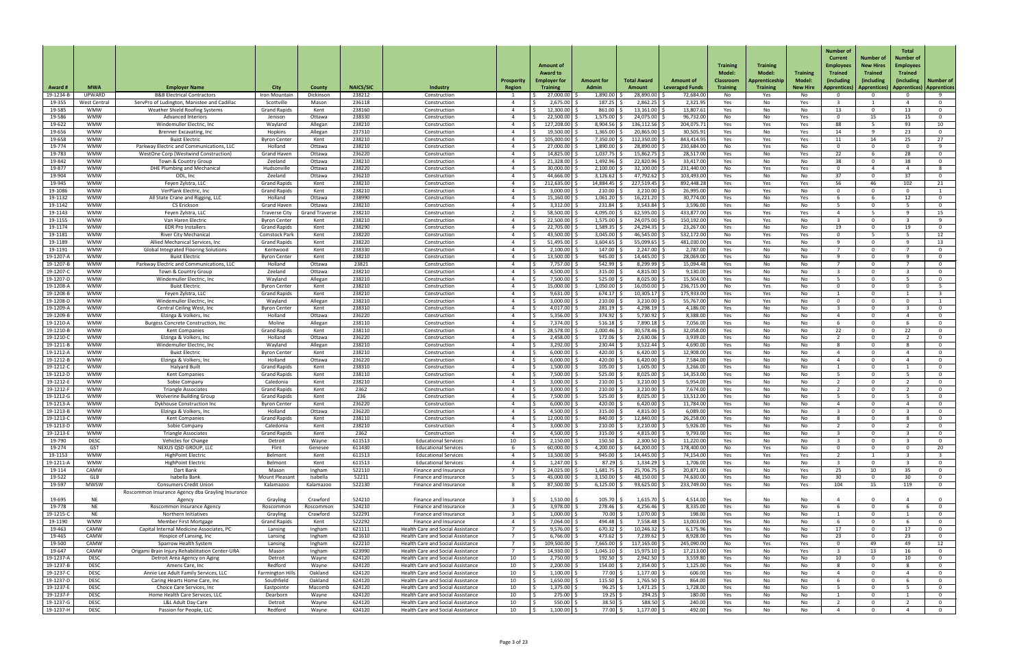| Award # | MWA | Employer Name | City | County | NAICS/SIC | Industry | Prosperity Region | Amount of Award to Employer for Training | Amount for Admin | Total Award Amount | Amount of Leveraged Funds | Training Model: Classroom Training | Training Model: Apprenticeship Training | Training Model: New Hire | Number of Current Employees Trained (including Apprentices) | Number of New Hires Trained (including Apprentices) | Total Number of Employees Trained (including Apprentices) | Number of Apprentices |
|---|---|---|---|---|---|---|---|---|---|---|---|---|---|---|---|---|---|---|
| 19-1234-B | UPWARD | B&B Electrical Contractors | Iron Mountain | Dickinson | 238212 | Construction | 1 | $ 27,000.00 | $ 1,890.00 | $ 28,890.00 | $ 72,684.00 | No | Yes | No | 0 | 0 | 0 | 9 |
| 19-355 | West Central | ServPro of Ludington, Manistee and Cadillac | Scottville | Mason | 236118 | Construction | 4 | $ 2,675.00 | $ 187.25 | $ 2,862.25 | $ 2,321.95 | Yes | No | Yes | 3 | 1 | 4 | 0 |
| 19-585 | WMW | Weather Shield Roofing Systems | Grand Rapids | Kent | 238160 | Construction | 4 | $ 12,300.00 | $ 861.00 | $ 13,161.00 | $ 13,807.61 | Yes | No | No | 13 | 0 | 13 | 0 |
| 19-586 | WMW | Advanced Interiors | Jenison | Ottawa | 238330 | Construction | 4 | $ 22,500.00 | $ 1,575.00 | $ 24,075.00 | $ 96,732.00 | No | No | Yes | 0 | 15 | 15 | 0 |
| 19-622 | WMW | Windemuller Electric, Inc | Wayland | Allegan | 238210 | Construction | 4 | $ 127,208.00 | $ 8,904.56 | $ 136,112.56 | $ 204,075.71 | Yes | Yes | Yes | 88 | 5 | 93 | 10 |
| 19-656 | WMW | Brenner Excavating, Inc | Hopkins | Allegan | 237310 | Construction | 4 | $ 19,500.00 | $ 1,365.00 | $ 20,865.00 | $ 30,505.91 | Yes | No | Yes | 14 | 9 | 23 | 0 |
| 19-658 | WMW | Buist Electric | Byron Center | Kent | 238210 | Construction | 4 | $ 105,000.00 | $ 7,350.00 | $ 112,350.00 | $ 843,414.95 | Yes | Yes | Yes | 11 | 14 | 25 | 27 |
| 19-774 | WMW | Parkway Electric and Communications, LLC | Holland | Ottawa | 238210 | Construction | 4 | $ 27,000.00 | $ 1,890.00 | $ 28,890.00 | $ 230,684.00 | No | Yes | No | 0 | 0 | 0 | 9 |
| 19-783 | WMW | WestOne Corp (Westwind Construction) | Grand Haven | Ottawa | 236220 | Construction | 4 | $ 14,825.00 | $ 1,037.75 | $ 15,862.75 | $ 28,517.00 | Yes | No | Yes | 22 | 6 | 28 | 0 |
| 19-842 | WMW | Town & Country Group | Zeeland | Ottawa | 238210 | Construction | 4 | $ 21,328.00 | $ 1,492.96 | $ 22,820.96 | $ 33,417.00 | Yes | No | No | 38 | 0 | 38 | 0 |
| 19-877 | WMW | DHE Plumbing and Mechanical | Hudsonville | Ottawa | 238220 | Construction | 4 | $ 30,000.00 | $ 2,100.00 | $ 32,100.00 | $ 231,440.00 | No | Yes | Yes | 0 | 4 | 4 | 8 |
| 19-904 | WMW | ODL, Inc | Zeeland | Ottawa | 236210 | Construction | 4 | $ 44,666.00 | $ 3,126.62 | $ 47,792.62 | $ 103,493.00 | Yes | No | No | 37 | 0 | 37 | 0 |
| 19-945 | WMW | Feyen Zylstra, LLC | Grand Rapids | Kent | 238210 | Construction | 4 | $ 212,635.00 | $ 14,884.45 | $ 227,519.45 | $ 892,448.28 | Yes | Yes | Yes | 56 | 46 | 102 | 21 |
| 19-1086 | WMW | VerPlank Electric, Inc | Grand Rapids | Kent | 238210 | Construction | 4 | $ 3,000.00 | $ 210.00 | $ 3,210.00 | $ 26,995.00 | No | Yes | No | 0 | 0 | 0 | 1 |
| 19-1132 | WMW | All State Crane and Rigging, LLC | Holland | Ottawa | 238990 | Construction | 4 | $ 15,160.00 | $ 1,061.20 | $ 16,221.20 | $ 30,774.00 | Yes | No | Yes | 6 | 6 | 12 | 0 |
| 19-1142 | WMW | CS Erickson | Grand Haven | Ottawa | 238210 | Construction | 4 | $ 3,312.00 | $ 231.84 | $ 3,543.84 | $ 3,596.00 | Yes | No | No | 5 | 0 | 5 | 0 |
| 19-1143 | WMW | Feyen Zylstra, LLC | Traverse City | Grand Traverse | 238210 | Construction | 2 | $ 58,500.00 | $ 4,095.00 | $ 62,595.00 | $ 433,877.00 | Yes | Yes | Yes | 4 | 5 | 9 | 15 |
| 19-1155 | WMW | Van Haren Electric | Byron Center | Kent | 238210 | Construction | 4 | $ 22,500.00 | $ 1,575.00 | $ 24,075.00 | $ 150,192.00 | Yes | Yes | No | 3 | 0 | 3 | 9 |
| 19-1174 | WMW | EDR Pro Installers | Grand Rapids | Kent | 238290 | Construction | 4 | $ 22,705.00 | $ 1,589.35 | $ 24,294.35 | $ 23,267.00 | Yes | No | No | 19 | 0 | 19 | 0 |
| 19-1181 | WMW | River City Mechanical | Comstock Park | Kent | 238220 | Construction | 4 | $ 43,500.00 | $ 3,045.00 | $ 46,545.00 | $ 532,172.00 | No | Yes | Yes | 0 | 5 | 5 | 12 |
| 19-1189 | WMW | Allied Mechanical Services, Inc | Grand Rapids | Kent | 238220 | Construction | 4 | $ 51,495.00 | $ 3,604.65 | $ 55,099.65 | $ 481,030.00 | Yes | Yes | No | 9 | 0 | 9 | 13 |
| 19-1191 | WMW | Global Integrated Flooring Solutions | Kentwood | Kent | 238330 | Construction | 4 | $ 2,100.00 | $ 147.00 | $ 2,247.00 | $ 2,787.00 | Yes | No | No | 7 | 0 | 7 | 0 |
| 19-1207-A | WMW | Buist Electric | Byron Center | Kent | 238210 | Construction | 4 | $ 13,500.00 | $ 945.00 | $ 14,445.00 | $ 28,069.00 | Yes | No | No | 9 | 0 | 9 | 0 |
| 19-1207-B | WMW | Parkway Electric and Communications, LLC | Holland | Ottawa | 23821 | Construction | 4 | $ 7,757.00 | $ 542.99 | $ 8,299.99 | $ 15,094.48 | Yes | No | No | 7 | 0 | 7 | 0 |
| 19-1207-C | WMW | Town & Country Group | Zeeland | Ottawa | 238210 | Construction | 4 | $ 4,500.00 | $ 315.00 | $ 4,815.00 | $ 9,130.00 | Yes | No | No | 3 | 0 | 3 | 0 |
| 19-1207-D | WMW | Windemuller Electric, Inc | Wayland | Allegan | 238210 | Construction | 4 | $ 7,500.00 | $ 525.00 | $ 8,025.00 | $ 15,504.00 | Yes | No | No | 5 | 0 | 5 | 0 |
| 19-1208-A | WMW | Buist Electric | Byron Center | Kent | 238210 | Construction | 4 | $ 15,000.00 | $ 1,050.00 | $ 16,050.00 | $ 236,715.00 | No | Yes | No | 0 | 0 | 0 | 5 |
| 19-1208-B | WMW | Feyen Zylstra, LLC | Grand Rapids | Kent | 238210 | Construction | 4 | $ 9,631.00 | $ 674.17 | $ 10,305.17 | $ 175,933.00 | Yes | Yes | No | 1 | 0 | 1 | 3 |
| 19-1208-D | WMW | Windemuller Electric, Inc | Wayland | Allegan | 238210 | Construction | 4 | $ 3,000.00 | $ 210.00 | $ 3,210.00 | $ 55,767.00 | No | Yes | No | 0 | 0 | 0 | 1 |
| 19-1209-A | WMW | Central Ceiling West, Inc | Byron Center | Kent | 238310 | Construction | 4 | $ 4,017.00 | $ 281.19 | $ 4,298.19 | $ 4,186.00 | Yes | No | No | 3 | 0 | 3 | 0 |
| 19-1209-B | WMW | Elzinga & Volkers, Inc | Holland | Ottawa | 236220 | Construction | 4 | $ 5,356.00 | $ 374.92 | $ 5,730.92 | $ 8,388.00 | Yes | No | No | 4 | 0 | 4 | 0 |
| 19-1210-A | WMW | Burgess Concrete Construction, Inc | Moline | Allegan | 238110 | Construction | 4 | $ 7,374.00 | $ 516.18 | $ 7,890.18 | $ 7,056.00 | Yes | No | No | 6 | 0 | 6 | 0 |
| 19-1210-B | WMW | Kent Companies | Grand Rapids | Kent | 238110 | Construction | 4 | $ 28,578.00 | $ 2,000.46 | $ 30,578.46 | $ 32,058.00 | Yes | No | No | 22 | 0 | 22 | 0 |
| 19-1210-C | WMW | Elzinga & Volkers, Inc | Holland | Ottawa | 236220 | Construction | 4 | $ 2,458.00 | $ 172.06 | $ 2,630.06 | $ 3,939.00 | Yes | No | No | 2 | 0 | 2 | 0 |
| 19-1211-B | WMW | Windemuller Electric, Inc | Wayland | Allegan | 238210 | Construction | 4 | $ 3,292.00 | $ 230.44 | $ 3,522.44 | $ 4,690.00 | Yes | No | No | 8 | 0 | 8 | 0 |
| 19-1212-A | WMW | Buist Electric | Byron Center | Kent | 238210 | Construction | 4 | $ 6,000.00 | $ 420.00 | $ 6,420.00 | $ 12,908.00 | Yes | No | No | 4 | 0 | 4 | 0 |
| 19-1212-B | WMW | Elzinga & Volkers, Inc | Holland | Ottawa | 236220 | Construction | 4 | $ 6,000.00 | $ 420.00 | $ 6,420.00 | $ 7,584.00 | Yes | No | No | 4 | 0 | 4 | 0 |
| 19-1212-C | WMW | Halyard Built | Grand Rapids | Kent | 238310 | Construction | 4 | $ 1,500.00 | $ 105.00 | $ 1,605.00 | $ 3,266.00 | Yes | No | No | 1 | 0 | 1 | 0 |
| 19-1212-D | WMW | Kent Companies | Grand Rapids | Kent | 238110 | Construction | 4 | $ 7,500.00 | $ 525.00 | $ 8,025.00 | $ 14,353.00 | Yes | No | No | 5 | 0 | 5 | 0 |
| 19-1212-E | WMW | Sobie Company | Caledonia | Kent | 238210 | Construction | 4 | $ 3,000.00 | $ 210.00 | $ 3,210.00 | $ 5,954.00 | Yes | No | No | 2 | 0 | 2 | 0 |
| 19-1212-F | WMW | Triangle Associates | Grand Rapids | Kent | 2362 | Construction | 4 | $ 3,000.00 | $ 210.00 | $ 3,210.00 | $ 7,674.00 | Yes | No | No | 2 | 0 | 2 | 0 |
| 19-1212-G | WMW | Wolverine Building Group | Grand Rapids | Kent | 236 | Construction | 4 | $ 7,500.00 | $ 525.00 | $ 8,025.00 | $ 13,512.00 | Yes | No | No | 5 | 0 | 5 | 0 |
| 19-1213-A | WMW | Dykhouse Construction Inc | Byron Center | Kent | 236220 | Construction | 4 | $ 6,000.00 | $ 420.00 | $ 6,420.00 | $ 11,784.00 | Yes | No | No | 4 | 0 | 4 | 0 |
| 19-1213-B | WMW | Elzinga & Volkers, Inc | Holland | Ottawa | 236220 | Construction | 4 | $ 4,500.00 | $ 315.00 | $ 4,815.00 | $ 6,089.00 | Yes | No | No | 3 | 0 | 3 | 0 |
| 19-1213-C | WMW | Kent Companies | Grand Rapids | Kent | 238110 | Construction | 4 | $ 12,000.00 | $ 840.00 | $ 12,840.00 | $ 26,258.00 | Yes | No | No | 8 | 0 | 8 | 0 |
| 19-1213-D | WMW | Sobie Company | Caledonia | Kent | 238210 | Construction | 4 | $ 3,000.00 | $ 210.00 | $ 3,210.00 | $ 5,926.00 | Yes | No | No | 2 | 0 | 2 | 0 |
| 19-1213-E | WMW | Triangle Associates | Grand Rapids | Kent | 2362 | Construction | 4 | $ 4,500.00 | $ 315.00 | $ 4,815.00 | $ 9,793.00 | Yes | No | No | 3 | 0 | 3 | 0 |
| 19-790 | DESC | Vehicles for Change | Detroit | Wayne | 611513 | Educational Services | 10 | $ 2,150.00 | $ 150.50 | $ 2,300.50 | $ 11,220.00 | Yes | No | No | 3 | 0 | 3 | 0 |
| 19-274 | GST | NEXUS QSD GROUP, LLC | Flint | Genesee | 611430 | Educational Services | 6 | $ 60,000.00 | $ 4,200.00 | $ 64,200.00 | $ 178,400.00 | No | Yes | No | 0 | 0 | 0 | 20 |
| 19-1153 | WMW | HighPoint Electric | Belmont | Kent | 611513 | Educational Services | 4 | $ 13,500.00 | $ 945.00 | $ 14,445.00 | $ 74,154.00 | Yes | Yes | Yes | 2 | 1 | 3 | 3 |
| 19-1211-A | WMW | HighPoint Electric | Belmont | Kent | 611513 | Educational Services | 4 | $ 1,247.00 | $ 87.29 | $ 1,334.29 | $ 1,706.00 | Yes | No | No | 3 | 0 | 3 | 0 |
| 19-114 | CAMW | Dart Bank | Mason | Ingham | 522110 | Finance and Insurance | 7 | $ 24,025.00 | $ 1,681.75 | $ 25,706.75 | $ 20,871.00 | Yes | No | Yes | 25 | 10 | 35 | 0 |
| 19-522 | GLB | Isabella Bank | Mount Pleasant | Isabella | 52211 | Finance and Insurance | 5 | $ 45,000.00 | $ 3,150.00 | $ 48,150.00 | $ 74,630.00 | Yes | No | No | 30 | 0 | 30 | 0 |
| 19-597 | MWSW | Consumers Credit Union | Kalamazoo | Kalamazoo | 522130 | Finance and Insurance | 8 | $ 87,500.00 | $ 6,125.00 | $ 93,625.00 | $ 233,749.00 | Yes | No | Yes | 104 | 15 | 119 | 0 |
| 19-695 | NE | Roscommon Insurance Agency dba Grayling Insurance Agency | Grayling | Crawford | 524210 | Finance and Insurance | 3 | $ 1,510.00 | $ 105.70 | $ 1,615.70 | $ 4,514.00 | Yes | No | No | 4 | 0 | 4 | 0 |
| 19-778 | NE | Roscommon Insurance Agency | Roscommon | Roscommon | 524210 | Finance and Insurance | 3 | $ 3,978.00 | $ 278.46 | $ 4,256.46 | $ 8,335.00 | Yes | No | No | 6 | 0 | 6 | 0 |
| 19-1215-C | NE | Northern Initiatives | Grayling | Crawford | 522291 | Finance and Insurance | 3 | $ 1,000.00 | $ 70.00 | $ 1,070.00 | $ 198.00 | Yes | No | No | 1 | 0 | 1 | 0 |
| 19-1190 | WMW | Member First Mortgage | Grand Rapids | Kent | 522292 | Finance and Insurance | 4 | $ 7,064.00 | $ 494.48 | $ 7,558.48 | $ 13,003.00 | Yes | No | No | 6 | 0 | 6 | 0 |
| 19-463 | CAMW | Capital Internal Medicine Associates, PC | Lansing | Ingham | 621111 | Health Care and Social Assistance | 7 | $ 9,576.00 | $ 670.32 | $ 10,246.32 | $ 6,175.96 | Yes | No | No | 17 | 0 | 17 | 0 |
| 19-465 | CAMW | Hospice of Lansing, Inc | Lansing | Ingham | 621610 | Health Care and Social Assistance | 7 | $ 6,766.00 | $ 473.62 | $ 7,239.62 | $ 8,928.00 | Yes | No | No | 23 | 0 | 23 | 0 |
| 19-500 | CAMW | Sparrow Health System | Lansing | Ingham | 622210 | Health Care and Social Assistance | 7 | $ 109,500.00 | $ 7,665.00 | $ 117,165.00 | $ 245,090.00 | No | Yes | Yes | 0 | 49 | 49 | 12 |
| 19-647 | CAMW | Origami Brain Injury Rehabilitation Center-URA | Mason | Ingham | 623990 | Health Care and Social Assistance | 7 | $ 14,930.00 | $ 1,045.10 | $ 15,975.10 | $ 17,213.00 | Yes | No | Yes | 3 | 13 | 16 | 0 |
| 19-1237-A | DESC | Detroit Area Agency on Aging | Detroit | Wayne | 624120 | Health Care and Social Assistance | 10 | $ 2,750.00 | $ 192.50 | $ 2,942.50 | $ 3,559.80 | Yes | No | No | 10 | 0 | 10 | 0 |
| 19-1237-B | DESC | Amens Care, Inc | Redford | Wayne | 624120 | Health Care and Social Assistance | 10 | $ 2,200.00 | $ 154.00 | $ 2,354.00 | $ 1,125.00 | Yes | No | No | 8 | 0 | 8 | 0 |
| 19-1237-C | DESC | Annie Lee Adult Family Services, LLC | Farmington Hills | Oakland | 624120 | Health Care and Social Assistance | 10 | $ 1,100.00 | $ 77.00 | $ 1,177.00 | $ 606.00 | Yes | No | No | 4 | 0 | 4 | 0 |
| 19-1237-D | DESC | Caring Hearts Home Care, Inc | Southfield | Oakland | 624120 | Health Care and Social Assistance | 10 | $ 1,650.00 | $ 115.50 | $ 1,765.50 | $ 864.00 | Yes | No | No | 6 | 0 | 6 | 0 |
| 19-1237-E | DESC | Choice Care Services, Inc | Eastpointe | Macomb | 624120 | Health Care and Social Assistance | 10 | $ 1,375.00 | $ 96.25 | $ 1,471.25 | $ 1,728.00 | Yes | No | No | 5 | 0 | 5 | 0 |
| 19-1237-F | DESC | Home Health Care Services, LLC | Dearborn | Wayne | 624120 | Health Care and Social Assistance | 10 | $ 275.00 | $ 19.25 | $ 294.25 | $ 180.00 | Yes | No | No | 1 | 0 | 1 | 0 |
| 19-1237-G | DESC | L&L Adult Day Care | Detroit | Wayne | 624120 | Health Care and Social Assistance | 10 | $ 550.00 | $ 38.50 | $ 588.50 | $ 240.00 | Yes | No | No | 2 | 0 | 2 | 0 |
| 19-1237-H | DESC | Passion for People, LLC | Redford | Wayne | 624120 | Health Care and Social Assistance | 10 | $ 1,100.00 | $ 77.00 | $ 1,177.00 | $ 492.00 | Yes | No | No | 4 | 0 | 4 | 0 |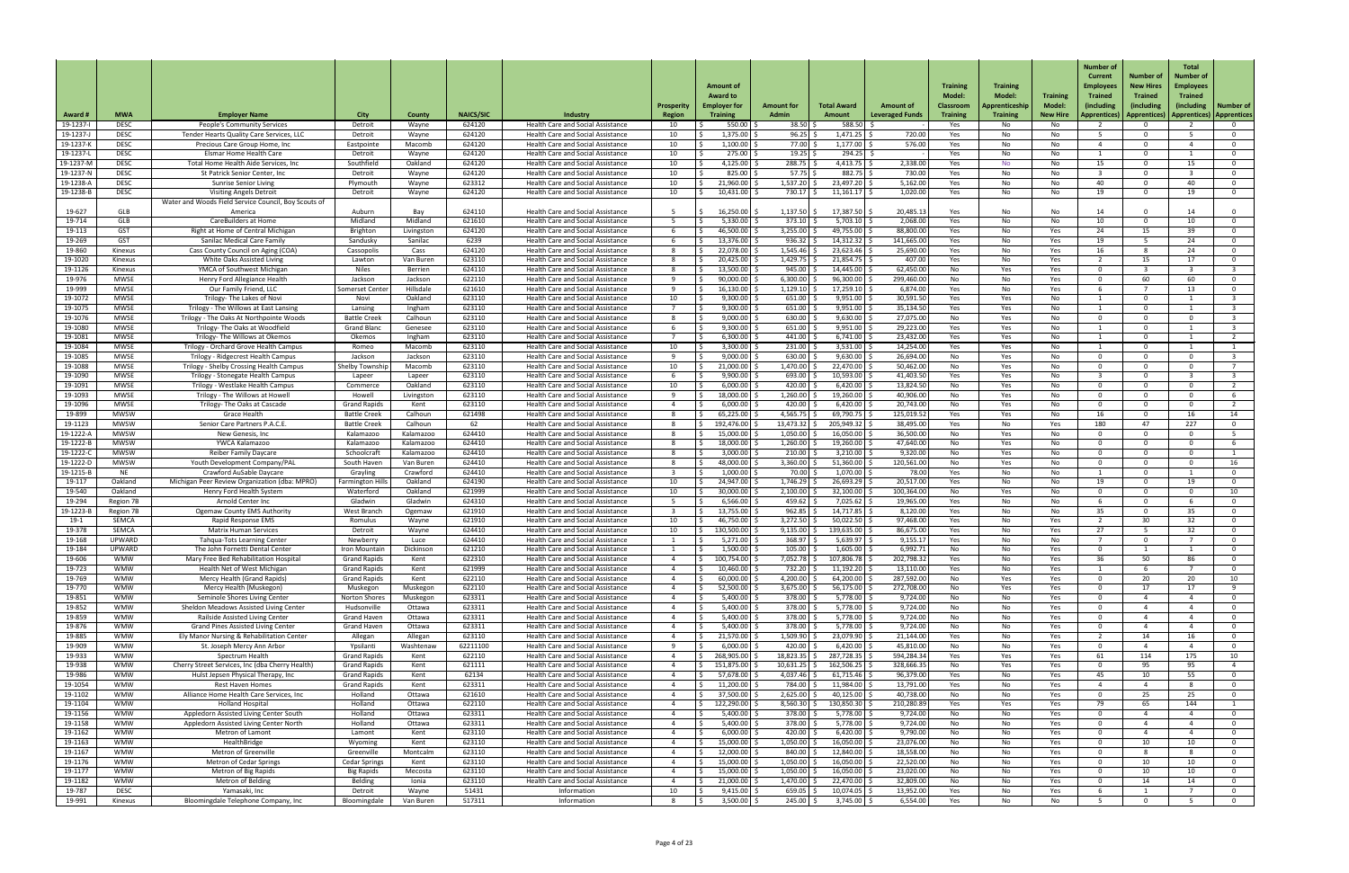| Award # | MWA | Employer Name | City | County | NAICS/SIC | Industry | Prosperity Region | Amount of Award to Employer for Training | Amount for Admin | Total Award Amount | Amount of Leveraged Funds | Training Model: Classroom Training | Training Model: Apprenticeship Training | Training Model: New Hire | Number of Current Employees Trained (including Apprentices) | Number of New Hires Trained (including Apprentices) | Total Number of Employees Trained (including Apprentices) | Number of Apprentices |
|---|---|---|---|---|---|---|---|---|---|---|---|---|---|---|---|---|---|---|
| 19-1237-I | DESC | People's Community Services | Detroit | Wayne | 624120 | Health Care and Social Assistance | 10 | $ 550.00 | $ 38.50 | $ 588.50 | $ - | Yes | No | No | 2 | 0 | 2 | 0 |
| 19-1237-J | DESC | Tender Hearts Quality Care Services, LLC | Detroit | Wayne | 624120 | Health Care and Social Assistance | 10 | $ 1,375.00 | $ 96.25 | $ 1,471.25 | $ 720.00 | Yes | No | No | 5 | 0 | 5 | 0 |
| 19-1237-K | DESC | Precious Care Group Home, Inc | Eastpointe | Macomb | 624120 | Health Care and Social Assistance | 10 | $ 1,100.00 | $ 77.00 | $ 1,177.00 | $ 576.00 | Yes | No | No | 4 | 0 | 4 | 0 |
| 19-1237-L | DESC | Elsmar Home Health Care | Detroit | Wayne | 624120 | Health Care and Social Assistance | 10 | $ 275.00 | $ 19.25 | $ 294.25 | $ - | Yes | No | No | 1 | 0 | 1 | 0 |
| 19-1237-M | DESC | Total Home Health Aide Services, Inc | Southfield | Oakland | 624120 | Health Care and Social Assistance | 10 | $ 4,125.00 | $ 288.75 | $ 4,413.75 | $ 2,338.00 | Yes | No | No | 15 | 0 | 15 | 0 |
| 19-1237-N | DESC | St Patrick Senior Center, Inc | Detroit | Wayne | 624120 | Health Care and Social Assistance | 10 | $ 825.00 | $ 57.75 | $ 882.75 | $ 730.00 | Yes | No | No | 3 | 0 | 3 | 0 |
| 19-1238-A | DESC | Sunrise Senior Living | Plymouth | Wayne | 623312 | Health Care and Social Assistance | 10 | $ 21,960.00 | $ 1,537.20 | $ 23,497.20 | $ 5,162.00 | Yes | No | No | 40 | 0 | 40 | 0 |
| 19-1238-B | DESC | Visiting Angels Detroit | Detroit | Wayne | 624120 | Health Care and Social Assistance | 10 | $ 10,431.00 | $ 730.17 | $ 11,161.17 | $ 1,020.00 | Yes | No | No | 19 | 0 | 19 | 0 |
| 19-627 | GLB | Water and Woods Field Service Council, Boy Scouts of America | Auburn | Bay | 624110 | Health Care and Social Assistance | 5 | $ 16,250.00 | $ 1,137.50 | $ 17,387.50 | $ 20,485.13 | Yes | No | No | 14 | 0 | 14 | 0 |
| 19-714 | GLB | CareBuilders at Home | Midland | Midland | 621610 | Health Care and Social Assistance | 5 | $ 5,330.00 | $ 373.10 | $ 5,703.10 | $ 2,068.00 | Yes | No | No | 10 | 0 | 10 | 0 |
| 19-113 | GST | Right at Home of Central Michigan | Brighton | Livingston | 624120 | Health Care and Social Assistance | 6 | $ 46,500.00 | $ 3,255.00 | $ 49,755.00 | $ 88,800.00 | Yes | No | Yes | 24 | 15 | 39 | 0 |
| 19-269 | GST | Sanilac Medical Care Family | Sandusky | Sanilac | 6239 | Health Care and Social Assistance | 6 | $ 13,376.00 | $ 936.32 | $ 14,312.32 | $ 141,665.00 | Yes | No | Yes | 19 | 5 | 24 | 0 |
| 19-860 | Kinexus | Cass County Council on Aging (COA) | Cassopolis | Cass | 624120 | Health Care and Social Assistance | 8 | $ 22,078.00 | $ 1,545.46 | $ 23,623.46 | $ 25,690.00 | Yes | No | Yes | 16 | 8 | 24 | 0 |
| 19-1020 | Kinexus | White Oaks Assisted Living | Lawton | Van Buren | 623110 | Health Care and Social Assistance | 8 | $ 20,425.00 | $ 1,429.75 | $ 21,854.75 | $ 407.00 | Yes | No | Yes | 2 | 15 | 17 | 0 |
| 19-1126 | Kinexus | YMCA of Southwest Michigan | Niles | Berrien | 624110 | Health Care and Social Assistance | 8 | $ 13,500.00 | $ 945.00 | $ 14,445.00 | $ 62,450.00 | No | Yes | Yes | 0 | 3 | 3 | 3 |
| 19-976 | MWSE | Henry Ford Allegiance Health | Jackson | Jackson | 622110 | Health Care and Social Assistance | 9 | $ 90,000.00 | $ 6,300.00 | $ 96,300.00 | $ 299,460.00 | No | No | Yes | 0 | 60 | 60 | 0 |
| 19-999 | MWSE | Our Family Friend, LLC | Somerset Center | Hillsdale | 621610 | Health Care and Social Assistance | 9 | $ 16,130.00 | $ 1,129.10 | $ 17,259.10 | $ 6,874.00 | Yes | No | Yes | 6 | 7 | 13 | 0 |
| 19-1072 | MWSE | Trilogy- The Lakes of Novi | Novi | Oakland | 623110 | Health Care and Social Assistance | 10 | $ 9,300.00 | $ 651.00 | $ 9,951.00 | $ 30,591.50 | Yes | Yes | No | 1 | 0 | 1 | 3 |
| 19-1075 | MWSE | Trilogy - The Willows at East Lansing | Lansing | Ingham | 623110 | Health Care and Social Assistance | 7 | $ 9,300.00 | $ 651.00 | $ 9,951.00 | $ 35,134.50 | Yes | Yes | No | 1 | 0 | 1 | 3 |
| 19-1076 | MWSE | Trilogy - The Oaks At Northpointe Woods | Battle Creek | Calhoun | 623110 | Health Care and Social Assistance | 8 | $ 9,000.00 | $ 630.00 | $ 9,630.00 | $ 27,075.00 | No | Yes | No | 0 | 0 | 0 | 3 |
| 19-1080 | MWSE | Trilogy- The Oaks at Woodfield | Grand Blanc | Genesee | 623110 | Health Care and Social Assistance | 6 | $ 9,300.00 | $ 651.00 | $ 9,951.00 | $ 29,223.00 | Yes | Yes | No | 1 | 0 | 1 | 3 |
| 19-1081 | MWSE | Trilogy- The Willows at Okemos | Okemos | Ingham | 623110 | Health Care and Social Assistance | 7 | $ 6,300.00 | $ 441.00 | $ 6,741.00 | $ 23,432.00 | Yes | Yes | No | 1 | 0 | 1 | 2 |
| 19-1084 | MWSE | Trilogy - Orchard Grove Health Campus | Romeo | Macomb | 623110 | Health Care and Social Assistance | 10 | $ 3,300.00 | $ 231.00 | $ 3,531.00 | $ 14,254.00 | Yes | Yes | No | 1 | 0 | 1 | 1 |
| 19-1085 | MWSE | Trilogy - Ridgecrest Health Campus | Jackson | Jackson | 623110 | Health Care and Social Assistance | 9 | $ 9,000.00 | $ 630.00 | $ 9,630.00 | $ 26,694.00 | No | Yes | No | 0 | 0 | 0 | 3 |
| 19-1088 | MWSE | Trilogy - Shelby Crossing Health Campus | Shelby Township | Macomb | 623110 | Health Care and Social Assistance | 10 | $ 21,000.00 | $ 1,470.00 | $ 22,470.00 | $ 50,462.00 | No | Yes | No | 0 | 0 | 0 | 7 |
| 19-1090 | MWSE | Trilogy - Stonegate Health Campus | Lapeer | Lapeer | 623110 | Health Care and Social Assistance | 6 | $ 9,900.00 | $ 693.00 | $ 10,593.00 | $ 41,403.50 | Yes | Yes | No | 3 | 0 | 3 | 3 |
| 19-1091 | MWSE | Trilogy - Westlake Health Campus | Commerce | Oakland | 623110 | Health Care and Social Assistance | 10 | $ 6,000.00 | $ 420.00 | $ 6,420.00 | $ 13,824.50 | No | Yes | No | 0 | 0 | 0 | 2 |
| 19-1093 | MWSE | Trilogy - The Willows at Howell | Howell | Livingston | 623110 | Health Care and Social Assistance | 9 | $ 18,000.00 | $ 1,260.00 | $ 19,260.00 | $ 40,906.00 | No | Yes | No | 0 | 0 | 0 | 6 |
| 19-1096 | MWSE | Trilogy- The Oaks at Cascade | Grand Rapids | Kent | 623110 | Health Care and Social Assistance | 4 | $ 6,000.00 | $ 420.00 | $ 6,420.00 | $ 20,743.00 | No | Yes | No | 0 | 0 | 0 | 2 |
| 19-899 | MWSW | Grace Health | Battle Creek | Calhoun | 621498 | Health Care and Social Assistance | 8 | $ 65,225.00 | $ 4,565.75 | $ 69,790.75 | $ 125,019.52 | Yes | Yes | No | 16 | 0 | 16 | 14 |
| 19-1123 | MWSW | Senior Care Partners P.A.C.E. | Battle Creek | Calhoun | 62 | Health Care and Social Assistance | 8 | $ 192,476.00 | $ 13,473.32 | $ 205,949.32 | $ 38,495.00 | Yes | No | Yes | 180 | 47 | 227 | 0 |
| 19-1222-A | MWSW | New Genesis, Inc | Kalamazoo | Kalamazoo | 624410 | Health Care and Social Assistance | 8 | $ 15,000.00 | $ 1,050.00 | $ 16,050.00 | $ 36,500.00 | No | Yes | No | 0 | 0 | 0 | 5 |
| 19-1222-B | MWSW | YWCA Kalamazoo | Kalamazoo | Kalamazoo | 624410 | Health Care and Social Assistance | 8 | $ 18,000.00 | $ 1,260.00 | $ 19,260.00 | $ 47,640.00 | No | Yes | No | 0 | 0 | 0 | 6 |
| 19-1222-C | MWSW | Reiber Family Daycare | Schoolcraft | Kalamazoo | 624410 | Health Care and Social Assistance | 8 | $ 3,000.00 | $ 210.00 | $ 3,210.00 | $ 9,320.00 | No | Yes | No | 0 | 0 | 0 | 1 |
| 19-1222-D | MWSW | Youth Development Company/PAL | South Haven | Van Buren | 624410 | Health Care and Social Assistance | 8 | $ 48,000.00 | $ 3,360.00 | $ 51,360.00 | $ 120,561.00 | No | Yes | No | 0 | 0 | 0 | 16 |
| 19-1215-B | NE | Crawford AuSable Daycare | Grayling | Crawford | 624410 | Health Care and Social Assistance | 3 | $ 1,000.00 | $ 70.00 | $ 1,070.00 | $ 78.00 | Yes | No | No | 1 | 0 | 1 | 0 |
| 19-117 | Oakland | Michigan Peer Review Organization (dba: MPRO) | Farmington Hills | Oakland | 624190 | Health Care and Social Assistance | 10 | $ 24,947.00 | $ 1,746.29 | $ 26,693.29 | $ 20,517.00 | Yes | No | No | 19 | 0 | 19 | 0 |
| 19-540 | Oakland | Henry Ford Health System | Waterford | Oakland | 621999 | Health Care and Social Assistance | 10 | $ 30,000.00 | $ 2,100.00 | $ 32,100.00 | $ 100,364.00 | No | Yes | No | 0 | 0 | 0 | 10 |
| 19-294 | Region 7B | Arnold Center Inc | Gladwin | Gladwin | 624310 | Health Care and Social Assistance | 5 | $ 6,566.00 | $ 459.62 | $ 7,025.62 | $ 19,965.00 | Yes | No | No | 6 | 0 | 6 | 0 |
| 19-1223-B | Region 7B | Ogemaw County EMS Authority | West Branch | Ogemaw | 621910 | Health Care and Social Assistance | 3 | $ 13,755.00 | $ 962.85 | $ 14,717.85 | $ 8,120.00 | Yes | No | No | 35 | 0 | 35 | 0 |
| 19-1 | SEMCA | Rapid Response EMS | Romulus | Wayne | 621910 | Health Care and Social Assistance | 10 | $ 46,750.00 | $ 3,272.50 | $ 50,022.50 | $ 97,468.00 | Yes | No | Yes | 2 | 30 | 32 | 0 |
| 19-378 | SEMCA | Matrix Human Services | Detroit | Wayne | 624410 | Health Care and Social Assistance | 10 | $ 130,500.00 | $ 9,135.00 | $ 139,635.00 | $ 86,675.00 | Yes | No | Yes | 27 | 5 | 32 | 0 |
| 19-168 | UPWARD | Tahqua-Tots Learning Center | Newberry | Luce | 624410 | Health Care and Social Assistance | 1 | $ 5,271.00 | $ 368.97 | $ 5,639.97 | $ 9,155.17 | Yes | No | No | 7 | 0 | 7 | 0 |
| 19-184 | UPWARD | The John Fornetti Dental Center | Iron Mountain | Dickinson | 621210 | Health Care and Social Assistance | 1 | $ 1,500.00 | $ 105.00 | $ 1,605.00 | $ 6,992.71 | No | No | Yes | 0 | 1 | 1 | 0 |
| 19-606 | WMW | Mary Free Bed Rehabilitation Hospital | Grand Rapids | Kent | 622310 | Health Care and Social Assistance | 4 | $ 100,754.00 | $ 7,052.78 | $ 107,806.78 | $ 202,798.32 | Yes | No | Yes | 36 | 50 | 86 | 0 |
| 19-723 | WMW | Health Net of West Michigan | Grand Rapids | Kent | 621999 | Health Care and Social Assistance | 4 | $ 10,460.00 | $ 732.20 | $ 11,192.20 | $ 13,110.00 | Yes | No | Yes | 1 | 6 | 7 | 0 |
| 19-769 | WMW | Mercy Health (Grand Rapids) | Grand Rapids | Kent | 622110 | Health Care and Social Assistance | 4 | $ 60,000.00 | $ 4,200.00 | $ 64,200.00 | $ 287,592.00 | No | Yes | Yes | 0 | 20 | 20 | 10 |
| 19-770 | WMW | Mercy Health (Muskegon) | Muskegon | Muskegon | 622110 | Health Care and Social Assistance | 4 | $ 52,500.00 | $ 3,675.00 | $ 56,175.00 | $ 272,708.00 | No | Yes | Yes | 0 | 17 | 17 | 9 |
| 19-851 | WMW | Seminole Shores Living Center | Norton Shores | Muskegon | 623311 | Health Care and Social Assistance | 4 | $ 5,400.00 | $ 378.00 | $ 5,778.00 | $ 9,724.00 | No | No | Yes | 0 | 4 | 4 | 0 |
| 19-852 | WMW | Sheldon Meadows Assisted Living Center | Hudsonville | Ottawa | 623311 | Health Care and Social Assistance | 4 | $ 5,400.00 | $ 378.00 | $ 5,778.00 | $ 9,724.00 | No | No | Yes | 0 | 4 | 4 | 0 |
| 19-859 | WMW | Railside Assisted Living Center | Grand Haven | Ottawa | 623311 | Health Care and Social Assistance | 4 | $ 5,400.00 | $ 378.00 | $ 5,778.00 | $ 9,724.00 | No | No | Yes | 0 | 4 | 4 | 0 |
| 19-876 | WMW | Grand Pines Assisted Living Center | Grand Haven | Ottawa | 623311 | Health Care and Social Assistance | 4 | $ 5,400.00 | $ 378.00 | $ 5,778.00 | $ 9,724.00 | No | No | Yes | 0 | 4 | 4 | 0 |
| 19-885 | WMW | Ely Manor Nursing & Rehabilitation Center | Allegan | Allegan | 623110 | Health Care and Social Assistance | 4 | $ 21,570.00 | $ 1,509.90 | $ 23,079.90 | $ 21,144.00 | Yes | No | Yes | 2 | 14 | 16 | 0 |
| 19-909 | WMW | St. Joseph Mercy Ann Arbor | Ypsilanti | Washtenaw | 62211100 | Health Care and Social Assistance | 9 | $ 6,000.00 | $ 420.00 | $ 6,420.00 | $ 45,810.00 | No | No | Yes | 0 | 4 | 4 | 0 |
| 19-933 | WMW | Spectrum Health | Grand Rapids | Kent | 622110 | Health Care and Social Assistance | 4 | $ 268,905.00 | $ 18,823.35 | $ 287,728.35 | $ 594,284.34 | Yes | Yes | Yes | 61 | 114 | 175 | 10 |
| 19-938 | WMW | Cherry Street Services, Inc (dba Cherry Health) | Grand Rapids | Kent | 621111 | Health Care and Social Assistance | 4 | $ 151,875.00 | $ 10,631.25 | $ 162,506.25 | $ 328,666.35 | No | Yes | Yes | 0 | 95 | 95 | 4 |
| 19-986 | WMW | Hulst Jepsen Physical Therapy, Inc | Grand Rapids | Kent | 62134 | Health Care and Social Assistance | 4 | $ 57,678.00 | $ 4,037.46 | $ 61,715.46 | $ 96,379.00 | Yes | No | Yes | 45 | 10 | 55 | 0 |
| 19-1054 | WMW | Rest Haven Homes | Grand Rapids | Kent | 623311 | Health Care and Social Assistance | 4 | $ 11,200.00 | $ 784.00 | $ 11,984.00 | $ 13,791.00 | Yes | No | Yes | 4 | 4 | 8 | 0 |
| 19-1102 | WMW | Alliance Home Health Care Services, Inc | Holland | Ottawa | 621610 | Health Care and Social Assistance | 4 | $ 37,500.00 | $ 2,625.00 | $ 40,125.00 | $ 40,738.00 | No | No | Yes | 0 | 25 | 25 | 0 |
| 19-1104 | WMW | Holland Hospital | Holland | Ottawa | 622110 | Health Care and Social Assistance | 4 | $ 122,290.00 | $ 8,560.30 | $ 130,850.30 | $ 210,280.89 | Yes | Yes | Yes | 79 | 65 | 144 | 1 |
| 19-1156 | WMW | Appledorn Assisted Living Center South | Holland | Ottawa | 623311 | Health Care and Social Assistance | 4 | $ 5,400.00 | $ 378.00 | $ 5,778.00 | $ 9,724.00 | No | No | Yes | 0 | 4 | 4 | 0 |
| 19-1158 | WMW | Appledorn Assisted Living Center North | Holland | Ottawa | 623311 | Health Care and Social Assistance | 4 | $ 5,400.00 | $ 378.00 | $ 5,778.00 | $ 9,724.00 | No | No | Yes | 0 | 4 | 4 | 0 |
| 19-1162 | WMW | Metron of Lamont | Lamont | Kent | 623110 | Health Care and Social Assistance | 4 | $ 6,000.00 | $ 420.00 | $ 6,420.00 | $ 9,790.00 | No | No | Yes | 0 | 4 | 4 | 0 |
| 19-1163 | WMW | HealthBridge | Wyoming | Kent | 623110 | Health Care and Social Assistance | 4 | $ 15,000.00 | $ 1,050.00 | $ 16,050.00 | $ 23,076.00 | No | No | Yes | 0 | 10 | 10 | 0 |
| 19-1167 | WMW | Metron of Greenville | Greenville | Montcalm | 623110 | Health Care and Social Assistance | 4 | $ 12,000.00 | $ 840.00 | $ 12,840.00 | $ 18,558.00 | No | No | Yes | 0 | 8 | 8 | 0 |
| 19-1176 | WMW | Metron of Cedar Springs | Cedar Springs | Kent | 623110 | Health Care and Social Assistance | 4 | $ 15,000.00 | $ 1,050.00 | $ 16,050.00 | $ 22,520.00 | No | No | Yes | 0 | 10 | 10 | 0 |
| 19-1177 | WMW | Metron of Big Rapids | Big Rapids | Mecosta | 623110 | Health Care and Social Assistance | 4 | $ 15,000.00 | $ 1,050.00 | $ 16,050.00 | $ 23,020.00 | No | No | Yes | 0 | 10 | 10 | 0 |
| 19-1182 | WMW | Metron of Belding | Belding | Ionia | 623110 | Health Care and Social Assistance | 4 | $ 21,000.00 | $ 1,470.00 | $ 22,470.00 | $ 32,809.00 | No | No | Yes | 0 | 14 | 14 | 0 |
| 19-787 | DESC | Yamasaki, Inc | Detroit | Wayne | 51431 | Information | 10 | $ 9,415.00 | $ 659.05 | $ 10,074.05 | $ 13,952.00 | Yes | No | Yes | 6 | 1 | 7 | 0 |
| 19-991 | Kinexus | Bloomingdale Telephone Company, Inc | Bloomingdale | Van Buren | 517311 | Information | 8 | $ 3,500.00 | $ 245.00 | $ 3,745.00 | $ 6,554.00 | Yes | No | No | 5 | 0 | 5 | 0 |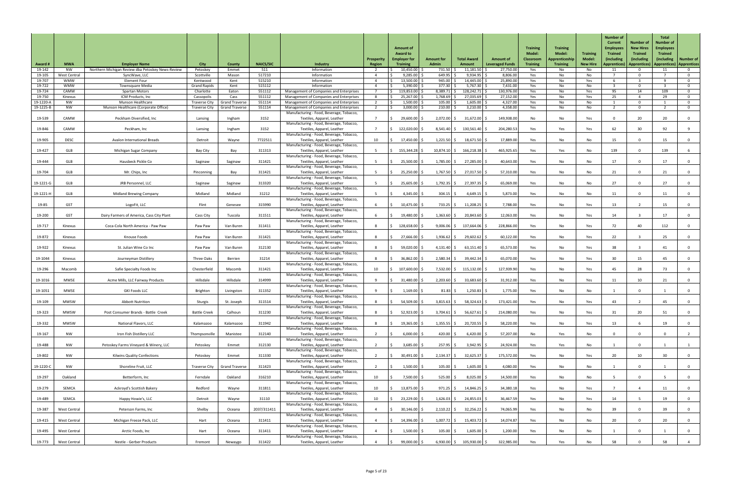| Award # | MWA | Employer Name | City | County | NAICS/SIC | Industry | Prosperity Region | Amount of Award to Employer for Training | Amount for Admin | Total Award Amount | Amount of Leveraged Funds | Training Model: Classroom Training | Training Model: Apprenticeship Training | Training Model: New Hire | Number of Current Employees Trained (including Apprentices) | Number of New Hires Trained (including Apprentices) | Total Number of Employees Trained (including Apprentices) | Number of Apprentices |
|---|---|---|---|---|---|---|---|---|---|---|---|---|---|---|---|---|---|---|
| 19-142 | NW | Northern Michigan Review dba Petoskey News-Review | Petoskey | Emmet | 511 | Information | 2 | $ 10,450.00 | $ 731.50 | $ 11,181.50 | $ 27,750.00 | Yes | No | No | 11 | 0 | 11 | 0 |
| 19-105 | West Central | SyncWave, LLC | Scottville | Mason | 517210 | Information | 4 | $ 9,285.00 | $ 649.95 | $ 9,934.95 | $ 8,806.00 | Yes | No | No | 7 | 0 | 7 | 0 |
| 19-707 | WMW | Element Four | Kentwood | Kent | 515210 | Information | 4 | $ 13,500.00 | $ 945.00 | $ 14,445.00 | $ 25,890.00 | Yes | No | Yes | 6 | 3 | 9 | 0 |
| 19-722 | WMW | Townsquare Media | Grand Rapids | Kent | 515112 | Information | 4 | $ 5,390.00 | $ 377.30 | $ 5,767.30 | $ 7,431.00 | Yes | No | No | 3 | 0 | 3 | 0 |
| 19-724 | CAMW | Spartan Motors | Charlotte | Eaton | 551112 | Management of Companies and Enterprises | 7 | $ 119,853.00 | $ 8,389.71 | $ 128,242.71 | $ 130,976.00 | Yes | No | Yes | 95 | 14 | 109 | 0 |
| 19-750 | Kinexus | ICM Products, Inc | Cassopolis | Cass | 551112 | Management of Companies and Enterprises | 8 | $ 25,267.00 | $ 1,768.69 | $ 27,035.69 | $ 27,152.00 | Yes | No | Yes | 25 | 4 | 29 | 0 |
| 19-1220-A | NW | Munson Healthcare | Traverse City | Grand Traverse | 551114 | Management of Companies and Enterprises | 2 | $ 1,500.00 | $ 105.00 | $ 1,605.00 | $ 4,327.00 | Yes | No | No | 1 | 0 | 1 | 0 |
| 19-1225-B | NW | Munson Healthcare (Corporate Office) | Traverse City | Grand Traverse | 551114 | Management of Companies and Enterprises | 2 | $ 3,000.00 | $ 210.00 | $ 3,210.00 | $ 4,358.00 | Yes | No | No | 2 | 0 | 2 | 0 |
| 19-539 | CAMW | Peckham Diversified, Inc | Lansing | Ingham | 3152 | Manufacturing - Food, Beverage, Tobacco, Textiles, Apparel, Leather | 7 | $ 29,600.00 | $ 2,072.00 | $ 31,672.00 | $ 149,938.00 | No | No | Yes | 0 | 20 | 20 | 0 |
| 19-846 | CAMW | Peckham, Inc | Lansing | Ingham | 3152 | Manufacturing - Food, Beverage, Tobacco, Textiles, Apparel, Leather | 7 | $ 122,020.00 | $ 8,541.40 | $ 130,561.40 | $ 204,280.53 | Yes | Yes | Yes | 62 | 30 | 92 | 9 |
| 19-905 | DESC | Avalon International Breads | Detroit | Wayne | 7722511 | Manufacturing - Food, Beverage, Tobacco, Textiles, Apparel, Leather | 10 | $ 17,450.00 | $ 1,221.50 | $ 18,671.50 | $ 17,889.00 | Yes | No | No | 15 | 0 | 15 | 0 |
| 19-427 | GLB | Michigan Sugar Company | Bay City | Bay | 311313 | Manufacturing - Food, Beverage, Tobacco, Textiles, Apparel, Leather | 5 | $ 155,344.28 | $ 10,874.10 | $ 166,218.38 | $ 465,925.65 | Yes | Yes | No | 139 | 0 | 139 | 6 |
| 19-444 | GLB | Hausbeck Pickle Co | Saginaw | Saginaw | 311421 | Manufacturing - Food, Beverage, Tobacco, Textiles, Apparel, Leather | 5 | $ 25,500.00 | $ 1,785.00 | $ 27,285.00 | $ 40,643.00 | Yes | No | No | 17 | 0 | 17 | 0 |
| 19-704 | GLB | Mr. Chips, Inc | Pinconning | Bay | 311421 | Manufacturing - Food, Beverage, Tobacco, Textiles, Apparel, Leather | 5 | $ 25,250.00 | $ 1,767.50 | $ 27,017.50 | $ 57,310.00 | Yes | No | No | 21 | 0 | 21 | 0 |
| 19-1221-G | GLB | JRB Personnel, LLC | Saginaw | Saginaw | 313320 | Manufacturing - Food, Beverage, Tobacco, Textiles, Apparel, Leather | 5 | $ 25,605.00 | $ 1,792.35 | $ 27,397.35 | $ 65,069.00 | Yes | No | No | 27 | 0 | 27 | 0 |
| 19-1221-H | GLB | Midland Brewing Company | Midland | Midland | 31212 | Manufacturing - Food, Beverage, Tobacco, Textiles, Apparel, Leather | 5 | $ 4,345.00 | $ 304.15 | $ 4,649.15 | $ 5,873.00 | Yes | No | No | 11 | 0 | 11 | 0 |
| 19-85 | GST | LogoFit, LLC | Flint | Genesee | 315990 | Manufacturing - Food, Beverage, Tobacco, Textiles, Apparel, Leather | 6 | $ 10,475.00 | $ 733.25 | $ 11,208.25 | $ 7,788.00 | Yes | No | Yes | 13 | 2 | 15 | 0 |
| 19-200 | GST | Dairy Farmers of America, Cass City Plant | Cass City | Tuscola | 311511 | Manufacturing - Food, Beverage, Tobacco, Textiles, Apparel, Leather | 6 | $ 19,480.00 | $ 1,363.60 | $ 20,843.60 | $ 12,063.00 | Yes | No | Yes | 14 | 3 | 17 | 0 |
| 19-717 | Kinexus | Coca-Cola North America - Paw Paw | Paw Paw | Van Buren | 311411 | Manufacturing - Food, Beverage, Tobacco, Textiles, Apparel, Leather | 8 | $ 128,658.00 | $ 9,006.06 | $ 137,664.06 | $ 228,866.00 | Yes | No | Yes | 72 | 40 | 112 | 0 |
| 19-872 | Kinexus | Knouse Foods | Paw Paw | Van Buren | 311421 | Manufacturing - Food, Beverage, Tobacco, Textiles, Apparel, Leather | 8 | $ 27,666.00 | $ 1,936.62 | $ 29,602.62 | $ 60,122.00 | Yes | No | Yes | 22 | 3 | 25 | 0 |
| 19-922 | Kinexus | St. Julian Wine Co Inc | Paw Paw | Van Buren | 312130 | Manufacturing - Food, Beverage, Tobacco, Textiles, Apparel, Leather | 8 | $ 59,020.00 | $ 4,131.40 | $ 63,151.40 | $ 65,573.00 | Yes | No | Yes | 38 | 3 | 41 | 0 |
| 19-1044 | Kinexus | Journeyman Distillery | Three Oaks | Berrien | 31214 | Manufacturing - Food, Beverage, Tobacco, Textiles, Apparel, Leather | 8 | $ 36,862.00 | $ 2,580.34 | $ 39,442.34 | $ 65,070.00 | Yes | No | Yes | 30 | 15 | 45 | 0 |
| 19-296 | Macomb | Safie Specialty Foods Inc | Chesterfield | Macomb | 311421 | Manufacturing - Food, Beverage, Tobacco, Textiles, Apparel, Leather | 10 | $ 107,600.00 | $ 7,532.00 | $ 115,132.00 | $ 127,939.90 | Yes | No | Yes | 45 | 28 | 73 | 0 |
| 19-1016 | MWSE | Acme Mills, LLC Fairway Products | Hillsdale | Hillsdale | 314999 | Manufacturing - Food, Beverage, Tobacco, Textiles, Apparel, Leather | 9 | $ 31,480.00 | $ 2,203.60 | $ 33,683.60 | $ 31,912.00 | Yes | No | Yes | 11 | 10 | 21 | 0 |
| 19-1051 | MWSE | GKI Foods LLC | Brighton | Livingston | 311352 | Manufacturing - Food, Beverage, Tobacco, Textiles, Apparel, Leather | 9 | $ 1,169.00 | $ 81.83 | $ 1,250.83 | $ 1,775.00 | Yes | No | No | 1 | 0 | 1 | 0 |
| 19-109 | MWSW | Abbott Nutrition | Sturgis | St. Joseph | 311514 | Manufacturing - Food, Beverage, Tobacco, Textiles, Apparel, Leather | 8 | $ 54,509.00 | $ 3,815.63 | $ 58,324.63 | $ 173,421.00 | Yes | No | Yes | 43 | 2 | 45 | 0 |
| 19-323 | MWSW | Post Consumer Brands - Battle Creek | Battle Creek | Calhoun | 311230 | Manufacturing - Food, Beverage, Tobacco, Textiles, Apparel, Leather | 8 | $ 52,923.00 | $ 3,704.61 | $ 56,627.61 | $ 214,080.00 | Yes | No | Yes | 31 | 20 | 51 | 0 |
| 19-332 | MWSW | National Flavors, LLC | Kalamazoo | Kalamazoo | 311942 | Manufacturing - Food, Beverage, Tobacco, Textiles, Apparel, Leather | 8 | $ 19,365.00 | $ 1,355.55 | $ 20,720.55 | $ 58,220.00 | Yes | No | Yes | 13 | 6 | 19 | 0 |
| 19-167 | NW | Iron Fish Distillery LLC | Thompsonville | Manistee | 312140 | Manufacturing - Food, Beverage, Tobacco, Textiles, Apparel, Leather | 2 | $ 6,000.00 | $ 420.00 | $ 6,420.00 | $ 57,207.00 | No | Yes | No | 0 | 0 | 0 | 2 |
| 19-488 | NW | Petoskey Farms Vineyard & Winery, LLC | Petoskey | Emmet | 312130 | Manufacturing - Food, Beverage, Tobacco, Textiles, Apparel, Leather | 2 | $ 3,685.00 | $ 257.95 | $ 3,942.95 | $ 24,924.00 | Yes | Yes | No | 1 | 0 | 1 | 1 |
| 19-802 | NW | Kilwins Quality Confections | Petoskey | Emmet | 311330 | Manufacturing - Food, Beverage, Tobacco, Textiles, Apparel, Leather | 2 | $ 30,491.00 | $ 2,134.37 | $ 32,625.37 | $ 175,572.00 | Yes | No | Yes | 20 | 10 | 30 | 0 |
| 19-1220-C | NW | Shoreline Fruit, LLC | Traverse City | Grand Traverse | 311423 | Manufacturing - Food, Beverage, Tobacco, Textiles, Apparel, Leather | 2 | $ 1,500.00 | $ 105.00 | $ 1,605.00 | $ 4,080.00 | Yes | No | No | 1 | 0 | 1 | 0 |
| 19-297 | Oakland | Betterform, Inc | Ferndale | Oakland | 316210 | Manufacturing - Food, Beverage, Tobacco, Textiles, Apparel, Leather | 10 | $ 7,500.00 | $ 525.00 | $ 8,025.00 | $ 14,500.00 | Yes | No | No | 5 | 0 | 5 | 0 |
| 19-279 | SEMCA | Ackroyd's Scottish Bakery | Redford | Wayne | 311811 | Manufacturing - Food, Beverage, Tobacco, Textiles, Apparel, Leather | 10 | $ 13,875.00 | $ 971.25 | $ 14,846.25 | $ 34,380.18 | Yes | No | Yes | 7 | 4 | 11 | 0 |
| 19-489 | SEMCA | Happy Howie's, LLC | Detroit | Wayne | 31110 | Manufacturing - Food, Beverage, Tobacco, Textiles, Apparel, Leather | 10 | $ 23,229.00 | $ 1,626.03 | $ 24,855.03 | $ 36,467.59 | Yes | No | Yes | 14 | 5 | 19 | 0 |
| 19-387 | West Central | Peterson Farms, Inc | Shelby | Oceana | 2037/311411 | Manufacturing - Food, Beverage, Tobacco, Textiles, Apparel, Leather | 4 | $ 30,146.00 | $ 2,110.22 | $ 32,256.22 | $ 74,065.99 | Yes | No | No | 39 | 0 | 39 | 0 |
| 19-415 | West Central | Michigan Freeze Pack, LLC | Hart | Oceana | 311411 | Manufacturing - Food, Beverage, Tobacco, Textiles, Apparel, Leather | 4 | $ 14,396.00 | $ 1,007.72 | $ 15,403.72 | $ 14,074.87 | Yes | No | No | 20 | 0 | 20 | 0 |
| 19-495 | West Central | Arctic Foods, Inc | Hart | Oceana | 311411 | Manufacturing - Food, Beverage, Tobacco, Textiles, Apparel, Leather | 4 | $ 1,500.00 | $ 105.00 | $ 1,605.00 | $ 1,200.00 | Yes | No | No | 1 | 0 | 1 | 0 |
| 19-773 | West Central | Nestle - Gerber Products | Fremont | Newaygo | 311422 | Manufacturing - Food, Beverage, Tobacco, Textiles, Apparel, Leather | 4 | $ 99,000.00 | $ 6,930.00 | $ 105,930.00 | $ 322,985.00 | Yes | Yes | No | 58 | 0 | 58 | 4 |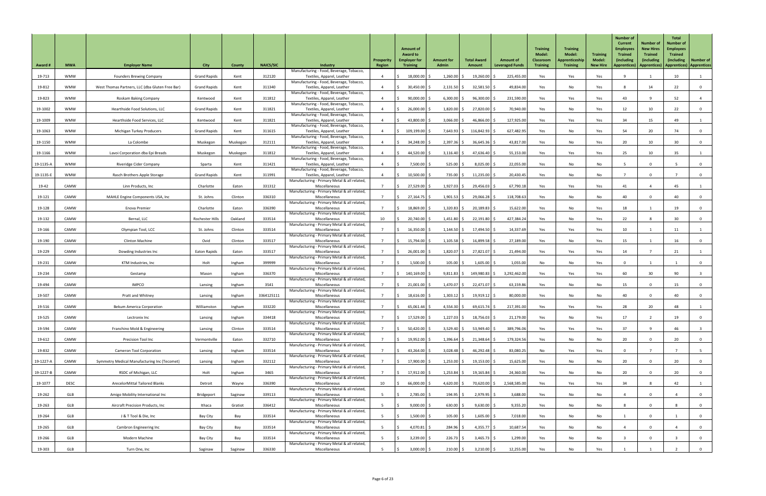| Award # | MWA | Employer Name | City | County | NAICS/SIC | Industry | Prosperity Region | Amount of Award to Employer for Training | Amount for Admin | Total Award Amount | Amount of Leveraged Funds | Training Model: Classroom Training | Training Model: Apprenticeship Training | Training Model: New Hire | Number of Current Employees Trained (including Apprentices) | Number of New Hires Trained (including Apprentices) | Total Number of Employees Trained (including Apprentices) | Number of Apprentices |
|---|---|---|---|---|---|---|---|---|---|---|---|---|---|---|---|---|---|---|
| 19-713 | WMW | Founders Brewing Company | Grand Rapids | Kent | 312120 | Manufacturing - Food, Beverage, Tobacco, Textiles, Apparel, Leather | 4 | $ 18,000.00 | $ 1,260.00 | $ 19,260.00 | $ 225,455.00 | Yes | Yes | Yes | 9 | 1 | 10 | 1 |
| 19-812 | WMW | West Thomas Partners, LLC (dba Gluten Free Bar) | Grand Rapids | Kent | 311340 | Manufacturing - Food, Beverage, Tobacco, Textiles, Apparel, Leather | 4 | $ 30,450.00 | $ 2,131.50 | $ 32,581.50 | $ 49,834.00 | Yes | No | Yes | 8 | 14 | 22 | 0 |
| 19-823 | WMW | Roskam Baking Company | Kentwood | Kent | 311812 | Manufacturing - Food, Beverage, Tobacco, Textiles, Apparel, Leather | 4 | $ 90,000.00 | $ 6,300.00 | $ 96,300.00 | $ 231,590.00 | Yes | Yes | Yes | 43 | 9 | 52 | 4 |
| 19-1002 | WMW | Hearthside Food Solutions, LLC | Grand Rapids | Kent | 311821 | Manufacturing - Food, Beverage, Tobacco, Textiles, Apparel, Leather | 4 | $ 26,000.00 | $ 1,820.00 | $ 27,820.00 | $ 70,940.00 | Yes | No | Yes | 12 | 10 | 22 | 0 |
| 19-1009 | WMW | Hearthside Food Services, LLC | Kentwood | Kent | 311821 | Manufacturing - Food, Beverage, Tobacco, Textiles, Apparel, Leather | 4 | $ 43,800.00 | $ 3,066.00 | $ 46,866.00 | $ 127,925.00 | Yes | Yes | Yes | 34 | 15 | 49 | 1 |
| 19-1063 | WMW | Michigan Turkey Producers | Grand Rapids | Kent | 311615 | Manufacturing - Food, Beverage, Tobacco, Textiles, Apparel, Leather | 4 | $ 109,199.00 | $ 7,643.93 | $ 116,842.93 | $ 627,482.95 | Yes | No | Yes | 54 | 20 | 74 | 0 |
| 19-1150 | WMW | La Colombe | Muskegon | Muskegon | 312111 | Manufacturing - Food, Beverage, Tobacco, Textiles, Apparel, Leather | 4 | $ 34,248.00 | $ 2,397.36 | $ 36,645.36 | $ 43,817.00 | Yes | No | Yes | 20 | 10 | 30 | 0 |
| 19-1166 | WMW | Lavoi Corporation dba Epi Breads | Muskegon | Muskegon | 311812 | Manufacturing - Food, Beverage, Tobacco, Textiles, Apparel, Leather | 4 | $ 44,520.00 | $ 3,116.40 | $ 47,636.40 | $ 55,153.00 | Yes | Yes | Yes | 25 | 10 | 35 | 1 |
| 19-1135-A | WMW | Riveridge Cider Company | Sparta | Kent | 311421 | Manufacturing - Food, Beverage, Tobacco, Textiles, Apparel, Leather | 4 | $ 7,500.00 | $ 525.00 | $ 8,025.00 | $ 22,055.00 | Yes | No | No | 5 | 0 | 5 | 0 |
| 19-1135-E | WMW | Rasch Brothers Apple Storage | Grand Rapids | Kent | 311991 | Manufacturing - Food, Beverage, Tobacco, Textiles, Apparel, Leather | 4 | $ 10,500.00 | $ 735.00 | $ 11,235.00 | $ 20,430.45 | Yes | No | No | 7 | 0 | 7 | 0 |
| 19-42 | CAMW | Linn Products, Inc | Charlotte | Eaton | 331312 | Manufacturing - Primary Metal & all related, Miscellaneous | 7 | $ 27,529.00 | $ 1,927.03 | $ 29,456.03 | $ 67,790.18 | Yes | Yes | Yes | 41 | 4 | 45 | 1 |
| 19-121 | CAMW | MAHLE Engine Components USA, Inc | St. Johns | Clinton | 336310 | Manufacturing - Primary Metal & all related, Miscellaneous | 7 | $ 27,164.75 | $ 1,901.53 | $ 29,066.28 | $ 118,708.63 | Yes | No | No | 40 | 0 | 40 | 0 |
| 19-128 | CAMW | Enova Premier | Charlotte | Eaton | 336390 | Manufacturing - Primary Metal & all related, Miscellaneous | 7 | $ 18,869.00 | $ 1,320.83 | $ 20,189.83 | $ 15,622.00 | Yes | No | Yes | 18 | 1 | 19 | 0 |
| 19-132 | CAMW | Bernal, LLC | Rochester Hills | Oakland | 333514 | Manufacturing - Primary Metal & all related, Miscellaneous | 10 | $ 20,740.00 | $ 1,451.80 | $ 22,191.80 | $ 427,384.24 | Yes | No | Yes | 22 | 8 | 30 | 0 |
| 19-166 | CAMW | Olympian Tool, LCC | St. Johns | Clinton | 333514 | Manufacturing - Primary Metal & all related, Miscellaneous | 7 | $ 16,350.00 | $ 1,144.50 | $ 17,494.50 | $ 14,337.69 | Yes | Yes | Yes | 10 | 1 | 11 | 1 |
| 19-190 | CAMW | Clinton Machine | Ovid | Clinton | 333517 | Manufacturing - Primary Metal & all related, Miscellaneous | 7 | $ 15,794.00 | $ 1,105.58 | $ 16,899.58 | $ 27,189.00 | Yes | No | Yes | 15 | 1 | 16 | 0 |
| 19-229 | CAMW | Dowding Industries Inc | Eaton Rapids | Eaton | 333517 | Manufacturing - Primary Metal & all related, Miscellaneous | 7 | $ 26,001.00 | $ 1,820.07 | $ 27,821.07 | $ 21,494.00 | Yes | Yes | Yes | 14 | 7 | 21 | 1 |
| 19-231 | CAMW | KTM Industries, Inc | Holt | Ingham | 399999 | Manufacturing - Primary Metal & all related, Miscellaneous | 7 | $ 1,500.00 | $ 105.00 | $ 1,605.00 | $ 1,055.00 | No | No | Yes | 0 | 1 | 1 | 0 |
| 19-234 | CAMW | Gestamp | Mason | Ingham | 336370 | Manufacturing - Primary Metal & all related, Miscellaneous | 7 | $ 140,169.00 | $ 9,811.83 | $ 149,980.83 | $ 3,292,462.00 | Yes | Yes | Yes | 60 | 30 | 90 | 3 |
| 19-494 | CAMW | IMPCO | Lansing | Ingham | 3541 | Manufacturing - Primary Metal & all related, Miscellaneous | 7 | $ 21,001.00 | $ 1,470.07 | $ 22,471.07 | $ 63,159.86 | Yes | No | No | 15 | 0 | 15 | 0 |
| 19-507 | CAMW | Pratt and Whitney | Lansing | Ingham | 3364125111 | Manufacturing - Primary Metal & all related, Miscellaneous | 7 | $ 18,616.00 | $ 1,303.12 | $ 19,919.12 | $ 80,000.00 | Yes | No | No | 40 | 0 | 40 | 0 |
| 19-516 | CAMW | Bekum America Corporation | Williamston | Ingham | 333220 | Manufacturing - Primary Metal & all related, Miscellaneous | 7 | $ 65,061.44 | $ 4,554.30 | $ 69,615.74 | $ 217,391.00 | Yes | Yes | Yes | 28 | 20 | 48 | 1 |
| 19-525 | CAMW | Lectronix Inc | Lansing | Ingham | 334418 | Manufacturing - Primary Metal & all related, Miscellaneous | 7 | $ 17,529.00 | $ 1,227.03 | $ 18,756.03 | $ 21,179.00 | Yes | No | Yes | 17 | 2 | 19 | 0 |
| 19-594 | CAMW | Franchino Mold & Engineering | Lansing | Clinton | 333514 | Manufacturing - Primary Metal & all related, Miscellaneous | 7 | $ 50,420.00 | $ 3,529.40 | $ 53,949.40 | $ 389,796.06 | Yes | Yes | Yes | 37 | 9 | 46 | 3 |
| 19-612 | CAMW | Precision Tool Inc | Vermontville | Eaton | 332710 | Manufacturing - Primary Metal & all related, Miscellaneous | 7 | $ 19,952.00 | $ 1,396.64 | $ 21,348.64 | $ 179,324.56 | Yes | No | No | 20 | 0 | 20 | 0 |
| 19-832 | CAMW | Cameron Tool Corporation | Lansing | Ingham | 333514 | Manufacturing - Primary Metal & all related, Miscellaneous | 7 | $ 43,264.00 | $ 3,028.48 | $ 46,292.48 | $ 83,080.25 | No | Yes | Yes | 0 | 7 | 7 | 5 |
| 19-1227-A | CAMW | Symmetry Medical Manufacturing Inc (Tecomet) | Lansing | Ingham | 332112 | Manufacturing - Primary Metal & all related, Miscellaneous | 7 | $ 17,900.00 | $ 1,253.00 | $ 19,153.00 | $ 15,625.00 | Yes | No | No | 20 | 0 | 20 | 0 |
| 19-1227-B | CAMW | RSDC of Michigan, LLC | Holt | Ingham | 3465 | Manufacturing - Primary Metal & all related, Miscellaneous | 7 | $ 17,912.00 | $ 1,253.84 | $ 19,165.84 | $ 24,360.00 | Yes | No | No | 20 | 0 | 20 | 0 |
| 19-1077 | DESC | ArecelorMittal Tailored Blanks | Detroit | Wayne | 336390 | Manufacturing - Primary Metal & all related, Miscellaneous | 10 | $ 66,000.00 | $ 4,620.00 | $ 70,620.00 | $ 2,568,585.00 | Yes | Yes | Yes | 34 | 8 | 42 | 1 |
| 19-262 | GLB | Amigo Mobility International Inc | Bridgeport | Saginaw | 339113 | Manufacturing - Primary Metal & all related, Miscellaneous | 5 | $ 2,785.00 | $ 194.95 | $ 2,979.95 | $ 3,688.00 | Yes | No | No | 4 | 0 | 4 | 0 |
| 19-263 | GLB | Aircraft Precision Products, Inc | Ithaca | Gratiot | 336412 | Manufacturing - Primary Metal & all related, Miscellaneous | 5 | $ 9,000.00 | $ 630.00 | $ 9,630.00 | $ 9,355.20 | Yes | No | No | 8 | 0 | 8 | 0 |
| 19-264 | GLB | J & T Tool & Die, Inc | Bay City | Bay | 333514 | Manufacturing - Primary Metal & all related, Miscellaneous | 5 | $ 1,500.00 | $ 105.00 | $ 1,605.00 | $ 7,018.00 | Yes | No | No | 1 | 0 | 1 | 0 |
| 19-265 | GLB | Cambron Engineering Inc | Bay City | Bay | 333514 | Manufacturing - Primary Metal & all related, Miscellaneous | 5 | $ 4,070.81 | $ 284.96 | $ 4,355.77 | $ 10,687.54 | Yes | No | No | 4 | 0 | 4 | 0 |
| 19-266 | GLB | Modern Machine | Bay City | Bay | 333514 | Manufacturing - Primary Metal & all related, Miscellaneous | 5 | $ 3,239.00 | $ 226.73 | $ 3,465.73 | $ 1,299.00 | Yes | No | No | 3 | 0 | 3 | 0 |
| 19-303 | GLB | Turn One, Inc | Saginaw | Saginaw | 336330 | Manufacturing - Primary Metal & all related, Miscellaneous | 5 | $ 3,000.00 | $ 210.00 | $ 3,210.00 | $ 12,255.00 | Yes | No | Yes | 1 | 1 | 2 | 0 |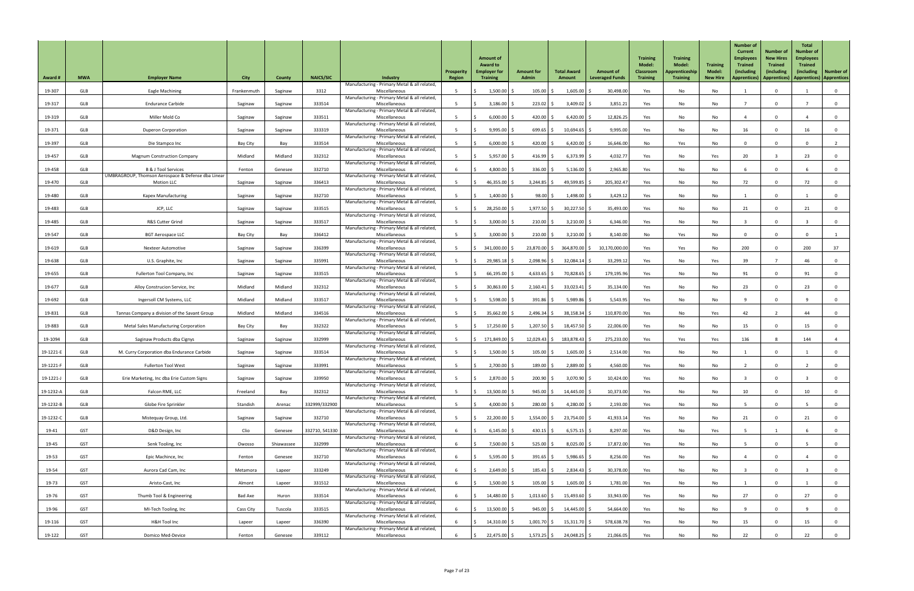| Award # | MWA | Employer Name | City | County | NAICS/SIC | Industry | Prosperity Region | Amount of Award to Employer for Training | Amount for Admin | Total Award Amount | Amount of Leveraged Funds | Training Model: Classroom Training | Training Model: Apprenticeship Training | Training Model: New Hire | Number of Current Employees Trained (including Apprentices) | Number of New Hires Trained (including Apprentices) | Total Number of Employees Trained (including Apprentices) | Number of Apprentices |
|---|---|---|---|---|---|---|---|---|---|---|---|---|---|---|---|---|---|---|
| 19-307 | GLB | Eagle Machining | Frankenmuth | Saginaw | 3312 | Manufacturing - Primary Metal & all related, Miscellaneous | 5 | $ 1,500.00 | $ 105.00 | $ 1,605.00 | $ 30,498.00 | Yes | No | No | 1 | 0 | 1 | 0 |
| 19-317 | GLB | Endurance Carbide | Saginaw | Saginaw | 333514 | Manufacturing - Primary Metal & all related, Miscellaneous | 5 | $ 3,186.00 | $ 223.02 | $ 3,409.02 | $ 3,851.21 | Yes | No | No | 7 | 0 | 7 | 0 |
| 19-319 | GLB | Miller Mold Co | Saginaw | Saginaw | 333511 | Manufacturing - Primary Metal & all related, Miscellaneous | 5 | $ 6,000.00 | $ 420.00 | $ 6,420.00 | $ 12,826.25 | Yes | No | No | 4 | 0 | 4 | 0 |
| 19-371 | GLB | Duperon Corporation | Saginaw | Saginaw | 333319 | Manufacturing - Primary Metal & all related, Miscellaneous | 5 | $ 9,995.00 | $ 699.65 | $ 10,694.65 | $ 9,995.00 | Yes | No | No | 16 | 0 | 16 | 0 |
| 19-397 | GLB | Die Stampco Inc | Bay City | Bay | 333514 | Manufacturing - Primary Metal & all related, Miscellaneous | 5 | $ 6,000.00 | $ 420.00 | $ 6,420.00 | $ 16,646.00 | No | Yes | No | 0 | 0 | 0 | 2 |
| 19-457 | GLB | Magnum Construction Company | Midland | Midland | 332312 | Manufacturing - Primary Metal & all related, Miscellaneous | 5 | $ 5,957.00 | $ 416.99 | $ 6,373.99 | $ 4,032.77 | Yes | No | Yes | 20 | 3 | 23 | 0 |
| 19-458 | GLB | B & J Tool Services | Fenton | Genesee | 332710 | Manufacturing - Primary Metal & all related, Miscellaneous | 6 | $ 4,800.00 | $ 336.00 | $ 5,136.00 | $ 2,965.80 | Yes | No | No | 6 | 0 | 6 | 0 |
| 19-470 | GLB | UMBRAGROUP, Thomson Aerospace & Defense dba Linear Motion LLC | Saginaw | Saginaw | 336413 | Manufacturing - Primary Metal & all related, Miscellaneous | 5 | $ 46,355.00 | $ 3,244.85 | $ 49,599.85 | $ 205,302.47 | Yes | No | No | 72 | 0 | 72 | 0 |
| 19-480 | GLB | Kapex Manufacturing | Saginaw | Saginaw | 332710 | Manufacturing - Primary Metal & all related, Miscellaneous | 5 | $ 1,400.00 | $ 98.00 | $ 1,498.00 | $ 3,429.12 | Yes | No | No | 1 | 0 | 1 | 0 |
| 19-483 | GLB | JCP, LLC | Saginaw | Saginaw | 333515 | Manufacturing - Primary Metal & all related, Miscellaneous | 5 | $ 28,250.00 | $ 1,977.50 | $ 30,227.50 | $ 35,493.00 | Yes | No | No | 21 | 0 | 21 | 0 |
| 19-485 | GLB | R&S Cutter Grind | Saginaw | Saginaw | 333517 | Manufacturing - Primary Metal & all related, Miscellaneous | 5 | $ 3,000.00 | $ 210.00 | $ 3,210.00 | $ 6,346.00 | Yes | No | No | 3 | 0 | 3 | 0 |
| 19-547 | GLB | BGT Aerospace LLC | Bay City | Bay | 336412 | Manufacturing - Primary Metal & all related, Miscellaneous | 5 | $ 3,000.00 | $ 210.00 | $ 3,210.00 | $ 8,140.00 | No | Yes | No | 0 | 0 | 0 | 1 |
| 19-619 | GLB | Nexteer Automotive | Saginaw | Saginaw | 336399 | Manufacturing - Primary Metal & all related, Miscellaneous | 5 | $ 341,000.00 | $ 23,870.00 | $ 364,870.00 | $ 10,170,000.00 | Yes | Yes | No | 200 | 0 | 200 | 37 |
| 19-638 | GLB | U.S. Graphite, Inc | Saginaw | Saginaw | 335991 | Manufacturing - Primary Metal & all related, Miscellaneous | 5 | $ 29,985.18 | $ 2,098.96 | $ 32,084.14 | $ 33,299.12 | Yes | No | Yes | 39 | 7 | 46 | 0 |
| 19-655 | GLB | Fullerton Tool Company, Inc | Saginaw | Saginaw | 333515 | Manufacturing - Primary Metal & all related, Miscellaneous | 5 | $ 66,195.00 | $ 4,633.65 | $ 70,828.65 | $ 179,195.96 | Yes | No | No | 91 | 0 | 91 | 0 |
| 19-677 | GLB | Alloy Construcion Service, Inc | Midland | Midland | 332312 | Manufacturing - Primary Metal & all related, Miscellaneous | 5 | $ 30,863.00 | $ 2,160.41 | $ 33,023.41 | $ 35,134.00 | Yes | No | No | 23 | 0 | 23 | 0 |
| 19-692 | GLB | Ingersoll CM Systems, LLC | Midland | Midland | 333517 | Manufacturing - Primary Metal & all related, Miscellaneous | 5 | $ 5,598.00 | $ 391.86 | $ 5,989.86 | $ 5,543.95 | Yes | No | No | 9 | 0 | 9 | 0 |
| 19-831 | GLB | Tannas Company a division of the Savant Group | Midland | Midland | 334516 | Manufacturing - Primary Metal & all related, Miscellaneous | 5 | $ 35,662.00 | $ 2,496.34 | $ 38,158.34 | $ 110,870.00 | Yes | No | Yes | 42 | 2 | 44 | 0 |
| 19-883 | GLB | Metal Sales Manufacturing Corporation | Bay City | Bay | 332322 | Manufacturing - Primary Metal & all related, Miscellaneous | 5 | $ 17,250.00 | $ 1,207.50 | $ 18,457.50 | $ 22,006.00 | Yes | No | No | 15 | 0 | 15 | 0 |
| 19-1094 | GLB | Saginaw Products dba Cignys | Saginaw | Saginaw | 332999 | Manufacturing - Primary Metal & all related, Miscellaneous | 5 | $ 171,849.00 | $ 12,029.43 | $ 183,878.43 | $ 275,233.00 | Yes | Yes | Yes | 136 | 8 | 144 | 4 |
| 19-1221-E | GLB | M. Curry Corporation dba Endurance Carbide | Saginaw | Saginaw | 333514 | Manufacturing - Primary Metal & all related, Miscellaneous | 5 | $ 1,500.00 | $ 105.00 | $ 1,605.00 | $ 2,514.00 | Yes | No | No | 1 | 0 | 1 | 0 |
| 19-1221-F | GLB | Fullerton Tool West | Saginaw | Saginaw | 333991 | Manufacturing - Primary Metal & all related, Miscellaneous | 5 | $ 2,700.00 | $ 189.00 | $ 2,889.00 | $ 4,560.00 | Yes | No | No | 2 | 0 | 2 | 0 |
| 19-1221-J | GLB | Erie Marketing, Inc dba Erie Custom Signs | Saginaw | Saginaw | 339950 | Manufacturing - Primary Metal & all related, Miscellaneous | 5 | $ 2,870.00 | $ 200.90 | $ 3,070.90 | $ 10,424.00 | Yes | No | No | 3 | 0 | 3 | 0 |
| 19-1232-A | GLB | Falcon RME, LLC | Freeland | Bay | 332312 | Manufacturing - Primary Metal & all related, Miscellaneous | 5 | $ 13,500.00 | $ 945.00 | $ 14,445.00 | $ 10,373.00 | Yes | No | No | 10 | 0 | 10 | 0 |
| 19-1232-B | GLB | Globe Fire Sprinkler | Standish | Arenac | 332999/332900 | Manufacturing - Primary Metal & all related, Miscellaneous | 5 | $ 4,000.00 | $ 280.00 | $ 4,280.00 | $ 2,193.00 | Yes | No | No | 5 | 0 | 5 | 0 |
| 19-1232-C | GLB | Mistequay Group, Ltd. | Saginaw | Saginaw | 332710 | Manufacturing - Primary Metal & all related, Miscellaneous | 5 | $ 22,200.00 | $ 1,554.00 | $ 23,754.00 | $ 41,933.14 | Yes | No | No | 21 | 0 | 21 | 0 |
| 19-41 | GST | D&D Design, Inc | Clio | Genesee | 332710, 541330 | Manufacturing - Primary Metal & all related, Miscellaneous | 6 | $ 6,145.00 | $ 430.15 | $ 6,575.15 | $ 8,297.00 | Yes | No | Yes | 5 | 1 | 6 | 0 |
| 19-45 | GST | Senk Tooling, Inc | Owosso | Shiawassee | 332999 | Manufacturing - Primary Metal & all related, Miscellaneous | 6 | $ 7,500.00 | $ 525.00 | $ 8,025.00 | $ 17,872.00 | Yes | No | No | 5 | 0 | 5 | 0 |
| 19-53 | GST | Epic Machince, Inc | Fenton | Genesee | 332710 | Manufacturing - Primary Metal & all related, Miscellaneous | 6 | $ 5,595.00 | $ 391.65 | $ 5,986.65 | $ 8,256.00 | Yes | No | No | 4 | 0 | 4 | 0 |
| 19-54 | GST | Aurora Cad Cam, Inc | Metamora | Lapeer | 333249 | Manufacturing - Primary Metal & all related, Miscellaneous | 6 | $ 2,649.00 | $ 185.43 | $ 2,834.43 | $ 30,378.00 | Yes | No | No | 3 | 0 | 3 | 0 |
| 19-73 | GST | Aristo-Cast, Inc | Almont | Lapeer | 331512 | Manufacturing - Primary Metal & all related, Miscellaneous | 6 | $ 1,500.00 | $ 105.00 | $ 1,605.00 | $ 1,781.00 | Yes | No | No | 1 | 0 | 1 | 0 |
| 19-76 | GST | Thumb Tool & Engineering | Bad Axe | Huron | 333514 | Manufacturing - Primary Metal & all related, Miscellaneous | 6 | $ 14,480.00 | $ 1,013.60 | $ 15,493.60 | $ 33,943.00 | Yes | No | No | 27 | 0 | 27 | 0 |
| 19-96 | GST | MI-Tech Tooling, Inc | Cass City | Tuscola | 333515 | Manufacturing - Primary Metal & all related, Miscellaneous | 6 | $ 13,500.00 | $ 945.00 | $ 14,445.00 | $ 54,664.00 | Yes | No | No | 9 | 0 | 9 | 0 |
| 19-116 | GST | H&H Tool Inc | Lapeer | Lapeer | 336390 | Manufacturing - Primary Metal & all related, Miscellaneous | 6 | $ 14,310.00 | $ 1,001.70 | $ 15,311.70 | $ 578,638.78 | Yes | No | No | 15 | 0 | 15 | 0 |
| 19-122 | GST | Domico Med-Device | Fenton | Genesee | 339112 | Manufacturing - Primary Metal & all related, Miscellaneous | 6 | $ 22,475.00 | $ 1,573.25 | $ 24,048.25 | $ 21,066.05 | Yes | No | No | 22 | 0 | 22 | 0 |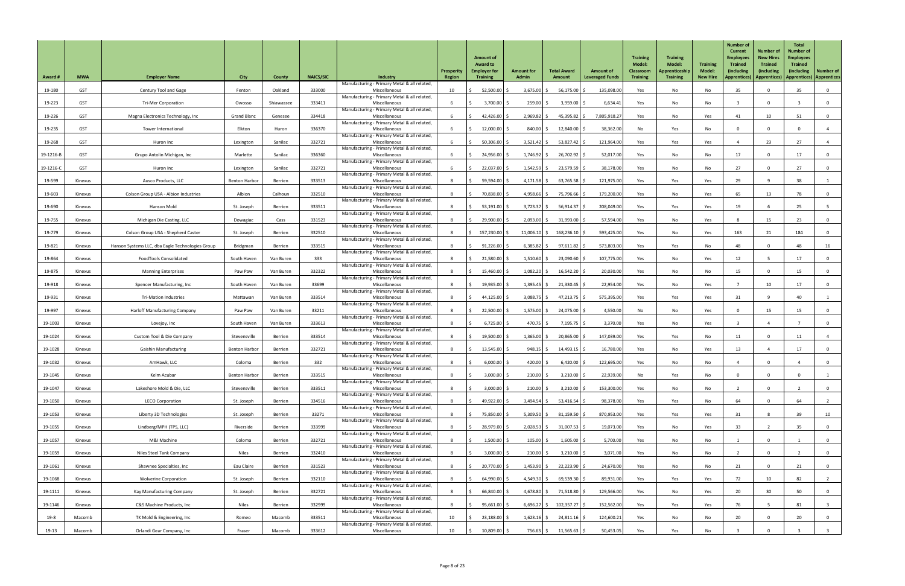| Award # | MWA | Employer Name | City | County | NAICS/SIC | Industry | Prosperity Region | Amount of Award to Employer for Training | Amount for Admin | Total Award Amount | Amount of Leveraged Funds | Training Model: Classroom Training | Training Model: Apprenticeship Training | Training Model: New Hire | Number of Current Employees Trained (including Apprentices) | Number of New Hires Trained (including Apprentices) | Total Number of Employees Trained (including Apprentices) | Number of Apprentices |
|---|---|---|---|---|---|---|---|---|---|---|---|---|---|---|---|---|---|---|
| 19-180 | GST | Century Tool and Gage | Fenton | Oakland | 333000 | Manufacturing - Primary Metal & all related, Miscellaneous | 10 | $ 52,500.00 | $ 3,675.00 | $ 56,175.00 | $ 135,098.00 | Yes | No | No | 35 | 0 | 35 | 0 |
| 19-223 | GST | Tri-Mer Corporation | Owosso | Shiawassee | 333411 | Manufacturing - Primary Metal & all related, Miscellaneous | 6 | $ 3,700.00 | $ 259.00 | $ 3,959.00 | $ 6,634.41 | Yes | No | No | 3 | 0 | 3 | 0 |
| 19-226 | GST | Magna Electronics Technology, Inc | Grand Blanc | Genesee | 334418 | Manufacturing - Primary Metal & all related, Miscellaneous | 6 | $ 42,426.00 | $ 2,969.82 | $ 45,395.82 | $ 7,805,918.27 | Yes | No | Yes | 41 | 10 | 51 | 0 |
| 19-235 | GST | Tower International | Elkton | Huron | 336370 | Manufacturing - Primary Metal & all related, Miscellaneous | 6 | $ 12,000.00 | $ 840.00 | $ 12,840.00 | $ 38,362.00 | No | Yes | No | 0 | 0 | 0 | 4 |
| 19-268 | GST | Huron Inc | Lexington | Sanilac | 332721 | Manufacturing - Primary Metal & all related, Miscellaneous | 6 | $ 50,306.00 | $ 3,521.42 | $ 53,827.42 | $ 121,964.00 | Yes | Yes | Yes | 4 | 23 | 27 | 4 |
| 19-1216-B | GST | Grupo Antolin Michigan, Inc | Marlette | Sanilac | 336360 | Manufacturing - Primary Metal & all related, Miscellaneous | 6 | $ 24,956.00 | $ 1,746.92 | $ 26,702.92 | $ 52,017.00 | Yes | No | No | 17 | 0 | 17 | 0 |
| 19-1216-C | GST | Huron Inc | Lexington | Sanilac | 332721 | Manufacturing - Primary Metal & all related, Miscellaneous | 6 | $ 22,037.00 | $ 1,542.59 | $ 23,579.59 | $ 38,178.00 | Yes | No | No | 27 | 0 | 27 | 0 |
| 19-599 | Kinexus | Ausco Products, LLC | Benton Harbor | Berrien | 333513 | Manufacturing - Primary Metal & all related, Miscellaneous | 8 | $ 59,594.00 | $ 4,171.58 | $ 63,765.58 | $ 121,975.00 | Yes | Yes | Yes | 29 | 9 | 38 | 1 |
| 19-603 | Kinexus | Colson Group USA - Albion Industries | Albion | Calhoun | 332510 | Manufacturing - Primary Metal & all related, Miscellaneous | 8 | $ 70,838.00 | $ 4,958.66 | $ 75,796.66 | $ 179,200.00 | Yes | No | Yes | 65 | 13 | 78 | 0 |
| 19-690 | Kinexus | Hanson Mold | St. Joseph | Berrien | 333511 | Manufacturing - Primary Metal & all related, Miscellaneous | 8 | $ 53,191.00 | $ 3,723.37 | $ 56,914.37 | $ 208,049.00 | Yes | Yes | Yes | 19 | 6 | 25 | 5 |
| 19-755 | Kinexus | Michigan Die Casting, LLC | Dowagiac | Cass | 331523 | Manufacturing - Primary Metal & all related, Miscellaneous | 8 | $ 29,900.00 | $ 2,093.00 | $ 31,993.00 | $ 57,594.00 | Yes | No | Yes | 8 | 15 | 23 | 0 |
| 19-779 | Kinexus | Colson Group USA - Shepherd Caster | St. Joseph | Berrien | 332510 | Manufacturing - Primary Metal & all related, Miscellaneous | 8 | $ 157,230.00 | $ 11,006.10 | $ 168,236.10 | $ 593,425.00 | Yes | No | Yes | 163 | 21 | 184 | 0 |
| 19-821 | Kinexus | Hanson Systems LLC, dba Eagle Technologies Group | Bridgman | Berrien | 333515 | Manufacturing - Primary Metal & all related, Miscellaneous | 8 | $ 91,226.00 | $ 6,385.82 | $ 97,611.82 | $ 573,803.00 | Yes | Yes | No | 48 | 0 | 48 | 16 |
| 19-864 | Kinexus | FoodTools Consolidated | South Haven | Van Buren | 333 | Manufacturing - Primary Metal & all related, Miscellaneous | 8 | $ 21,580.00 | $ 1,510.60 | $ 23,090.60 | $ 107,775.00 | Yes | No | Yes | 12 | 5 | 17 | 0 |
| 19-875 | Kinexus | Manning Enterprises | Paw Paw | Van Buren | 332322 | Manufacturing - Primary Metal & all related, Miscellaneous | 8 | $ 15,460.00 | $ 1,082.20 | $ 16,542.20 | $ 20,030.00 | Yes | No | No | 15 | 0 | 15 | 0 |
| 19-918 | Kinexus | Spencer Manufacturing, Inc | South Haven | Van Buren | 33699 | Manufacturing - Primary Metal & all related, Miscellaneous | 8 | $ 19,935.00 | $ 1,395.45 | $ 21,330.45 | $ 22,954.00 | Yes | No | Yes | 7 | 10 | 17 | 0 |
| 19-931 | Kinexus | Tri-Mation Industries | Mattawan | Van Buren | 333514 | Manufacturing - Primary Metal & all related, Miscellaneous | 8 | $ 44,125.00 | $ 3,088.75 | $ 47,213.75 | $ 575,395.00 | Yes | Yes | Yes | 31 | 9 | 40 | 1 |
| 19-997 | Kinexus | Harloff Manufacturing Company | Paw Paw | Van Buren | 33211 | Manufacturing - Primary Metal & all related, Miscellaneous | 8 | $ 22,500.00 | $ 1,575.00 | $ 24,075.00 | $ 4,550.00 | No | No | Yes | 0 | 15 | 15 | 0 |
| 19-1003 | Kinexus | Lovejoy, Inc | South Haven | Van Buren | 333613 | Manufacturing - Primary Metal & all related, Miscellaneous | 8 | $ 6,725.00 | $ 470.75 | $ 7,195.75 | $ 3,370.00 | Yes | No | Yes | 3 | 4 | 7 | 0 |
| 19-1024 | Kinexus | Custom Tool & Die Company | Stevensville | Berrien | 333514 | Manufacturing - Primary Metal & all related, Miscellaneous | 8 | $ 19,500.00 | $ 1,365.00 | $ 20,865.00 | $ 147,039.00 | Yes | Yes | No | 11 | 0 | 11 | 4 |
| 19-1028 | Kinexus | Gaishin Manufacturing | Benton Harbor | Berrien | 332721 | Manufacturing - Primary Metal & all related, Miscellaneous | 8 | $ 13,545.00 | $ 948.15 | $ 14,493.15 | $ 16,780.00 | Yes | No | Yes | 13 | 4 | 17 | 0 |
| 19-1032 | Kinexus | AmHawk, LLC | Coloma | Berrien | 332 | Manufacturing - Primary Metal & all related, Miscellaneous | 8 | $ 6,000.00 | $ 420.00 | $ 6,420.00 | $ 122,695.00 | Yes | No | No | 4 | 0 | 4 | 0 |
| 19-1045 | Kinexus | Kelm Acubar | Benton Harbor | Berrien | 333515 | Manufacturing - Primary Metal & all related, Miscellaneous | 8 | $ 3,000.00 | $ 210.00 | $ 3,210.00 | $ 22,939.00 | No | Yes | No | 0 | 0 | 0 | 1 |
| 19-1047 | Kinexus | Lakeshore Mold & Die, LLC | Stevensville | Berrien | 333511 | Manufacturing - Primary Metal & all related, Miscellaneous | 8 | $ 3,000.00 | $ 210.00 | $ 3,210.00 | $ 153,300.00 | Yes | No | No | 2 | 0 | 2 | 0 |
| 19-1050 | Kinexus | LECO Corporation | St. Joseph | Berrien | 334516 | Manufacturing - Primary Metal & all related, Miscellaneous | 8 | $ 49,922.00 | $ 3,494.54 | $ 53,416.54 | $ 98,378.00 | Yes | Yes | No | 64 | 0 | 64 | 2 |
| 19-1053 | Kinexus | Liberty 3D Technologies | St. Joseph | Berrien | 33271 | Manufacturing - Primary Metal & all related, Miscellaneous | 8 | $ 75,850.00 | $ 5,309.50 | $ 81,159.50 | $ 870,953.00 | Yes | Yes | Yes | 31 | 8 | 39 | 10 |
| 19-1055 | Kinexus | Lindberg/MPH (TPS, LLC) | Riverside | Berrien | 333999 | Manufacturing - Primary Metal & all related, Miscellaneous | 8 | $ 28,979.00 | $ 2,028.53 | $ 31,007.53 | $ 19,073.00 | Yes | No | Yes | 33 | 2 | 35 | 0 |
| 19-1057 | Kinexus | M&I Machine | Coloma | Berrien | 332721 | Manufacturing - Primary Metal & all related, Miscellaneous | 8 | $ 1,500.00 | $ 105.00 | $ 1,605.00 | $ 5,700.00 | Yes | No | No | 1 | 0 | 1 | 0 |
| 19-1059 | Kinexus | Niles Steel Tank Company | Niles | Berrien | 332410 | Manufacturing - Primary Metal & all related, Miscellaneous | 8 | $ 3,000.00 | $ 210.00 | $ 3,210.00 | $ 3,071.00 | Yes | No | No | 2 | 0 | 2 | 0 |
| 19-1061 | Kinexus | Shawnee Specialties, Inc | Eau Claire | Berrien | 331523 | Manufacturing - Primary Metal & all related, Miscellaneous | 8 | $ 20,770.00 | $ 1,453.90 | $ 22,223.90 | $ 24,670.00 | Yes | No | No | 21 | 0 | 21 | 0 |
| 19-1068 | Kinexus | Wolverine Corporation | St. Joseph | Berrien | 332110 | Manufacturing - Primary Metal & all related, Miscellaneous | 8 | $ 64,990.00 | $ 4,549.30 | $ 69,539.30 | $ 89,931.00 | Yes | Yes | Yes | 72 | 10 | 82 | 2 |
| 19-1111 | Kinexus | Kay Manufacturing Company | St. Joseph | Berrien | 332721 | Manufacturing - Primary Metal & all related, Miscellaneous | 8 | $ 66,840.00 | $ 4,678.80 | $ 71,518.80 | $ 129,566.00 | Yes | No | Yes | 20 | 30 | 50 | 0 |
| 19-1146 | Kinexus | C&S Machine Products, Inc | Niles | Berrien | 332999 | Manufacturing - Primary Metal & all related, Miscellaneous | 8 | $ 95,661.00 | $ 6,696.27 | $ 102,357.27 | $ 152,562.00 | Yes | Yes | Yes | 76 | 5 | 81 | 3 |
| 19-8 | Macomb | TK Mold & Engineering, Inc | Romeo | Macomb | 333511 | Manufacturing - Primary Metal & all related, Miscellaneous | 10 | $ 23,188.00 | $ 1,623.16 | $ 24,811.16 | $ 124,600.21 | Yes | No | No | 20 | 0 | 20 | 0 |
| 19-13 | Macomb | Orlandi Gear Company, Inc | Fraser | Macomb | 333612 | Manufacturing - Primary Metal & all related, Miscellaneous | 10 | $ 10,809.00 | $ 756.63 | $ 11,565.63 | $ 50,453.05 | Yes | Yes | No | 3 | 0 | 3 | 3 |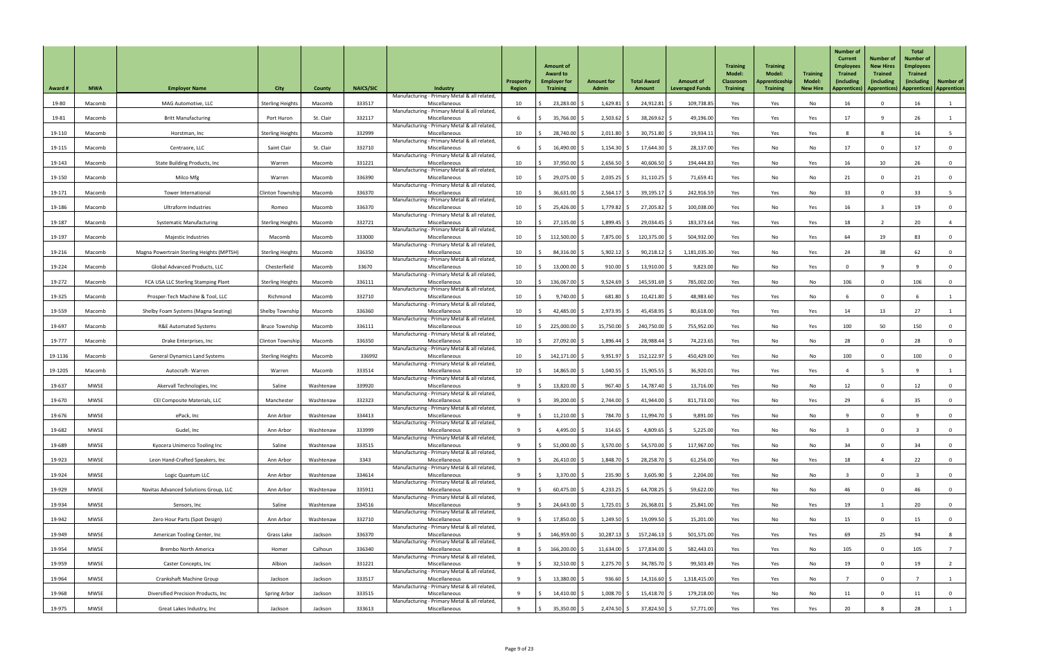| Award # | MWA | Employer Name | City | County | NAICS/SIC | Industry | Prosperity Region | Amount of Award to Employer for Training | Amount for Admin | Total Award Amount | Amount of Leveraged Funds | Training Model: Classroom Training | Training Model: Apprenticeship Training | Training Model: New Hire | Number of Current Employees Trained (including Apprentices) | Number of New Hires Trained (including Apprentices) | Total Number of Employees Trained (including Apprentices) | Number of Apprentices |
|---|---|---|---|---|---|---|---|---|---|---|---|---|---|---|---|---|---|---|
| 19-80 | Macomb | MAG Automotive, LLC | Sterling Heights | Macomb | 333517 | Manufacturing - Primary Metal & all related, Miscellaneous | 10 | $ 23,283.00 | $ 1,629.81 | $ 24,912.81 | $ 109,738.85 | Yes | Yes | No | 16 | 0 | 16 | 1 |
| 19-81 | Macomb | Britt Manufacturing | Port Huron | St. Clair | 332117 | Manufacturing - Primary Metal & all related, Miscellaneous | 6 | $ 35,766.00 | $ 2,503.62 | $ 38,269.62 | $ 49,196.00 | Yes | Yes | Yes | 17 | 9 | 26 | 1 |
| 19-110 | Macomb | Horstman, Inc | Sterling Heights | Macomb | 332999 | Manufacturing - Primary Metal & all related, Miscellaneous | 10 | $ 28,740.00 | $ 2,011.80 | $ 30,751.80 | $ 19,934.11 | Yes | Yes | Yes | 8 | 8 | 16 | 5 |
| 19-115 | Macomb | Centraore, LLC | Saint Clair | St. Clair | 332710 | Manufacturing - Primary Metal & all related, Miscellaneous | 6 | $ 16,490.00 | $ 1,154.30 | $ 17,644.30 | $ 28,137.00 | Yes | No | No | 17 | 0 | 17 | 0 |
| 19-143 | Macomb | State Building Products, Inc | Warren | Macomb | 331221 | Manufacturing - Primary Metal & all related, Miscellaneous | 10 | $ 37,950.00 | $ 2,656.50 | $ 40,606.50 | $ 194,444.83 | Yes | No | Yes | 16 | 10 | 26 | 0 |
| 19-150 | Macomb | Milco Mfg | Warren | Macomb | 336390 | Manufacturing - Primary Metal & all related, Miscellaneous | 10 | $ 29,075.00 | $ 2,035.25 | $ 31,110.25 | $ 71,659.41 | Yes | No | No | 21 | 0 | 21 | 0 |
| 19-171 | Macomb | Tower International | Clinton Township | Macomb | 336370 | Manufacturing - Primary Metal & all related, Miscellaneous | 10 | $ 36,631.00 | $ 2,564.17 | $ 39,195.17 | $ 242,916.59 | Yes | Yes | No | 33 | 0 | 33 | 5 |
| 19-186 | Macomb | Ultraform Industries | Romeo | Macomb | 336370 | Manufacturing - Primary Metal & all related, Miscellaneous | 10 | $ 25,426.00 | $ 1,779.82 | $ 27,205.82 | $ 100,038.00 | Yes | No | Yes | 16 | 3 | 19 | 0 |
| 19-187 | Macomb | Systematic Manufacturing | Sterling Heights | Macomb | 332721 | Manufacturing - Primary Metal & all related, Miscellaneous | 10 | $ 27,135.00 | $ 1,899.45 | $ 29,034.45 | $ 183,373.64 | Yes | Yes | Yes | 18 | 2 | 20 | 4 |
| 19-197 | Macomb | Majestic Industries | Macomb | Macomb | 333000 | Manufacturing - Primary Metal & all related, Miscellaneous | 10 | $ 112,500.00 | $ 7,875.00 | $ 120,375.00 | $ 504,932.00 | Yes | No | Yes | 64 | 19 | 83 | 0 |
| 19-216 | Macomb | Magna Powertrain Sterling Heights (MPTSH) | Sterling Heights | Macomb | 336350 | Manufacturing - Primary Metal & all related, Miscellaneous | 10 | $ 84,316.00 | $ 5,902.12 | $ 90,218.12 | $ 1,181,035.30 | Yes | No | Yes | 24 | 38 | 62 | 0 |
| 19-224 | Macomb | Global Advanced Products, LLC | Chesterfield | Macomb | 33670 | Manufacturing - Primary Metal & all related, Miscellaneous | 10 | $ 13,000.00 | $ 910.00 | $ 13,910.00 | $ 9,823.00 | No | No | Yes | 0 | 9 | 9 | 0 |
| 19-272 | Macomb | FCA USA LLC Sterling Stamping Plant | Sterling Heights | Macomb | 336111 | Manufacturing - Primary Metal & all related, Miscellaneous | 10 | $ 136,067.00 | $ 9,524.69 | $ 145,591.69 | $ 785,002.00 | Yes | No | No | 106 | 0 | 106 | 0 |
| 19-325 | Macomb | Prosper-Tech Machine & Tool, LLC | Richmond | Macomb | 332710 | Manufacturing - Primary Metal & all related, Miscellaneous | 10 | $ 9,740.00 | $ 681.80 | $ 10,421.80 | $ 48,983.60 | Yes | Yes | No | 6 | 0 | 6 | 1 |
| 19-559 | Macomb | Shelby Foam Systems (Magna Seating) | Shelby Township | Macomb | 336360 | Manufacturing - Primary Metal & all related, Miscellaneous | 10 | $ 42,485.00 | $ 2,973.95 | $ 45,458.95 | $ 80,618.00 | Yes | Yes | Yes | 14 | 13 | 27 | 1 |
| 19-697 | Macomb | R&E Automated Systems | Bruce Township | Macomb | 336111 | Manufacturing - Primary Metal & all related, Miscellaneous | 10 | $ 225,000.00 | $ 15,750.00 | $ 240,750.00 | $ 755,952.00 | Yes | No | Yes | 100 | 50 | 150 | 0 |
| 19-777 | Macomb | Drake Enterprises, Inc | Clinton Township | Macomb | 336350 | Manufacturing - Primary Metal & all related, Miscellaneous | 10 | $ 27,092.00 | $ 1,896.44 | $ 28,988.44 | $ 74,223.65 | Yes | No | No | 28 | 0 | 28 | 0 |
| 19-1136 | Macomb | General Dynamics Land Systems | Sterling Heights | Macomb | 336992 | Manufacturing - Primary Metal & all related, Miscellaneous | 10 | $ 142,171.00 | $ 9,951.97 | $ 152,122.97 | $ 450,429.00 | Yes | No | No | 100 | 0 | 100 | 0 |
| 19-1205 | Macomb | Autocraft- Warren | Warren | Macomb | 333514 | Manufacturing - Primary Metal & all related, Miscellaneous | 10 | $ 14,865.00 | $ 1,040.55 | $ 15,905.55 | $ 36,920.01 | Yes | Yes | Yes | 4 | 5 | 9 | 1 |
| 19-637 | MWSE | Akervall Technologies, Inc | Saline | Washtenaw | 339920 | Manufacturing - Primary Metal & all related, Miscellaneous | 9 | $ 13,820.00 | $ 967.40 | $ 14,787.40 | $ 13,716.00 | Yes | No | No | 12 | 0 | 12 | 0 |
| 19-670 | MWSE | CEI Composite Materials, LLC | Manchester | Washtenaw | 332323 | Manufacturing - Primary Metal & all related, Miscellaneous | 9 | $ 39,200.00 | $ 2,744.00 | $ 41,944.00 | $ 811,733.00 | Yes | No | Yes | 29 | 6 | 35 | 0 |
| 19-676 | MWSE | ePack, Inc | Ann Arbor | Washtenaw | 334413 | Manufacturing - Primary Metal & all related, Miscellaneous | 9 | $ 11,210.00 | $ 784.70 | $ 11,994.70 | $ 9,891.00 | Yes | No | No | 9 | 0 | 9 | 0 |
| 19-682 | MWSE | Gudel, Inc | Ann Arbor | Washtenaw | 333999 | Manufacturing - Primary Metal & all related, Miscellaneous | 9 | $ 4,495.00 | $ 314.65 | $ 4,809.65 | $ 5,225.00 | Yes | No | No | 3 | 0 | 3 | 0 |
| 19-689 | MWSE | Kyocera Unimerco Tooling Inc | Saline | Washtenaw | 333515 | Manufacturing - Primary Metal & all related, Miscellaneous | 9 | $ 51,000.00 | $ 3,570.00 | $ 54,570.00 | $ 117,967.00 | Yes | No | No | 34 | 0 | 34 | 0 |
| 19-923 | MWSE | Leon Hand-Crafted Speakers, Inc | Ann Arbor | Washtenaw | 3343 | Manufacturing - Primary Metal & all related, Miscellaneous | 9 | $ 26,410.00 | $ 1,848.70 | $ 28,258.70 | $ 61,256.00 | Yes | No | Yes | 18 | 4 | 22 | 0 |
| 19-924 | MWSE | Logic Quantum LLC | Ann Arbor | Washtenaw | 334614 | Manufacturing - Primary Metal & all related, Miscellaneous | 9 | $ 3,370.00 | $ 235.90 | $ 3,605.90 | $ 2,204.00 | Yes | No | No | 3 | 0 | 3 | 0 |
| 19-929 | MWSE | Navitas Advanced Solutions Group, LLC | Ann Arbor | Washtenaw | 335911 | Manufacturing - Primary Metal & all related, Miscellaneous | 9 | $ 60,475.00 | $ 4,233.25 | $ 64,708.25 | $ 59,622.00 | Yes | No | No | 46 | 0 | 46 | 0 |
| 19-934 | MWSE | Sensors, Inc | Saline | Washtenaw | 334516 | Manufacturing - Primary Metal & all related, Miscellaneous | 9 | $ 24,643.00 | $ 1,725.01 | $ 26,368.01 | $ 25,841.00 | Yes | No | Yes | 19 | 1 | 20 | 0 |
| 19-942 | MWSE | Zero Hour Parts (Spot Design) | Ann Arbor | Washtenaw | 332710 | Manufacturing - Primary Metal & all related, Miscellaneous | 9 | $ 17,850.00 | $ 1,249.50 | $ 19,099.50 | $ 15,201.00 | Yes | No | No | 15 | 0 | 15 | 0 |
| 19-949 | MWSE | American Tooling Center, Inc | Grass Lake | Jackson | 336370 | Manufacturing - Primary Metal & all related, Miscellaneous | 9 | $ 146,959.00 | $ 10,287.13 | $ 157,246.13 | $ 501,571.00 | Yes | Yes | Yes | 69 | 25 | 94 | 8 |
| 19-954 | MWSE | Brembo North America | Homer | Calhoun | 336340 | Manufacturing - Primary Metal & all related, Miscellaneous | 8 | $ 166,200.00 | $ 11,634.00 | $ 177,834.00 | $ 582,443.01 | Yes | Yes | No | 105 | 0 | 105 | 7 |
| 19-959 | MWSE | Caster Concepts, Inc | Albion | Jackson | 331221 | Manufacturing - Primary Metal & all related, Miscellaneous | 9 | $ 32,510.00 | $ 2,275.70 | $ 34,785.70 | $ 99,503.49 | Yes | Yes | No | 19 | 0 | 19 | 2 |
| 19-964 | MWSE | Crankshaft Machine Group | Jackson | Jackson | 333517 | Manufacturing - Primary Metal & all related, Miscellaneous | 9 | $ 13,380.00 | $ 936.60 | $ 14,316.60 | $ 1,318,415.00 | Yes | Yes | No | 7 | 0 | 7 | 1 |
| 19-968 | MWSE | Diversified Precision Products, Inc | Spring Arbor | Jackson | 333515 | Manufacturing - Primary Metal & all related, Miscellaneous | 9 | $ 14,410.00 | $ 1,008.70 | $ 15,418.70 | $ 179,218.00 | Yes | No | No | 11 | 0 | 11 | 0 |
| 19-975 | MWSE | Great Lakes Industry, Inc | Jackson | Jackson | 333613 | Manufacturing - Primary Metal & all related, Miscellaneous | 9 | $ 35,350.00 | $ 2,474.50 | $ 37,824.50 | $ 57,771.00 | Yes | Yes | Yes | 20 | 8 | 28 | 1 |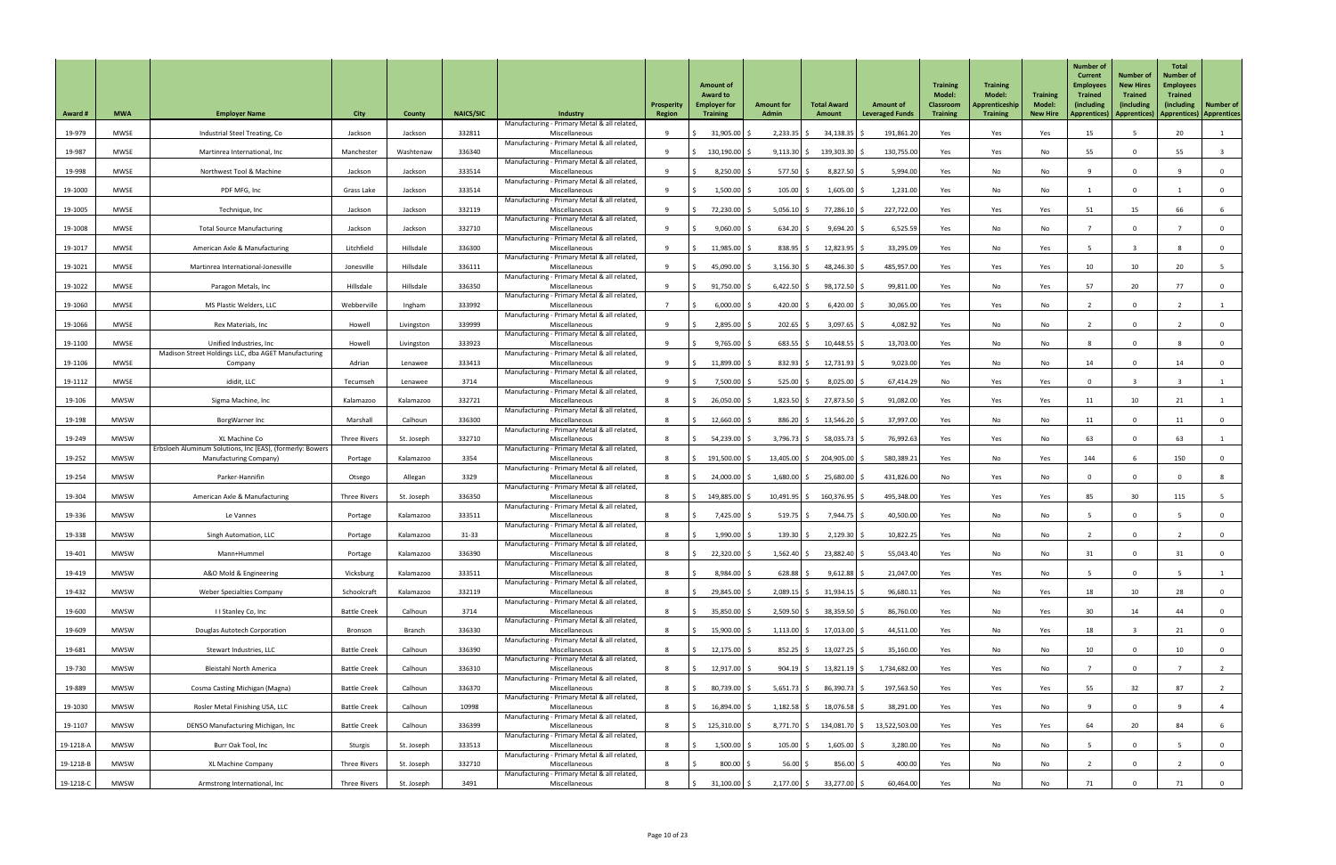| Award # | MWA | Employer Name | City | County | NAICS/SIC | Industry | Prosperity Region | Amount of Award to Employer for Training | Amount for Admin | Total Award Amount | Amount of Leveraged Funds | Training Model: Classroom Training | Training Model: Apprenticeship Training | Training Model: New Hire | Number of Current Employees Trained (including Apprentices) | Number of New Hires Trained (including Apprentices) | Total Number of Employees Trained (including Apprentices) | Number of Apprentices |
|---|---|---|---|---|---|---|---|---|---|---|---|---|---|---|---|---|---|---|
| 19-979 | MWSE | Industrial Steel Treating, Co | Jackson | Jackson | 332811 | Manufacturing - Primary Metal & all related, Miscellaneous | 9 | $ 31,905.00 | $ 2,233.35 | $ 34,138.35 | $ 191,861.20 | Yes | Yes | Yes | 15 | 5 | 20 | 1 |
| 19-987 | MWSE | Martinrea International, Inc | Manchester | Washtenaw | 336340 | Manufacturing - Primary Metal & all related, Miscellaneous | 9 | $ 130,190.00 | $ 9,113.30 | $ 139,303.30 | $ 130,755.00 | Yes | Yes | No | 55 | 0 | 55 | 3 |
| 19-998 | MWSE | Northwest Tool & Machine | Jackson | Jackson | 333514 | Manufacturing - Primary Metal & all related, Miscellaneous | 9 | $ 8,250.00 | $ 577.50 | $ 8,827.50 | $ 5,994.00 | Yes | No | No | 9 | 0 | 9 | 0 |
| 19-1000 | MWSE | PDF MFG, Inc | Grass Lake | Jackson | 333514 | Manufacturing - Primary Metal & all related, Miscellaneous | 9 | $ 1,500.00 | $ 105.00 | $ 1,605.00 | $ 1,231.00 | Yes | No | No | 1 | 0 | 1 | 0 |
| 19-1005 | MWSE | Technique, Inc | Jackson | Jackson | 332119 | Manufacturing - Primary Metal & all related, Miscellaneous | 9 | $ 72,230.00 | $ 5,056.10 | $ 77,286.10 | $ 227,722.00 | Yes | Yes | Yes | 51 | 15 | 66 | 6 |
| 19-1008 | MWSE | Total Source Manufacturing | Jackson | Jackson | 332710 | Manufacturing - Primary Metal & all related, Miscellaneous | 9 | $ 9,060.00 | $ 634.20 | $ 9,694.20 | $ 6,525.59 | Yes | No | No | 7 | 0 | 7 | 0 |
| 19-1017 | MWSE | American Axle & Manufacturing | Litchfield | Hillsdale | 336300 | Manufacturing - Primary Metal & all related, Miscellaneous | 9 | $ 11,985.00 | $ 838.95 | $ 12,823.95 | $ 33,295.09 | Yes | No | Yes | 5 | 3 | 8 | 0 |
| 19-1021 | MWSE | Martinrea International-Jonesville | Jonesville | Hillsdale | 336111 | Manufacturing - Primary Metal & all related, Miscellaneous | 9 | $ 45,090.00 | $ 3,156.30 | $ 48,246.30 | $ 485,957.00 | Yes | Yes | Yes | 10 | 10 | 20 | 5 |
| 19-1022 | MWSE | Paragon Metals, Inc | Hillsdale | Hillsdale | 336350 | Manufacturing - Primary Metal & all related, Miscellaneous | 9 | $ 91,750.00 | $ 6,422.50 | $ 98,172.50 | $ 99,811.00 | Yes | No | Yes | 57 | 20 | 77 | 0 |
| 19-1060 | MWSE | MS Plastic Welders, LLC | Webberville | Ingham | 333992 | Manufacturing - Primary Metal & all related, Miscellaneous | 7 | $ 6,000.00 | $ 420.00 | $ 6,420.00 | $ 30,065.00 | Yes | Yes | No | 2 | 0 | 2 | 1 |
| 19-1066 | MWSE | Rex Materials, Inc | Howell | Livingston | 339999 | Manufacturing - Primary Metal & all related, Miscellaneous | 9 | $ 2,895.00 | $ 202.65 | $ 3,097.65 | $ 4,082.92 | Yes | No | No | 2 | 0 | 2 | 0 |
| 19-1100 | MWSE | Unified Industries, Inc | Howell | Livingston | 333923 | Manufacturing - Primary Metal & all related, Miscellaneous | 9 | $ 9,765.00 | $ 683.55 | $ 10,448.55 | $ 13,703.00 | Yes | No | No | 8 | 0 | 8 | 0 |
| 19-1106 | MWSE | Madison Street Holdings LLC, dba AGET Manufacturing Company | Adrian | Lenawee | 333413 | Manufacturing - Primary Metal & all related, Miscellaneous | 9 | $ 11,899.00 | $ 832.93 | $ 12,731.93 | $ 9,023.00 | Yes | No | No | 14 | 0 | 14 | 0 |
| 19-1112 | MWSE | ididit, LLC | Tecumseh | Lenawee | 3714 | Manufacturing - Primary Metal & all related, Miscellaneous | 9 | $ 7,500.00 | $ 525.00 | $ 8,025.00 | $ 67,414.29 | No | Yes | Yes | 0 | 3 | 3 | 1 |
| 19-106 | MWSW | Sigma Machine, Inc | Kalamazoo | Kalamazoo | 332721 | Manufacturing - Primary Metal & all related, Miscellaneous | 8 | $ 26,050.00 | $ 1,823.50 | $ 27,873.50 | $ 91,082.00 | Yes | Yes | Yes | 11 | 10 | 21 | 1 |
| 19-198 | MWSW | BorgWarner Inc | Marshall | Calhoun | 336300 | Manufacturing - Primary Metal & all related, Miscellaneous | 8 | $ 12,660.00 | $ 886.20 | $ 13,546.20 | $ 37,997.00 | Yes | No | No | 11 | 0 | 11 | 0 |
| 19-249 | MWSW | XL Machine Co | Three Rivers | St. Joseph | 332710 | Manufacturing - Primary Metal & all related, Miscellaneous | 8 | $ 54,239.00 | $ 3,796.73 | $ 58,035.73 | $ 76,992.63 | Yes | Yes | No | 63 | 0 | 63 | 1 |
| 19-252 | MWSW | Erbsloeh Aluminum Solutions, Inc (EAS), (formerly: Bowers Manufacturing Company) | Portage | Kalamazoo | 3354 | Manufacturing - Primary Metal & all related, Miscellaneous | 8 | $ 191,500.00 | $ 13,405.00 | $ 204,905.00 | $ 580,389.21 | Yes | No | Yes | 144 | 6 | 150 | 0 |
| 19-254 | MWSW | Parker-Hannifin | Otsego | Allegan | 3329 | Manufacturing - Primary Metal & all related, Miscellaneous | 8 | $ 24,000.00 | $ 1,680.00 | $ 25,680.00 | $ 431,826.00 | No | Yes | No | 0 | 0 | 0 | 8 |
| 19-304 | MWSW | American Axle & Manufacturing | Three Rivers | St. Joseph | 336350 | Manufacturing - Primary Metal & all related, Miscellaneous | 8 | $ 149,885.00 | $ 10,491.95 | $ 160,376.95 | $ 495,348.00 | Yes | Yes | Yes | 85 | 30 | 115 | 5 |
| 19-336 | MWSW | Le Vannes | Portage | Kalamazoo | 333511 | Manufacturing - Primary Metal & all related, Miscellaneous | 8 | $ 7,425.00 | $ 519.75 | $ 7,944.75 | $ 40,500.00 | Yes | No | No | 5 | 0 | 5 | 0 |
| 19-338 | MWSW | Singh Automation, LLC | Portage | Kalamazoo | 31-33 | Manufacturing - Primary Metal & all related, Miscellaneous | 8 | $ 1,990.00 | $ 139.30 | $ 2,129.30 | $ 10,822.25 | Yes | No | No | 2 | 0 | 2 | 0 |
| 19-401 | MWSW | Mann+Hummel | Portage | Kalamazoo | 336390 | Manufacturing - Primary Metal & all related, Miscellaneous | 8 | $ 22,320.00 | $ 1,562.40 | $ 23,882.40 | $ 55,043.40 | Yes | No | No | 31 | 0 | 31 | 0 |
| 19-419 | MWSW | A&O Mold & Engineering | Vicksburg | Kalamazoo | 333511 | Manufacturing - Primary Metal & all related, Miscellaneous | 8 | $ 8,984.00 | $ 628.88 | $ 9,612.88 | $ 21,047.00 | Yes | Yes | No | 5 | 0 | 5 | 1 |
| 19-432 | MWSW | Weber Specialties Company | Schoolcraft | Kalamazoo | 332119 | Manufacturing - Primary Metal & all related, Miscellaneous | 8 | $ 29,845.00 | $ 2,089.15 | $ 31,934.15 | $ 96,680.11 | Yes | No | Yes | 18 | 10 | 28 | 0 |
| 19-600 | MWSW | I I Stanley Co, Inc | Battle Creek | Calhoun | 3714 | Manufacturing - Primary Metal & all related, Miscellaneous | 8 | $ 35,850.00 | $ 2,509.50 | $ 38,359.50 | $ 86,760.00 | Yes | No | Yes | 30 | 14 | 44 | 0 |
| 19-609 | MWSW | Douglas Autotech Corporation | Bronson | Branch | 336330 | Manufacturing - Primary Metal & all related, Miscellaneous | 8 | $ 15,900.00 | $ 1,113.00 | $ 17,013.00 | $ 44,511.00 | Yes | No | Yes | 18 | 3 | 21 | 0 |
| 19-681 | MWSW | Stewart Industries, LLC | Battle Creek | Calhoun | 336390 | Manufacturing - Primary Metal & all related, Miscellaneous | 8 | $ 12,175.00 | $ 852.25 | $ 13,027.25 | $ 35,160.00 | Yes | No | No | 10 | 0 | 10 | 0 |
| 19-730 | MWSW | Bleistahl North America | Battle Creek | Calhoun | 336310 | Manufacturing - Primary Metal & all related, Miscellaneous | 8 | $ 12,917.00 | $ 904.19 | $ 13,821.19 | $ 1,734,682.00 | Yes | Yes | No | 7 | 0 | 7 | 2 |
| 19-889 | MWSW | Cosma Casting Michigan (Magna) | Battle Creek | Calhoun | 336370 | Manufacturing - Primary Metal & all related, Miscellaneous | 8 | $ 80,739.00 | $ 5,651.73 | $ 86,390.73 | $ 197,563.50 | Yes | Yes | Yes | 55 | 32 | 87 | 2 |
| 19-1030 | MWSW | Rosler Metal Finishing USA, LLC | Battle Creek | Calhoun | 10998 | Manufacturing - Primary Metal & all related, Miscellaneous | 8 | $ 16,894.00 | $ 1,182.58 | $ 18,076.58 | $ 38,291.00 | Yes | Yes | No | 9 | 0 | 9 | 4 |
| 19-1107 | MWSW | DENSO Manufacturing Michigan, Inc | Battle Creek | Calhoun | 336399 | Manufacturing - Primary Metal & all related, Miscellaneous | 8 | $ 125,310.00 | $ 8,771.70 | $ 134,081.70 | $ 13,522,503.00 | Yes | Yes | Yes | 64 | 20 | 84 | 6 |
| 19-1218-A | MWSW | Burr Oak Tool, Inc | Sturgis | St. Joseph | 333513 | Manufacturing - Primary Metal & all related, Miscellaneous | 8 | $ 1,500.00 | $ 105.00 | $ 1,605.00 | $ 3,280.00 | Yes | No | No | 5 | 0 | 5 | 0 |
| 19-1218-B | MWSW | XL Machine Company | Three Rivers | St. Joseph | 332710 | Manufacturing - Primary Metal & all related, Miscellaneous | 8 | $ 800.00 | $ 56.00 | $ 856.00 | $ 400.00 | Yes | No | No | 2 | 0 | 2 | 0 |
| 19-1218-C | MWSW | Armstrong International, Inc | Three Rivers | St. Joseph | 3491 | Manufacturing - Primary Metal & all related, Miscellaneous | 8 | $ 31,100.00 | $ 2,177.00 | $ 33,277.00 | $ 60,464.00 | Yes | No | No | 71 | 0 | 71 | 0 |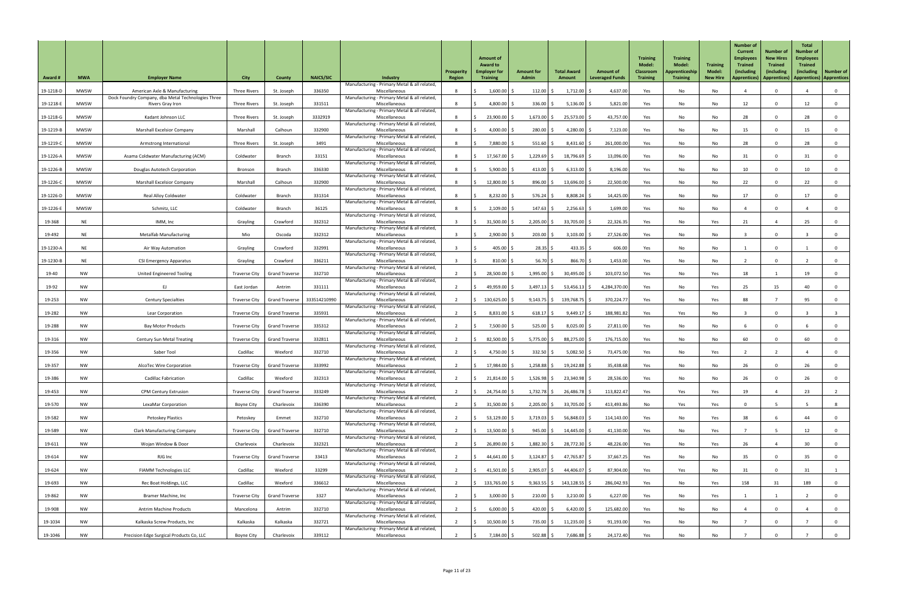| Award # | MWA | Employer Name | City | County | NAICS/SIC | Industry | Prosperity Region | Amount of Award to Employer for Training | Amount for Admin | Total Award Amount | Amount of Leveraged Funds | Training Model: Classroom Training | Training Model: Apprenticeship Training | Training Model: New Hire | Number of Current Employees Trained (including Apprentices) | Number of New Hires Trained (including Apprentices) | Total Number of Employees Trained (including Apprentices) | Number of Apprentices |
|---|---|---|---|---|---|---|---|---|---|---|---|---|---|---|---|---|---|---|
| 19-1218-D | MWSW | American Axle & Manufacturing | Three Rivers | St. Joseph | 336350 | Manufacturing - Primary Metal & all related, Miscellaneous | 8 | $ 1,600.00 | $ 112.00 | $ 1,712.00 | $ 4,637.00 | Yes | No | No | 4 | 0 | 4 | 0 |
| 19-1218-E | MWSW | Dock Foundry Company, dba Metal Technologies Three Rivers Gray Iron | Three Rivers | St. Joseph | 331511 | Manufacturing - Primary Metal & all related, Miscellaneous | 8 | $ 4,800.00 | $ 336.00 | $ 5,136.00 | $ 5,821.00 | Yes | No | No | 12 | 0 | 12 | 0 |
| 19-1218-G | MWSW | Kadant Johnson LLC | Three Rivers | St. Joseph | 3332919 | Manufacturing - Primary Metal & all related, Miscellaneous | 8 | $ 23,900.00 | $ 1,673.00 | $ 25,573.00 | $ 43,757.00 | Yes | No | No | 28 | 0 | 28 | 0 |
| 19-1219-B | MWSW | Marshall Excelsior Company | Marshall | Calhoun | 332900 | Manufacturing - Primary Metal & all related, Miscellaneous | 8 | $ 4,000.00 | $ 280.00 | $ 4,280.00 | $ 7,123.00 | Yes | No | No | 15 | 0 | 15 | 0 |
| 19-1219-C | MWSW | Armstrong International | Three Rivers | St. Joseph | 3491 | Manufacturing - Primary Metal & all related, Miscellaneous | 8 | $ 7,880.00 | $ 551.60 | $ 8,431.60 | $ 261,000.00 | Yes | No | No | 28 | 0 | 28 | 0 |
| 19-1226-A | MWSW | Asama Coldwater Manufacturing (ACM) | Coldwater | Branch | 33151 | Manufacturing - Primary Metal & all related, Miscellaneous | 8 | $ 17,567.00 | $ 1,229.69 | $ 18,796.69 | $ 13,096.00 | Yes | No | No | 31 | 0 | 31 | 0 |
| 19-1226-B | MWSW | Douglas Autotech Corporation | Bronson | Branch | 336330 | Manufacturing - Primary Metal & all related, Miscellaneous | 8 | $ 5,900.00 | $ 413.00 | $ 6,313.00 | $ 8,196.00 | Yes | No | No | 10 | 0 | 10 | 0 |
| 19-1226-C | MWSW | Marshall Excelsior Company | Marshall | Calhoun | 332900 | Manufacturing - Primary Metal & all related, Miscellaneous | 8 | $ 12,800.00 | $ 896.00 | $ 13,696.00 | $ 22,500.00 | Yes | No | No | 22 | 0 | 22 | 0 |
| 19-1226-D | MWSW | Real Alloy Coldwater | Coldwater | Branch | 331314 | Manufacturing - Primary Metal & all related, Miscellaneous | 8 | $ 8,232.00 | $ 576.24 | $ 8,808.24 | $ 14,425.00 | Yes | No | No | 17 | 0 | 17 | 0 |
| 19-1226-E | MWSW | Schmitz, LLC | Coldwater | Branch | 36125 | Manufacturing - Primary Metal & all related, Miscellaneous | 8 | $ 2,109.00 | $ 147.63 | $ 2,256.63 | $ 1,699.00 | Yes | No | No | 4 | 0 | 4 | 0 |
| 19-368 | NE | IMM, Inc | Grayling | Crawford | 332312 | Manufacturing - Primary Metal & all related, Miscellaneous | 3 | $ 31,500.00 | $ 2,205.00 | $ 33,705.00 | $ 22,326.35 | Yes | No | Yes | 21 | 4 | 25 | 0 |
| 19-492 | NE | Metalfab Manufacturing | Mio | Oscoda | 332312 | Manufacturing - Primary Metal & all related, Miscellaneous | 3 | $ 2,900.00 | $ 203.00 | $ 3,103.00 | $ 27,526.00 | Yes | No | No | 3 | 0 | 3 | 0 |
| 19-1230-A | NE | Air Way Automation | Grayling | Crawford | 332991 | Manufacturing - Primary Metal & all related, Miscellaneous | 3 | $ 405.00 | $ 28.35 | $ 433.35 | $ 606.00 | Yes | No | No | 1 | 0 | 1 | 0 |
| 19-1230-B | NE | CSI Emergency Apparatus | Grayling | Crawford | 336211 | Manufacturing - Primary Metal & all related, Miscellaneous | 3 | $ 810.00 | $ 56.70 | $ 866.70 | $ 1,453.00 | Yes | No | No | 2 | 0 | 2 | 0 |
| 19-40 | NW | United Engineered Tooling | Traverse City | Grand Traverse | 332710 | Manufacturing - Primary Metal & all related, Miscellaneous | 2 | $ 28,500.00 | $ 1,995.00 | $ 30,495.00 | $ 103,072.50 | Yes | No | Yes | 18 | 1 | 19 | 0 |
| 19-92 | NW | EJ | East Jordan | Antrim | 331111 | Manufacturing - Primary Metal & all related, Miscellaneous | 2 | $ 49,959.00 | $ 3,497.13 | $ 53,456.13 | $ 4,284,370.00 | Yes | No | Yes | 25 | 15 | 40 | 0 |
| 19-253 | NW | Century Specialties | Traverse City | Grand Traverse | 333514210990 | Manufacturing - Primary Metal & all related, Miscellaneous | 2 | $ 130,625.00 | $ 9,143.75 | $ 139,768.75 | $ 370,224.77 | Yes | No | Yes | 88 | 7 | 95 | 0 |
| 19-282 | NW | Lear Corporation | Traverse City | Grand Traverse | 335931 | Manufacturing - Primary Metal & all related, Miscellaneous | 2 | $ 8,831.00 | $ 618.17 | $ 9,449.17 | $ 188,981.82 | Yes | Yes | No | 3 | 0 | 3 | 3 |
| 19-288 | NW | Bay Motor Products | Traverse City | Grand Traverse | 335312 | Manufacturing - Primary Metal & all related, Miscellaneous | 2 | $ 7,500.00 | $ 525.00 | $ 8,025.00 | $ 27,811.00 | Yes | No | No | 6 | 0 | 6 | 0 |
| 19-316 | NW | Century Sun Metal Treating | Traverse City | Grand Traverse | 332811 | Manufacturing - Primary Metal & all related, Miscellaneous | 2 | $ 82,500.00 | $ 5,775.00 | $ 88,275.00 | $ 176,715.00 | Yes | No | No | 60 | 0 | 60 | 0 |
| 19-356 | NW | Saber Tool | Cadillac | Wexford | 332710 | Manufacturing - Primary Metal & all related, Miscellaneous | 2 | $ 4,750.00 | $ 332.50 | $ 5,082.50 | $ 73,475.00 | Yes | No | Yes | 2 | 2 | 4 | 0 |
| 19-357 | NW | AlcoTec Wire Corporation | Traverse City | Grand Traverse | 333992 | Manufacturing - Primary Metal & all related, Miscellaneous | 2 | $ 17,984.00 | $ 1,258.88 | $ 19,242.88 | $ 35,438.68 | Yes | No | No | 26 | 0 | 26 | 0 |
| 19-386 | NW | Cadillac Fabrication | Cadillac | Wexford | 332313 | Manufacturing - Primary Metal & all related, Miscellaneous | 2 | $ 21,814.00 | $ 1,526.98 | $ 23,340.98 | $ 28,536.00 | Yes | No | No | 26 | 0 | 26 | 0 |
| 19-453 | NW | CPM Century Extrusion | Traverse City | Grand Traverse | 333249 | Manufacturing - Primary Metal & all related, Miscellaneous | 2 | $ 24,754.00 | $ 1,732.78 | $ 26,486.78 | $ 113,822.47 | Yes | Yes | Yes | 19 | 4 | 23 | 2 |
| 19-570 | NW | LexaMar Corporation | Boyne City | Charlevoix | 336390 | Manufacturing - Primary Metal & all related, Miscellaneous | 2 | $ 31,500.00 | $ 2,205.00 | $ 33,705.00 | $ 413,493.86 | No | Yes | Yes | 0 | 5 | 5 | 8 |
| 19-582 | NW | Petoskey Plastics | Petoskey | Emmet | 332710 | Manufacturing - Primary Metal & all related, Miscellaneous | 2 | $ 53,129.00 | $ 3,719.03 | $ 56,848.03 | $ 114,143.00 | Yes | No | Yes | 38 | 6 | 44 | 0 |
| 19-589 | NW | Clark Manufacturing Company | Traverse City | Grand Traverse | 332710 | Manufacturing - Primary Metal & all related, Miscellaneous | 2 | $ 13,500.00 | $ 945.00 | $ 14,445.00 | $ 41,130.00 | Yes | No | Yes | 7 | 5 | 12 | 0 |
| 19-611 | NW | Wojan Window & Door | Charlevoix | Charlevoix | 332321 | Manufacturing - Primary Metal & all related, Miscellaneous | 2 | $ 26,890.00 | $ 1,882.30 | $ 28,772.30 | $ 48,226.00 | Yes | No | Yes | 26 | 4 | 30 | 0 |
| 19-614 | NW | RJG Inc | Traverse City | Grand Traverse | 33413 | Manufacturing - Primary Metal & all related, Miscellaneous | 2 | $ 44,641.00 | $ 3,124.87 | $ 47,765.87 | $ 37,667.25 | Yes | No | No | 35 | 0 | 35 | 0 |
| 19-624 | NW | FIAMM Technologies LLC | Cadillac | Wexford | 33299 | Manufacturing - Primary Metal & all related, Miscellaneous | 2 | $ 41,501.00 | $ 2,905.07 | $ 44,406.07 | $ 87,904.00 | Yes | Yes | No | 31 | 0 | 31 | 1 |
| 19-693 | NW | Rec Boat Holdings, LLC | Cadillac | Wexford | 336612 | Manufacturing - Primary Metal & all related, Miscellaneous | 2 | $ 133,765.00 | $ 9,363.55 | $ 143,128.55 | $ 286,042.93 | Yes | No | Yes | 158 | 31 | 189 | 0 |
| 19-862 | NW | Bramer Machine, Inc | Traverse City | Grand Traverse | 3327 | Manufacturing - Primary Metal & all related, Miscellaneous | 2 | $ 3,000.00 | $ 210.00 | $ 3,210.00 | $ 6,227.00 | Yes | No | Yes | 1 | 1 | 2 | 0 |
| 19-908 | NW | Antrim Machine Products | Mancelona | Antrim | 332710 | Manufacturing - Primary Metal & all related, Miscellaneous | 2 | $ 6,000.00 | $ 420.00 | $ 6,420.00 | $ 125,682.00 | Yes | No | No | 4 | 0 | 4 | 0 |
| 19-1034 | NW | Kalkaska Screw Products, Inc | Kalkaska | Kalkaska | 332721 | Manufacturing - Primary Metal & all related, Miscellaneous | 2 | $ 10,500.00 | $ 735.00 | $ 11,235.00 | $ 91,193.00 | Yes | No | No | 7 | 0 | 7 | 0 |
| 19-1046 | NW | Precision Edge Surgical Products Co, LLC | Boyne City | Charlevoix | 339112 | Manufacturing - Primary Metal & all related, Miscellaneous | 2 | $ 7,184.00 | $ 502.88 | $ 7,686.88 | $ 24,172.40 | Yes | No | No | 7 | 0 | 7 | 0 |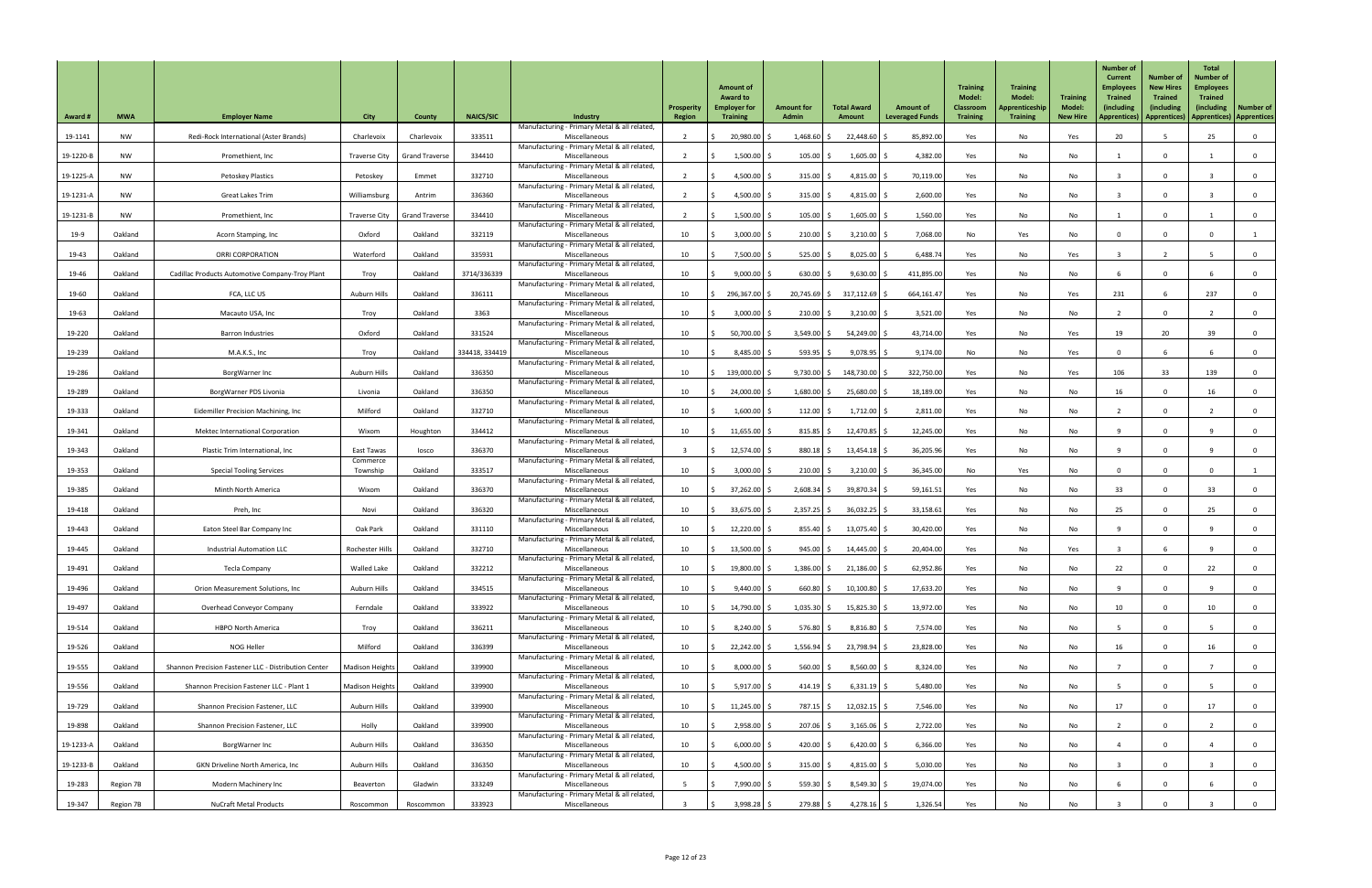| Award # | MWA | Employer Name | City | County | NAICS/SIC | Industry | Prosperity Region | Amount of Award to Employer for Training | Amount for Admin | Total Award Amount | Amount of Leveraged Funds | Training Model: Classroom Training | Training Model: Apprenticeship Training | Training Model: New Hire | Number of Current Employees Trained (including Apprentices) | Number of New Hires Trained (including Apprentices) | Total Number of Employees Trained (including Apprentices) | Number of Apprentices |
|---|---|---|---|---|---|---|---|---|---|---|---|---|---|---|---|---|---|---|
| 19-1141 | NW | Redi-Rock International (Aster Brands) | Charlevoix | Charlevoix | 333511 | Manufacturing - Primary Metal & all related, Miscellaneous | 2 | $ 20,980.00 | $ 1,468.60 | $ 22,448.60 | $ 85,892.00 | Yes | No | Yes | 20 | 5 | 25 | 0 |
| 19-1220-B | NW | Promethient, Inc | Traverse City | Grand Traverse | 334410 | Manufacturing - Primary Metal & all related, Miscellaneous | 2 | $ 1,500.00 | $ 105.00 | $ 1,605.00 | $ 4,382.00 | Yes | No | No | 1 | 0 | 1 | 0 |
| 19-1225-A | NW | Petoskey Plastics | Petoskey | Emmet | 332710 | Manufacturing - Primary Metal & all related, Miscellaneous | 2 | $ 4,500.00 | $ 315.00 | $ 4,815.00 | $ 70,119.00 | Yes | No | No | 3 | 0 | 3 | 0 |
| 19-1231-A | NW | Great Lakes Trim | Williamsburg | Antrim | 336360 | Manufacturing - Primary Metal & all related, Miscellaneous | 2 | $ 4,500.00 | $ 315.00 | $ 4,815.00 | $ 2,600.00 | Yes | No | No | 3 | 0 | 3 | 0 |
| 19-1231-B | NW | Promethient, Inc | Traverse City | Grand Traverse | 334410 | Manufacturing - Primary Metal & all related, Miscellaneous | 2 | $ 1,500.00 | $ 105.00 | $ 1,605.00 | $ 1,560.00 | Yes | No | No | 1 | 0 | 1 | 0 |
| 19-9 | Oakland | Acorn Stamping, Inc | Oxford | Oakland | 332119 | Manufacturing - Primary Metal & all related, Miscellaneous | 10 | $ 3,000.00 | $ 210.00 | $ 3,210.00 | $ 7,068.00 | No | Yes | No | 0 | 0 | 0 | 1 |
| 19-43 | Oakland | ORRI CORPORATION | Waterford | Oakland | 335931 | Manufacturing - Primary Metal & all related, Miscellaneous | 10 | $ 7,500.00 | $ 525.00 | $ 8,025.00 | $ 6,488.74 | Yes | No | Yes | 3 | 2 | 5 | 0 |
| 19-46 | Oakland | Cadillac Products Automotive Company-Troy Plant | Troy | Oakland | 3714/336339 | Manufacturing - Primary Metal & all related, Miscellaneous | 10 | $ 9,000.00 | $ 630.00 | $ 9,630.00 | $ 411,895.00 | Yes | No | No | 6 | 0 | 6 | 0 |
| 19-60 | Oakland | FCA, LLC US | Auburn Hills | Oakland | 336111 | Manufacturing - Primary Metal & all related, Miscellaneous | 10 | $ 296,367.00 | $ 20,745.69 | $ 317,112.69 | $ 664,161.47 | Yes | No | Yes | 231 | 6 | 237 | 0 |
| 19-63 | Oakland | Macauto USA, Inc | Troy | Oakland | 3363 | Manufacturing - Primary Metal & all related, Miscellaneous | 10 | $ 3,000.00 | $ 210.00 | $ 3,210.00 | $ 3,521.00 | Yes | No | No | 2 | 0 | 2 | 0 |
| 19-220 | Oakland | Barron Industries | Oxford | Oakland | 331524 | Manufacturing - Primary Metal & all related, Miscellaneous | 10 | $ 50,700.00 | $ 3,549.00 | $ 54,249.00 | $ 43,714.00 | Yes | No | Yes | 19 | 20 | 39 | 0 |
| 19-239 | Oakland | M.A.K.S., Inc | Troy | Oakland | 334418, 334419 | Manufacturing - Primary Metal & all related, Miscellaneous | 10 | $ 8,485.00 | $ 593.95 | $ 9,078.95 | $ 9,174.00 | No | No | Yes | 0 | 6 | 6 | 0 |
| 19-286 | Oakland | BorgWarner Inc | Auburn Hills | Oakland | 336350 | Manufacturing - Primary Metal & all related, Miscellaneous | 10 | $ 139,000.00 | $ 9,730.00 | $ 148,730.00 | $ 322,750.00 | Yes | No | Yes | 106 | 33 | 139 | 0 |
| 19-289 | Oakland | BorgWarner PDS Livonia | Livonia | Oakland | 336350 | Manufacturing - Primary Metal & all related, Miscellaneous | 10 | $ 24,000.00 | $ 1,680.00 | $ 25,680.00 | $ 18,189.00 | Yes | No | No | 16 | 0 | 16 | 0 |
| 19-333 | Oakland | Eidemiller Precision Machining, Inc | Milford | Oakland | 332710 | Manufacturing - Primary Metal & all related, Miscellaneous | 10 | $ 1,600.00 | $ 112.00 | $ 1,712.00 | $ 2,811.00 | Yes | No | No | 2 | 0 | 2 | 0 |
| 19-341 | Oakland | Mektec International Corporation | Wixom | Houghton | 334412 | Manufacturing - Primary Metal & all related, Miscellaneous | 10 | $ 11,655.00 | $ 815.85 | $ 12,470.85 | $ 12,245.00 | Yes | No | No | 9 | 0 | 9 | 0 |
| 19-343 | Oakland | Plastic Trim International, Inc | East Tawas | Iosco | 336370 | Manufacturing - Primary Metal & all related, Miscellaneous | 3 | $ 12,574.00 | $ 880.18 | $ 13,454.18 | $ 36,205.96 | Yes | No | No | 9 | 0 | 9 | 0 |
| 19-353 | Oakland | Special Tooling Services | Commerce Township | Oakland | 333517 | Manufacturing - Primary Metal & all related, Miscellaneous | 10 | $ 3,000.00 | $ 210.00 | $ 3,210.00 | $ 36,345.00 | No | Yes | No | 0 | 0 | 0 | 1 |
| 19-385 | Oakland | Minth North America | Wixom | Oakland | 336370 | Manufacturing - Primary Metal & all related, Miscellaneous | 10 | $ 37,262.00 | $ 2,608.34 | $ 39,870.34 | $ 59,161.51 | Yes | No | No | 33 | 0 | 33 | 0 |
| 19-418 | Oakland | Preh, Inc | Novi | Oakland | 336320 | Manufacturing - Primary Metal & all related, Miscellaneous | 10 | $ 33,675.00 | $ 2,357.25 | $ 36,032.25 | $ 33,158.61 | Yes | No | No | 25 | 0 | 25 | 0 |
| 19-443 | Oakland | Eaton Steel Bar Company Inc | Oak Park | Oakland | 331110 | Manufacturing - Primary Metal & all related, Miscellaneous | 10 | $ 12,220.00 | $ 855.40 | $ 13,075.40 | $ 30,420.00 | Yes | No | No | 9 | 0 | 9 | 0 |
| 19-445 | Oakland | Industrial Automation LLC | Rochester Hills | Oakland | 332710 | Manufacturing - Primary Metal & all related, Miscellaneous | 10 | $ 13,500.00 | $ 945.00 | $ 14,445.00 | $ 20,404.00 | Yes | No | Yes | 3 | 6 | 9 | 0 |
| 19-491 | Oakland | Tecla Company | Walled Lake | Oakland | 332212 | Manufacturing - Primary Metal & all related, Miscellaneous | 10 | $ 19,800.00 | $ 1,386.00 | $ 21,186.00 | $ 62,952.86 | Yes | No | No | 22 | 0 | 22 | 0 |
| 19-496 | Oakland | Orion Measurement Solutions, Inc | Auburn Hills | Oakland | 334515 | Manufacturing - Primary Metal & all related, Miscellaneous | 10 | $ 9,440.00 | $ 660.80 | $ 10,100.80 | $ 17,633.20 | Yes | No | No | 9 | 0 | 9 | 0 |
| 19-497 | Oakland | Overhead Conveyor Company | Ferndale | Oakland | 333922 | Manufacturing - Primary Metal & all related, Miscellaneous | 10 | $ 14,790.00 | $ 1,035.30 | $ 15,825.30 | $ 13,972.00 | Yes | No | No | 10 | 0 | 10 | 0 |
| 19-514 | Oakland | HBPO North America | Troy | Oakland | 336211 | Manufacturing - Primary Metal & all related, Miscellaneous | 10 | $ 8,240.00 | $ 576.80 | $ 8,816.80 | $ 7,574.00 | Yes | No | No | 5 | 0 | 5 | 0 |
| 19-526 | Oakland | NOG Heller | Milford | Oakland | 336399 | Manufacturing - Primary Metal & all related, Miscellaneous | 10 | $ 22,242.00 | $ 1,556.94 | $ 23,798.94 | $ 23,828.00 | Yes | No | No | 16 | 0 | 16 | 0 |
| 19-555 | Oakland | Shannon Precision Fastener LLC - Distribution Center | Madison Heights | Oakland | 339900 | Manufacturing - Primary Metal & all related, Miscellaneous | 10 | $ 8,000.00 | $ 560.00 | $ 8,560.00 | $ 8,324.00 | Yes | No | No | 7 | 0 | 7 | 0 |
| 19-556 | Oakland | Shannon Precision Fastener LLC - Plant 1 | Madison Heights | Oakland | 339900 | Manufacturing - Primary Metal & all related, Miscellaneous | 10 | $ 5,917.00 | $ 414.19 | $ 6,331.19 | $ 5,480.00 | Yes | No | No | 5 | 0 | 5 | 0 |
| 19-729 | Oakland | Shannon Precision Fastener, LLC | Auburn Hills | Oakland | 339900 | Manufacturing - Primary Metal & all related, Miscellaneous | 10 | $ 11,245.00 | $ 787.15 | $ 12,032.15 | $ 7,546.00 | Yes | No | No | 17 | 0 | 17 | 0 |
| 19-898 | Oakland | Shannon Precision Fastener, LLC | Holly | Oakland | 339900 | Manufacturing - Primary Metal & all related, Miscellaneous | 10 | $ 2,958.00 | $ 207.06 | $ 3,165.06 | $ 2,722.00 | Yes | No | No | 2 | 0 | 2 | 0 |
| 19-1233-A | Oakland | BorgWarner Inc | Auburn Hills | Oakland | 336350 | Manufacturing - Primary Metal & all related, Miscellaneous | 10 | $ 6,000.00 | $ 420.00 | $ 6,420.00 | $ 6,366.00 | Yes | No | No | 4 | 0 | 4 | 0 |
| 19-1233-B | Oakland | GKN Driveline North America, Inc | Auburn Hills | Oakland | 336350 | Manufacturing - Primary Metal & all related, Miscellaneous | 10 | $ 4,500.00 | $ 315.00 | $ 4,815.00 | $ 5,030.00 | Yes | No | No | 3 | 0 | 3 | 0 |
| 19-283 | Region 7B | Modern Machinery Inc | Beaverton | Gladwin | 333249 | Manufacturing - Primary Metal & all related, Miscellaneous | 5 | $ 7,990.00 | $ 559.30 | $ 8,549.30 | $ 19,074.00 | Yes | No | No | 6 | 0 | 6 | 0 |
| 19-347 | Region 7B | NuCraft Metal Products | Roscommon | Roscommon | 333923 | Manufacturing - Primary Metal & all related, Miscellaneous | 3 | $ 3,998.28 | $ 279.88 | $ 4,278.16 | $ 1,326.54 | Yes | No | No | 3 | 0 | 3 | 0 |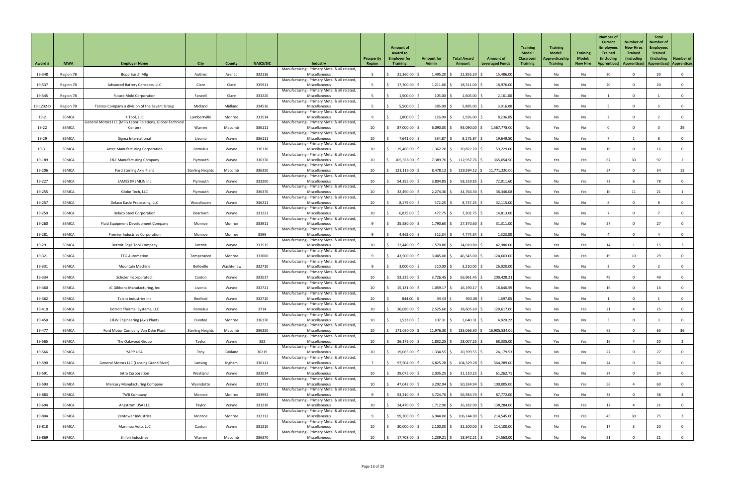| Award # | MWA | Employer Name | City | County | NAICS/SIC | Industry | Prosperity Region | Amount of Award to Employer for Training | Amount for Admin | Total Award Amount | Amount of Leveraged Funds | Training Model: Classroom Training | Training Model: Apprenticeship Training | Training Model: New Hire | Number of Current Employees Trained (including Apprentices) | Number of New Hires Trained (including Apprentices) | Total Number of Employees Trained (including Apprentices) | Number of Apprentices |
|---|---|---|---|---|---|---|---|---|---|---|---|---|---|---|---|---|---|---|
| 19-348 | Region 7B | Bopp Busch Mfg | AuGres | Arenac | 332116 | Manufacturing - Primary Metal & all related, Miscellaneous | 5 | $ 21,360.00 | $ 1,495.20 | $ 22,855.20 | $ 15,486.00 | Yes | No | No | 20 | 0 | 20 | 0 |
| 19-537 | Region 7B | Advanced Battery Concepts, LLC | Clare | Clare | 335911 | Manufacturing - Primary Metal & all related, Miscellaneous | 5 | $ 17,300.00 | $ 1,211.00 | $ 18,511.00 | $ 18,976.00 | Yes | No | No | 20 | 0 | 20 | 0 |
| 19-545 | Region 7B | Future Mold Corporation | Farwell | Clare | 333220 | Manufacturing - Primary Metal & all related, Miscellaneous | 5 | $ 1,500.00 | $ 105.00 | $ 1,605.00 | $ 2,161.00 | Yes | No | No | 1 | 0 | 1 | 0 |
| 19-1232-D | Region 7B | Tannas Company a division of the Savant Group | Midland | Midland | 334516 | Manufacturing - Primary Metal & all related, Miscellaneous | 5 | $ 5,500.00 | $ 385.00 | $ 5,885.00 | $ 3,916.00 | Yes | No | No | 5 | 0 | 5 | 0 |
| 19-2 | SEMCA | K Tool, LLC | Lambertville | Monroe | 333514 | Manufacturing - Primary Metal & all related, Miscellaneous | 9 | $ 1,800.00 | $ 126.00 | $ 1,926.00 | $ 8,236.05 | Yes | No | No | 2 | 0 | 2 | 0 |
| 19-22 | SEMCA | General Motors LLC (MFG Labor Relations, Global Technical Center) | Warren | Macomb | 336111 | Manufacturing - Primary Metal & all related, Miscellaneous | 10 | $ 87,000.00 | $ 6,090.00 | $ 93,090.00 | $ 1,567,778.00 | No | Yes | No | 0 | 0 | 0 | 29 |
| 19-29 | SEMCA | Sigma International | Livonia | Wayne | 336111 | Manufacturing - Primary Metal & all related, Miscellaneous | 10 | $ 7,641.00 | $ 534.87 | $ 8,175.87 | $ 19,649.50 | Yes | No | Yes | 7 | 1 | 8 | 0 |
| 19-31 | SEMCA | Aztec Manufacturing Corporation | Romulus | Wayne | 336310 | Manufacturing - Primary Metal & all related, Miscellaneous | 10 | $ 19,460.00 | $ 1,362.20 | $ 20,822.20 | $ 59,229.00 | Yes | No | No | 16 | 0 | 16 | 0 |
| 19-189 | SEMCA | E&E Manufacturing Company | Plymouth | Wayne | 336370 | Manufacturing - Primary Metal & all related, Miscellaneous | 10 | $ 105,568.00 | $ 7,389.76 | $ 112,957.76 | $ 365,054.50 | Yes | Yes | Yes | 67 | 30 | 97 | 2 |
| 19-206 | SEMCA | Ford Sterling Axle Plant | Sterling Heights | Macomb | 336350 | Manufacturing - Primary Metal & all related, Miscellaneous | 10 | $ 121,116.00 | $ 8,478.12 | $ 129,594.12 | $ 11,771,220.00 | Yes | Yes | No | 54 | 0 | 54 | 15 |
| 19-227 | SEMCA | SAMES KREMLIN Inc | Plymouth | Wayne | 333200 | Manufacturing - Primary Metal & all related, Miscellaneous | 10 | $ 54,355.00 | $ 3,804.85 | $ 58,159.85 | $ 72,011.60 | Yes | No | Yes | 72 | 6 | 78 | 0 |
| 19-255 | SEMCA | Globe Tech, LLC | Plymouth | Wayne | 336370 | Manufacturing - Primary Metal & all related, Miscellaneous | 10 | $ 32,490.00 | $ 2,274.30 | $ 34,764.30 | $ 38,346.08 | Yes | Yes | Yes | 10 | 11 | 21 | 1 |
| 19-257 | SEMCA | Delaco Kasle Processing, LLC | Woodhaven | Wayne | 336211 | Manufacturing - Primary Metal & all related, Miscellaneous | 10 | $ 8,175.00 | $ 572.25 | $ 8,747.25 | $ 32,115.00 | Yes | No | No | 8 | 0 | 8 | 0 |
| 19-259 | SEMCA | Delaco Steel Corporation | Dearborn | Wayne | 331221 | Manufacturing - Primary Metal & all related, Miscellaneous | 10 | $ 6,825.00 | $ 477.75 | $ 7,302.75 | $ 14,813.00 | Yes | No | No | 7 | 0 | 7 | 0 |
| 19-260 | SEMCA | Fluid Equipment Development Company | Monroe | Monroe | 333911 | Manufacturing - Primary Metal & all related, Miscellaneous | 9 | $ 25,580.00 | $ 1,790.60 | $ 27,370.60 | $ 31,311.00 | Yes | No | No | 27 | 0 | 27 | 0 |
| 19-281 | SEMCA | Premier Industries Corporation | Monroe | Monroe | 3599 | Manufacturing - Primary Metal & all related, Miscellaneous | 9 | $ 4,462.00 | $ 312.34 | $ 4,774.34 | $ 1,323.00 | Yes | No | No | 4 | 0 | 4 | 0 |
| 19-291 | SEMCA | Detroit Edge Tool Company | Detroit | Wayne | 333515 | Manufacturing - Primary Metal & all related, Miscellaneous | 10 | $ 22,440.00 | $ 1,570.80 | $ 24,010.80 | $ 42,980.00 | Yes | Yes | Yes | 14 | 1 | 15 | 3 |
| 19-321 | SEMCA | TTG Automation | Temperance | Monroe | 333000 | Manufacturing - Primary Metal & all related, Miscellaneous | 9 | $ 43,500.00 | $ 3,045.00 | $ 46,545.00 | $ 124,603.00 | Yes | No | Yes | 19 | 10 | 29 | 0 |
| 19-331 | SEMCA | Mountain Machine | Belleville | Washtenaw | 332710 | Manufacturing - Primary Metal & all related, Miscellaneous | 9 | $ 3,000.00 | $ 210.00 | $ 3,210.00 | $ 26,020.00 | Yes | No | No | 2 | 0 | 2 | 0 |
| 19-334 | SEMCA | Schuler Incorporated. | Canton | Wayne | 333517 | Manufacturing - Primary Metal & all related, Miscellaneous | 10 | $ 53,235.00 | $ 3,726.45 | $ 56,961.45 | $ 200,428.21 | Yes | No | No | 49 | 0 | 49 | 0 |
| 19-360 | SEMCA | JC Gibbons Manufacturing, Inc | Livonia | Wayne | 332721 | Manufacturing - Primary Metal & all related, Miscellaneous | 10 | $ 15,131.00 | $ 1,059.17 | $ 16,190.17 | $ 18,640.59 | Yes | No | No | 16 | 0 | 16 | 0 |
| 19-362 | SEMCA | Talent industries Inc | Redford | Wayne | 332710 | Manufacturing - Primary Metal & all related, Miscellaneous | 10 | $ 844.00 | $ 59.08 | $ 903.08 | $ 1,697.05 | Yes | No | No | 1 | 0 | 1 | 0 |
| 19-410 | SEMCA | Detroit Thermal Systems, LLC | Romulus | Wayne | 3714 | Manufacturing - Primary Metal & all related, Miscellaneous | 10 | $ 36,080.00 | $ 2,525.60 | $ 38,605.60 | $ 120,617.00 | Yes | No | Yes | 21 | 4 | 25 | 0 |
| 19-450 | SEMCA | L&W Engineering (Axis Plant) | Dundee | Monroe | 336370 | Manufacturing - Primary Metal & all related, Miscellaneous | 10 | $ 1,533.00 | $ 107.31 | $ 1,640.31 | $ 4,820.22 | Yes | No | No | 3 | 0 | 3 | 0 |
| 19-477 | SEMCA | Ford Motor Company Van Dyke Plant | Sterling Heights | Macomb | 336350 | Manufacturing - Primary Metal & all related, Miscellaneous | 10 | $ 171,090.00 | $ 11,976.30 | $ 183,066.30 | $ 16,905,534.00 | Yes | Yes | No | 65 | 0 | 65 | 36 |
| 19-565 | SEMCA | The Oakwood Group | Taylor | Wayne | 332 | Manufacturing - Primary Metal & all related, Miscellaneous | 10 | $ 26,175.00 | $ 1,832.25 | $ 28,007.25 | $ 68,335.00 | Yes | Yes | Yes | 16 | 4 | 20 | 2 |
| 19-566 | SEMCA | YAPP USA | Troy | Oakland | 36219 | Manufacturing - Primary Metal & all related, Miscellaneous | 10 | $ 19,065.00 | $ 1,334.55 | $ 20,399.55 | $ 24,179.53 | Yes | No | No | 27 | 0 | 27 | 0 |
| 19-590 | SEMCA | General Motors LLC (Lansing Grand River) | Lansing | Ingham | 336111 | Manufacturing - Primary Metal & all related, Miscellaneous | 7 | $ 97,504.00 | $ 6,825.28 | $ 104,329.28 | $ 564,289.00 | Yes | No | No | 74 | 0 | 74 | 0 |
| 19-591 | SEMCA | Intra Corporation | Westland | Wayne | 333514 | Manufacturing - Primary Metal & all related, Miscellaneous | 10 | $ 29,075.00 | $ 2,035.25 | $ 31,110.25 | $ 61,262.71 | Yes | No | No | 24 | 0 | 24 | 0 |
| 19-593 | SEMCA | Mercury Manufacturing Company | Wyandotte | Wayne | 332721 | Manufacturing - Primary Metal & all related, Miscellaneous | 10 | $ 47,042.00 | $ 3,292.94 | $ 50,334.94 | $ 100,005.00 | Yes | No | Yes | 56 | 4 | 60 | 0 |
| 19-683 | SEMCA | TWB Company | Monroe | Monroe | 333992 | Manufacturing - Primary Metal & all related, Miscellaneous | 9 | $ 53,210.00 | $ 3,724.70 | $ 56,934.70 | $ 87,772.00 | Yes | Yes | No | 38 | 0 | 38 | 4 |
| 19-694 | SEMCA | Angstrom USA LLC | Taylor | Wayne | 331210 | Manufacturing - Primary Metal & all related, Miscellaneous | 10 | $ 24,470.00 | $ 1,712.90 | $ 26,182.90 | $ 138,284.00 | Yes | No | Yes | 17 | 4 | 21 | 0 |
| 19-804 | SEMCA | Ventower Industries | Monroe | Monroe | 332312 | Manufacturing - Primary Metal & all related, Miscellaneous | 9 | $ 99,200.00 | $ 6,944.00 | $ 106,144.00 | $ 214,545.00 | Yes | Yes | Yes | 45 | 30 | 75 | 3 |
| 19-818 | SEMCA | Marimba Auto, LLC | Canton | Wayne | 331210 | Manufacturing - Primary Metal & all related, Miscellaneous | 10 | $ 30,000.00 | $ 2,100.00 | $ 32,100.00 | $ 114,100.00 | Yes | No | Yes | 17 | 3 | 20 | 0 |
| 19-869 | SEMCA | Shiloh Industries | Warren | Macomb | 336370 | Manufacturing - Primary Metal & all related, Miscellaneous | 10 | $ 17,703.00 | $ 1,239.21 | $ 18,942.21 | $ 24,563.00 | Yes | No | No | 21 | 0 | 21 | 0 |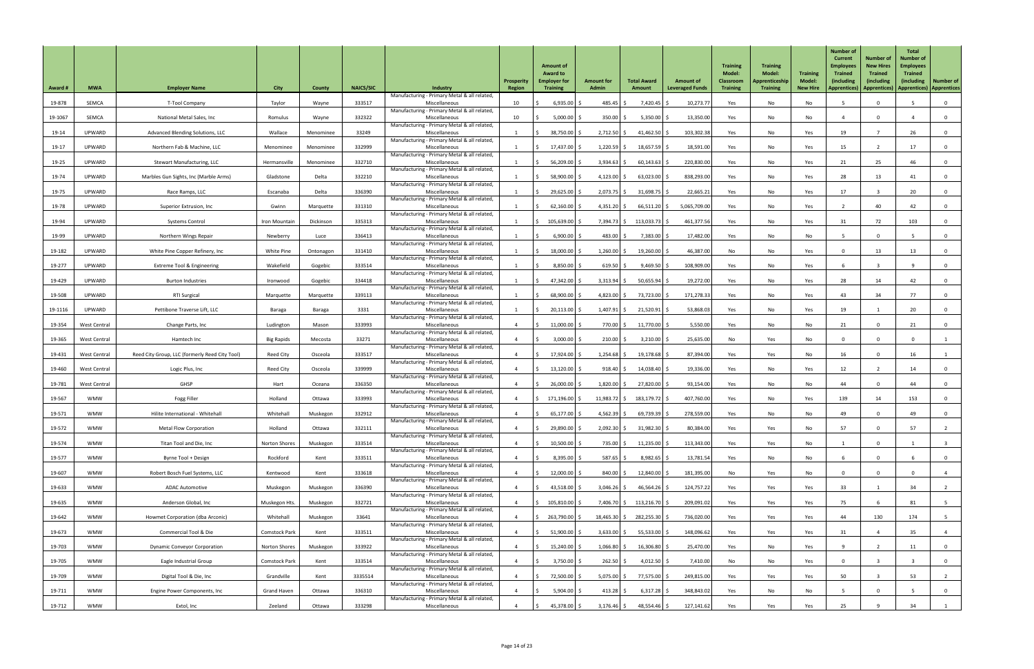| Award # | MWA | Employer Name | City | County | NAICS/SIC | Industry | Prosperity Region | Amount of Award to Employer for Training | Amount for Admin | Total Award Amount | Amount of Leveraged Funds | Training Model: Classroom Training | Training Model: Apprenticeship Training | Training Model: New Hire | Number of Current Employees Trained (including Apprentices) | Number of New Hires Trained (including Apprentices) | Total Number of Employees Trained (including Apprentices) | Number of Apprentices |
|---|---|---|---|---|---|---|---|---|---|---|---|---|---|---|---|---|---|---|
| 19-878 | SEMCA | T-Tool Company | Taylor | Wayne | 333517 | Manufacturing - Primary Metal & all related, Miscellaneous | 10 | $ 6,935.00 | $ 485.45 | $ 7,420.45 | $ 10,273.77 | Yes | No | No | 5 | 0 | 5 | 0 |
| 19-1067 | SEMCA | National Metal Sales, Inc | Romulus | Wayne | 332322 | Manufacturing - Primary Metal & all related, Miscellaneous | 10 | $ 5,000.00 | $ 350.00 | $ 5,350.00 | $ 13,350.00 | Yes | No | No | 4 | 0 | 4 | 0 |
| 19-14 | UPWARD | Advanced Blending Solutions, LLC | Wallace | Menominee | 33249 | Manufacturing - Primary Metal & all related, Miscellaneous | 1 | $ 38,750.00 | $ 2,712.50 | $ 41,462.50 | $ 103,302.38 | Yes | No | Yes | 19 | 7 | 26 | 0 |
| 19-17 | UPWARD | Northern Fab & Machine, LLC | Menominee | Menominee | 332999 | Manufacturing - Primary Metal & all related, Miscellaneous | 1 | $ 17,437.00 | $ 1,220.59 | $ 18,657.59 | $ 18,591.00 | Yes | No | Yes | 15 | 2 | 17 | 0 |
| 19-25 | UPWARD | Stewart Manufacturing, LLC | Hermansville | Menominee | 332710 | Manufacturing - Primary Metal & all related, Miscellaneous | 1 | $ 56,209.00 | $ 3,934.63 | $ 60,143.63 | $ 220,830.00 | Yes | No | Yes | 21 | 25 | 46 | 0 |
| 19-74 | UPWARD | Marbles Gun Sights, Inc (Marble Arms) | Gladstone | Delta | 332210 | Manufacturing - Primary Metal & all related, Miscellaneous | 1 | $ 58,900.00 | $ 4,123.00 | $ 63,023.00 | $ 838,293.00 | Yes | No | Yes | 28 | 13 | 41 | 0 |
| 19-75 | UPWARD | Race Ramps, LLC | Escanaba | Delta | 336390 | Manufacturing - Primary Metal & all related, Miscellaneous | 1 | $ 29,625.00 | $ 2,073.75 | $ 31,698.75 | $ 22,665.21 | Yes | No | Yes | 17 | 3 | 20 | 0 |
| 19-78 | UPWARD | Superior Extrusion, Inc | Gwinn | Marquette | 331310 | Manufacturing - Primary Metal & all related, Miscellaneous | 1 | $ 62,160.00 | $ 4,351.20 | $ 66,511.20 | $ 5,065,709.00 | Yes | No | Yes | 2 | 40 | 42 | 0 |
| 19-94 | UPWARD | Systems Control | Iron Mountain | Dickinson | 335313 | Manufacturing - Primary Metal & all related, Miscellaneous | 1 | $ 105,639.00 | $ 7,394.73 | $ 113,033.73 | $ 461,377.56 | Yes | No | Yes | 31 | 72 | 103 | 0 |
| 19-99 | UPWARD | Northern Wings Repair | Newberry | Luce | 336413 | Manufacturing - Primary Metal & all related, Miscellaneous | 1 | $ 6,900.00 | $ 483.00 | $ 7,383.00 | $ 17,482.00 | Yes | No | No | 5 | 0 | 5 | 0 |
| 19-182 | UPWARD | White Pine Copper Refinery, Inc | White Pine | Ontonagon | 331410 | Manufacturing - Primary Metal & all related, Miscellaneous | 1 | $ 18,000.00 | $ 1,260.00 | $ 19,260.00 | $ 46,387.00 | No | No | Yes | 0 | 13 | 13 | 0 |
| 19-277 | UPWARD | Extreme Tool & Engineering | Wakefield | Gogebic | 333514 | Manufacturing - Primary Metal & all related, Miscellaneous | 1 | $ 8,850.00 | $ 619.50 | $ 9,469.50 | $ 108,909.00 | Yes | No | Yes | 6 | 3 | 9 | 0 |
| 19-429 | UPWARD | Burton Industries | Ironwood | Gogebic | 334418 | Manufacturing - Primary Metal & all related, Miscellaneous | 1 | $ 47,342.00 | $ 3,313.94 | $ 50,655.94 | $ 19,272.00 | Yes | No | Yes | 28 | 14 | 42 | 0 |
| 19-508 | UPWARD | RTI Surgical | Marquette | Marquette | 339113 | Manufacturing - Primary Metal & all related, Miscellaneous | 1 | $ 68,900.00 | $ 4,823.00 | $ 73,723.00 | $ 171,278.33 | Yes | No | Yes | 43 | 34 | 77 | 0 |
| 19-1116 | UPWARD | Pettibone Traverse Lift, LLC | Baraga | Baraga | 3331 | Manufacturing - Primary Metal & all related, Miscellaneous | 1 | $ 20,113.00 | $ 1,407.91 | $ 21,520.91 | $ 53,868.03 | Yes | No | Yes | 19 | 1 | 20 | 0 |
| 19-354 | West Central | Change Parts, Inc | Ludington | Mason | 333993 | Manufacturing - Primary Metal & all related, Miscellaneous | 4 | $ 11,000.00 | $ 770.00 | $ 11,770.00 | $ 5,550.00 | Yes | No | No | 21 | 0 | 21 | 0 |
| 19-365 | West Central | Hamtech Inc | Big Rapids | Mecosta | 33271 | Manufacturing - Primary Metal & all related, Miscellaneous | 4 | $ 3,000.00 | $ 210.00 | $ 3,210.00 | $ 25,635.00 | No | Yes | No | 0 | 0 | 0 | 1 |
| 19-431 | West Central | Reed City Group, LLC (formerly Reed City Tool) | Reed City | Osceola | 333517 | Manufacturing - Primary Metal & all related, Miscellaneous | 4 | $ 17,924.00 | $ 1,254.68 | $ 19,178.68 | $ 87,394.00 | Yes | Yes | No | 16 | 0 | 16 | 1 |
| 19-460 | West Central | Logic Plus, Inc | Reed City | Osceola | 339999 | Manufacturing - Primary Metal & all related, Miscellaneous | 4 | $ 13,120.00 | $ 918.40 | $ 14,038.40 | $ 19,336.00 | Yes | No | Yes | 12 | 2 | 14 | 0 |
| 19-781 | West Central | GHSP | Hart | Oceana | 336350 | Manufacturing - Primary Metal & all related, Miscellaneous | 4 | $ 26,000.00 | $ 1,820.00 | $ 27,820.00 | $ 93,154.00 | Yes | No | No | 44 | 0 | 44 | 0 |
| 19-567 | WMW | Fogg Filler | Holland | Ottawa | 333993 | Manufacturing - Primary Metal & all related, Miscellaneous | 4 | $ 171,196.00 | $ 11,983.72 | $ 183,179.72 | $ 407,760.00 | Yes | No | Yes | 139 | 14 | 153 | 0 |
| 19-571 | WMW | Hilite International - Whitehall | Whitehall | Muskegon | 332912 | Manufacturing - Primary Metal & all related, Miscellaneous | 4 | $ 65,177.00 | $ 4,562.39 | $ 69,739.39 | $ 278,559.00 | Yes | No | No | 49 | 0 | 49 | 0 |
| 19-572 | WMW | Metal Flow Corporation | Holland | Ottawa | 332111 | Manufacturing - Primary Metal & all related, Miscellaneous | 4 | $ 29,890.00 | $ 2,092.30 | $ 31,982.30 | $ 80,384.00 | Yes | Yes | No | 57 | 0 | 57 | 2 |
| 19-574 | WMW | Titan Tool and Die, Inc | Norton Shores | Muskegon | 333514 | Manufacturing - Primary Metal & all related, Miscellaneous | 4 | $ 10,500.00 | $ 735.00 | $ 11,235.00 | $ 113,343.00 | Yes | Yes | No | 1 | 0 | 1 | 3 |
| 19-577 | WMW | Byrne Tool + Design | Rockford | Kent | 333511 | Manufacturing - Primary Metal & all related, Miscellaneous | 4 | $ 8,395.00 | $ 587.65 | $ 8,982.65 | $ 13,781.54 | Yes | No | No | 6 | 0 | 6 | 0 |
| 19-607 | WMW | Robert Bosch Fuel Systems, LLC | Kentwood | Kent | 333618 | Manufacturing - Primary Metal & all related, Miscellaneous | 4 | $ 12,000.00 | $ 840.00 | $ 12,840.00 | $ 181,395.00 | No | Yes | No | 0 | 0 | 0 | 4 |
| 19-633 | WMW | ADAC Automotive | Muskegon | Muskegon | 336390 | Manufacturing - Primary Metal & all related, Miscellaneous | 4 | $ 43,518.00 | $ 3,046.26 | $ 46,564.26 | $ 124,757.22 | Yes | Yes | Yes | 33 | 1 | 34 | 2 |
| 19-635 | WMW | Anderson Global, Inc | Muskegon Hts. | Muskegon | 332721 | Manufacturing - Primary Metal & all related, Miscellaneous | 4 | $ 105,810.00 | $ 7,406.70 | $ 113,216.70 | $ 209,091.02 | Yes | Yes | Yes | 75 | 6 | 81 | 5 |
| 19-642 | WMW | Howmet Corporation (dba Arconic) | Whitehall | Muskegon | 33641 | Manufacturing - Primary Metal & all related, Miscellaneous | 4 | $ 263,790.00 | $ 18,465.30 | $ 282,255.30 | $ 736,020.00 | Yes | Yes | Yes | 44 | 130 | 174 | 5 |
| 19-673 | WMW | Commercial Tool & Die | Comstock Park | Kent | 333511 | Manufacturing - Primary Metal & all related, Miscellaneous | 4 | $ 51,900.00 | $ 3,633.00 | $ 55,533.00 | $ 148,096.62 | Yes | Yes | Yes | 31 | 4 | 35 | 4 |
| 19-703 | WMW | Dynamic Conveyor Corporation | Norton Shores | Muskegon | 333922 | Manufacturing - Primary Metal & all related, Miscellaneous | 4 | $ 15,240.00 | $ 1,066.80 | $ 16,306.80 | $ 25,470.00 | Yes | No | Yes | 9 | 2 | 11 | 0 |
| 19-705 | WMW | Eagle Industrial Group | Comstock Park | Kent | 333514 | Manufacturing - Primary Metal & all related, Miscellaneous | 4 | $ 3,750.00 | $ 262.50 | $ 4,012.50 | $ 7,410.00 | No | No | Yes | 0 | 3 | 3 | 0 |
| 19-709 | WMW | Digital Tool & Die, Inc | Grandville | Kent | 3335514 | Manufacturing - Primary Metal & all related, Miscellaneous | 4 | $ 72,500.00 | $ 5,075.00 | $ 77,575.00 | $ 249,815.00 | Yes | Yes | Yes | 50 | 3 | 53 | 2 |
| 19-711 | WMW | Engine Power Components, Inc | Grand Haven | Ottawa | 336310 | Manufacturing - Primary Metal & all related, Miscellaneous | 4 | $ 5,904.00 | $ 413.28 | $ 6,317.28 | $ 348,843.02 | Yes | No | No | 5 | 0 | 5 | 0 |
| 19-712 | WMW | Extol, Inc | Zeeland | Ottawa | 333298 | Manufacturing - Primary Metal & all related, Miscellaneous | 4 | $ 45,378.00 | $ 3,176.46 | $ 48,554.46 | $ 127,141.62 | Yes | Yes | Yes | 25 | 9 | 34 | 1 |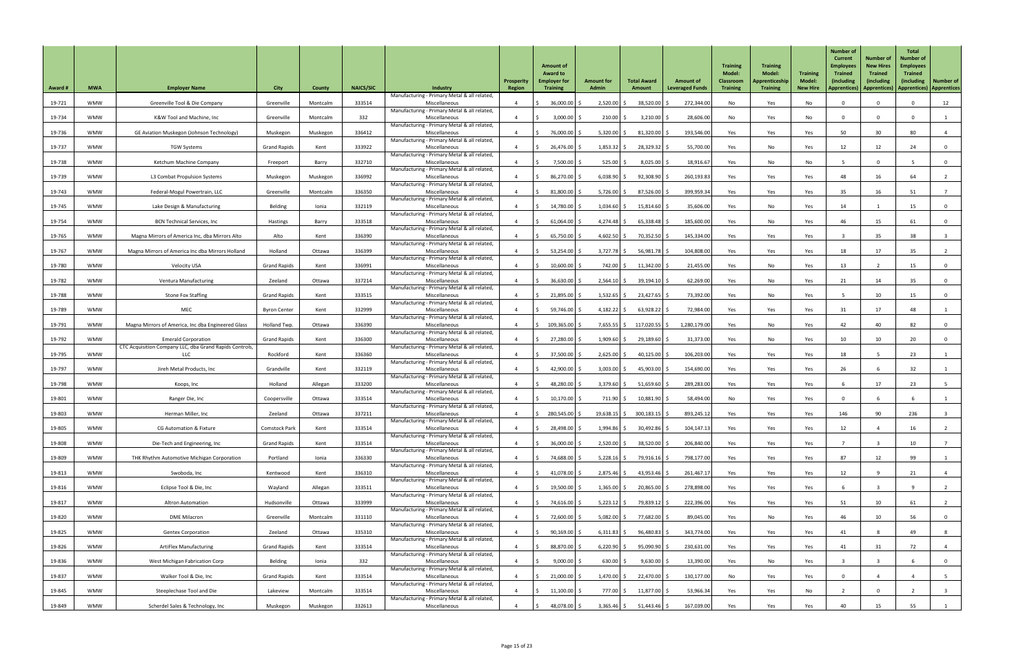| Award # | MWA | Employer Name | City | County | NAICS/SIC | Industry | Prosperity Region | Amount of Award to Employer for Training | Amount for Admin | Total Award Amount | Amount of Leveraged Funds | Training Model: Classroom Training | Training Model: Apprenticeship Training | Training Model: New Hire | Number of Current Employees Trained (including Apprentices) | Number of New Hires Trained (including Apprentices) | Total Number of Employees Trained (including Apprentices) | Number of Apprentices |
|---|---|---|---|---|---|---|---|---|---|---|---|---|---|---|---|---|---|---|
| 19-721 | WMW | Greenville Tool & Die Company | Greenville | Montcalm | 333514 | Manufacturing - Primary Metal & all related, Miscellaneous | 4 | $ 36,000.00 | $ 2,520.00 | $ 38,520.00 | $ 272,344.00 | No | Yes | No | 0 | 0 | 0 | 12 |
| 19-734 | WMW | K&W Tool and Machine, Inc | Greenville | Montcalm | 332 | Manufacturing - Primary Metal & all related, Miscellaneous | 4 | $ 3,000.00 | $ 210.00 | $ 3,210.00 | $ 28,606.00 | No | Yes | No | 0 | 0 | 0 | 1 |
| 19-736 | WMW | GE Aviation Muskegon (Johnson Technology) | Muskegon | Muskegon | 336412 | Manufacturing - Primary Metal & all related, Miscellaneous | 4 | $ 76,000.00 | $ 5,320.00 | $ 81,320.00 | $ 193,546.00 | Yes | Yes | Yes | 50 | 30 | 80 | 4 |
| 19-737 | WMW | TGW Systems | Grand Rapids | Kent | 333922 | Manufacturing - Primary Metal & all related, Miscellaneous | 4 | $ 26,476.00 | $ 1,853.32 | $ 28,329.32 | $ 55,700.00 | Yes | No | Yes | 12 | 12 | 24 | 0 |
| 19-738 | WMW | Ketchum Machine Company | Freeport | Barry | 332710 | Manufacturing - Primary Metal & all related, Miscellaneous | 4 | $ 7,500.00 | $ 525.00 | $ 8,025.00 | $ 18,916.67 | Yes | No | No | 5 | 0 | 5 | 0 |
| 19-739 | WMW | L3 Combat Propulsion Systems | Muskegon | Muskegon | 336992 | Manufacturing - Primary Metal & all related, Miscellaneous | 4 | $ 86,270.00 | $ 6,038.90 | $ 92,308.90 | $ 260,193.83 | Yes | Yes | Yes | 48 | 16 | 64 | 2 |
| 19-743 | WMW | Federal-Mogul Powertrain, LLC | Greenville | Montcalm | 336350 | Manufacturing - Primary Metal & all related, Miscellaneous | 4 | $ 81,800.00 | $ 5,726.00 | $ 87,526.00 | $ 399,959.34 | Yes | Yes | Yes | 35 | 16 | 51 | 7 |
| 19-745 | WMW | Lake Design & Manufacturing | Belding | Ionia | 332119 | Manufacturing - Primary Metal & all related, Miscellaneous | 4 | $ 14,780.00 | $ 1,034.60 | $ 15,814.60 | $ 35,606.00 | Yes | No | Yes | 14 | 1 | 15 | 0 |
| 19-754 | WMW | BCN Technical Services, Inc | Hastings | Barry | 333518 | Manufacturing - Primary Metal & all related, Miscellaneous | 4 | $ 61,064.00 | $ 4,274.48 | $ 65,338.48 | $ 185,600.00 | Yes | No | Yes | 46 | 15 | 61 | 0 |
| 19-765 | WMW | Magna Mirrors of America Inc, dba Mirrors Alto | Alto | Kent | 336390 | Manufacturing - Primary Metal & all related, Miscellaneous | 4 | $ 65,750.00 | $ 4,602.50 | $ 70,352.50 | $ 145,334.00 | Yes | Yes | Yes | 3 | 35 | 38 | 3 |
| 19-767 | WMW | Magna Mirrors of America Inc dba Mirrors Holland | Holland | Ottawa | 336399 | Manufacturing - Primary Metal & all related, Miscellaneous | 4 | $ 53,254.00 | $ 3,727.78 | $ 56,981.78 | $ 104,808.00 | Yes | Yes | Yes | 18 | 17 | 35 | 2 |
| 19-780 | WMW | Velocity USA | Grand Rapids | Kent | 336991 | Manufacturing - Primary Metal & all related, Miscellaneous | 4 | $ 10,600.00 | $ 742.00 | $ 11,342.00 | $ 21,455.00 | Yes | No | Yes | 13 | 2 | 15 | 0 |
| 19-782 | WMW | Ventura Manufacturing | Zeeland | Ottawa | 337214 | Manufacturing - Primary Metal & all related, Miscellaneous | 4 | $ 36,630.00 | $ 2,564.10 | $ 39,194.10 | $ 62,269.00 | Yes | No | Yes | 21 | 14 | 35 | 0 |
| 19-788 | WMW | Stone Fox Staffing | Grand Rapids | Kent | 333515 | Manufacturing - Primary Metal & all related, Miscellaneous | 4 | $ 21,895.00 | $ 1,532.65 | $ 23,427.65 | $ 73,392.00 | Yes | No | Yes | 5 | 10 | 15 | 0 |
| 19-789 | WMW | MEC | Byron Center | Kent | 332999 | Manufacturing - Primary Metal & all related, Miscellaneous | 4 | $ 59,746.00 | $ 4,182.22 | $ 63,928.22 | $ 72,984.00 | Yes | Yes | Yes | 31 | 17 | 48 | 1 |
| 19-791 | WMW | Magna Mirrors of America, Inc dba Engineered Glass | Holland Twp. | Ottawa | 336390 | Manufacturing - Primary Metal & all related, Miscellaneous | 4 | $ 109,365.00 | $ 7,655.55 | $ 117,020.55 | $ 1,280,179.00 | Yes | No | Yes | 42 | 40 | 82 | 0 |
| 19-792 | WMW | Emerald Corporation | Grand Rapids | Kent | 336300 | Manufacturing - Primary Metal & all related, Miscellaneous | 4 | $ 27,280.00 | $ 1,909.60 | $ 29,189.60 | $ 31,373.00 | Yes | No | Yes | 10 | 10 | 20 | 0 |
| 19-795 | WMW | CTC Acquisition Company LLC, dba Grand Rapids Controls, LLC | Rockford | Kent | 336360 | Manufacturing - Primary Metal & all related, Miscellaneous | 4 | $ 37,500.00 | $ 2,625.00 | $ 40,125.00 | $ 106,203.00 | Yes | Yes | Yes | 18 | 5 | 23 | 1 |
| 19-797 | WMW | Jireh Metal Products, Inc | Grandville | Kent | 332119 | Manufacturing - Primary Metal & all related, Miscellaneous | 4 | $ 42,900.00 | $ 3,003.00 | $ 45,903.00 | $ 154,690.00 | Yes | Yes | Yes | 26 | 6 | 32 | 1 |
| 19-798 | WMW | Koops, Inc | Holland | Allegan | 333200 | Manufacturing - Primary Metal & all related, Miscellaneous | 4 | $ 48,280.00 | $ 3,379.60 | $ 51,659.60 | $ 289,283.00 | Yes | Yes | Yes | 6 | 17 | 23 | 5 |
| 19-801 | WMW | Ranger Die, Inc | Coopersville | Ottawa | 333514 | Manufacturing - Primary Metal & all related, Miscellaneous | 4 | $ 10,170.00 | $ 711.90 | $ 10,881.90 | $ 58,494.00 | No | Yes | Yes | 0 | 6 | 6 | 1 |
| 19-803 | WMW | Herman Miller, Inc | Zeeland | Ottawa | 337211 | Manufacturing - Primary Metal & all related, Miscellaneous | 4 | $ 280,545.00 | $ 19,638.15 | $ 300,183.15 | $ 893,245.12 | Yes | Yes | Yes | 146 | 90 | 236 | 3 |
| 19-805 | WMW | CG Automation & Fixture | Comstock Park | Kent | 333514 | Manufacturing - Primary Metal & all related, Miscellaneous | 4 | $ 28,498.00 | $ 1,994.86 | $ 30,492.86 | $ 104,147.13 | Yes | Yes | Yes | 12 | 4 | 16 | 2 |
| 19-808 | WMW | Die-Tech and Engineering, Inc | Grand Rapids | Kent | 333514 | Manufacturing - Primary Metal & all related, Miscellaneous | 4 | $ 36,000.00 | $ 2,520.00 | $ 38,520.00 | $ 206,840.00 | Yes | Yes | Yes | 7 | 3 | 10 | 7 |
| 19-809 | WMW | THK Rhythm Automotive Michigan Corporation | Portland | Ionia | 336330 | Manufacturing - Primary Metal & all related, Miscellaneous | 4 | $ 74,688.00 | $ 5,228.16 | $ 79,916.16 | $ 798,177.00 | Yes | Yes | Yes | 87 | 12 | 99 | 1 |
| 19-813 | WMW | Swoboda, Inc | Kentwood | Kent | 336310 | Manufacturing - Primary Metal & all related, Miscellaneous | 4 | $ 41,078.00 | $ 2,875.46 | $ 43,953.46 | $ 261,467.17 | Yes | Yes | Yes | 12 | 9 | 21 | 4 |
| 19-816 | WMW | Eclipse Tool & Die, Inc | Wayland | Allegan | 333511 | Manufacturing - Primary Metal & all related, Miscellaneous | 4 | $ 19,500.00 | $ 1,365.00 | $ 20,865.00 | $ 278,898.00 | Yes | Yes | Yes | 6 | 3 | 9 | 2 |
| 19-817 | WMW | Altron Automation | Hudsonville | Ottawa | 333999 | Manufacturing - Primary Metal & all related, Miscellaneous | 4 | $ 74,616.00 | $ 5,223.12 | $ 79,839.12 | $ 222,396.00 | Yes | Yes | Yes | 51 | 10 | 61 | 2 |
| 19-820 | WMW | DME Milacron | Greenville | Montcalm | 331110 | Manufacturing - Primary Metal & all related, Miscellaneous | 4 | $ 72,600.00 | $ 5,082.00 | $ 77,682.00 | $ 89,045.00 | Yes | No | Yes | 46 | 10 | 56 | 0 |
| 19-825 | WMW | Gentex Corporation | Zeeland | Ottawa | 335310 | Manufacturing - Primary Metal & all related, Miscellaneous | 4 | $ 90,169.00 | $ 6,311.83 | $ 96,480.83 | $ 343,774.00 | Yes | Yes | Yes | 41 | 8 | 49 | 8 |
| 19-826 | WMW | ArtiFlex Manufacturing | Grand Rapids | Kent | 333514 | Manufacturing - Primary Metal & all related, Miscellaneous | 4 | $ 88,870.00 | $ 6,220.90 | $ 95,090.90 | $ 230,631.00 | Yes | Yes | Yes | 41 | 31 | 72 | 4 |
| 19-836 | WMW | West Michigan Fabrication Corp | Belding | Ionia | 332 | Manufacturing - Primary Metal & all related, Miscellaneous | 4 | $ 9,000.00 | $ 630.00 | $ 9,630.00 | $ 13,390.00 | Yes | No | Yes | 3 | 3 | 6 | 0 |
| 19-837 | WMW | Walker Tool & Die, Inc | Grand Rapids | Kent | 333514 | Manufacturing - Primary Metal & all related, Miscellaneous | 4 | $ 21,000.00 | $ 1,470.00 | $ 22,470.00 | $ 130,177.00 | No | Yes | Yes | 0 | 4 | 4 | 5 |
| 19-845 | WMW | Steeplechase Tool and Die | Lakeview | Montcalm | 333514 | Manufacturing - Primary Metal & all related, Miscellaneous | 4 | $ 11,100.00 | $ 777.00 | $ 11,877.00 | $ 53,966.34 | Yes | Yes | No | 2 | 0 | 2 | 3 |
| 19-849 | WMW | Scherdel Sales & Technology, Inc | Muskegon | Muskegon | 332613 | Manufacturing - Primary Metal & all related, Miscellaneous | 4 | $ 48,078.00 | $ 3,365.46 | $ 51,443.46 | $ 167,039.00 | Yes | Yes | Yes | 40 | 15 | 55 | 1 |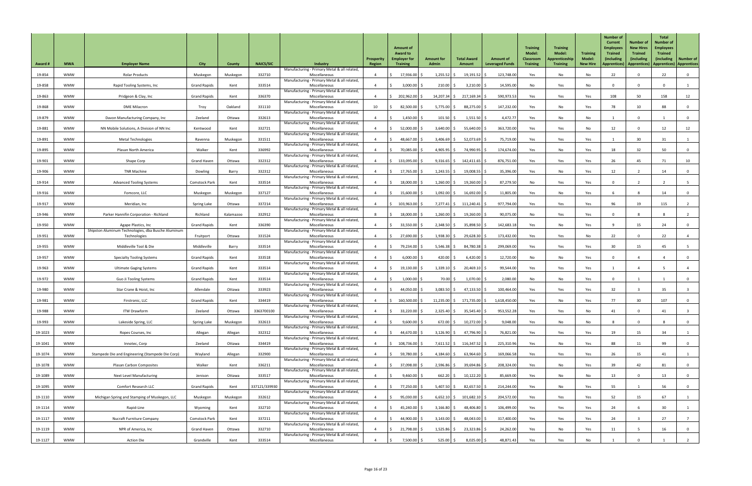| Award # | MWA | Employer Name | City | County | NAICS/SIC | Industry | Prosperity Region | Amount of Award to Employer for Training | Amount for Admin | Total Award Amount | Amount of Leveraged Funds | Training Model: Classroom Training | Training Model: Apprenticeship Training | Training Model: New Hire | Number of Current Employees Trained (including Apprentices) | Number of New Hires Trained (including Apprentices) | Total Number of Employees Trained (including Apprentices) | Number of Apprentices |
|---|---|---|---|---|---|---|---|---|---|---|---|---|---|---|---|---|---|---|
| 19-854 | WMW | Rolar Products | Muskegon | Muskegon | 332710 | Manufacturing - Primary Metal & all related, Miscellaneous | 4 | $ 17,936.00 | $ 1,255.52 | $ 19,191.52 | $ 123,748.00 | Yes | No | No | 22 | 0 | 22 | 0 |
| 19-858 | WMW | Rapid Tooling Systems, Inc | Grand Rapids | Kent | 333514 | Manufacturing - Primary Metal & all related, Miscellaneous | 4 | $ 3,000.00 | $ 210.00 | $ 3,210.00 | $ 14,595.00 | No | Yes | No | 0 | 0 | 0 | 1 |
| 19-863 | WMW | Pridgeon & Clay, Inc | Grand Rapids | Kent | 336370 | Manufacturing - Primary Metal & all related, Miscellaneous | 4 | $ 202,962.00 | $ 14,207.34 | $ 217,169.34 | $ 590,973.53 | Yes | Yes | Yes | 108 | 50 | 158 | 12 |
| 19-868 | WMW | DME Milacron | Troy | Oakland | 331110 | Manufacturing - Primary Metal & all related, Miscellaneous | 10 | $ 82,500.00 | $ 5,775.00 | $ 88,275.00 | $ 147,232.00 | Yes | No | Yes | 78 | 10 | 88 | 0 |
| 19-879 | WMW | Davon Manufacturing Company, Inc | Zeeland | Ottawa | 332613 | Manufacturing - Primary Metal & all related, Miscellaneous | 4 | $ 1,450.00 | $ 101.50 | $ 1,551.50 | $ 4,472.77 | Yes | No | No | 1 | 0 | 1 | 0 |
| 19-881 | WMW | NN Mobile Solutions, A Division of NN Inc | Kentwood | Kent | 332721 | Manufacturing - Primary Metal & all related, Miscellaneous | 4 | $ 52,000.00 | $ 3,640.00 | $ 55,640.00 | $ 363,720.00 | Yes | Yes | No | 12 | 0 | 12 | 12 |
| 19-891 | WMW | Metal Technologies | Ravenna | Muskegon | 331511 | Manufacturing - Primary Metal & all related, Miscellaneous | 4 | $ 48,667.00 | $ 3,406.69 | $ 52,073.69 | $ 75,719.00 | Yes | Yes | Yes | 1 | 30 | 31 | 1 |
| 19-895 | WMW | Plasan North America | Walker | Kent | 336992 | Manufacturing - Primary Metal & all related, Miscellaneous | 4 | $ 70,085.00 | $ 4,905.95 | $ 74,990.95 | $ 174,674.00 | Yes | No | Yes | 18 | 32 | 50 | 0 |
| 19-901 | WMW | Shape Corp | Grand Haven | Ottawa | 332312 | Manufacturing - Primary Metal & all related, Miscellaneous | 4 | $ 133,095.00 | $ 9,316.65 | $ 142,411.65 | $ 876,751.00 | Yes | Yes | Yes | 26 | 45 | 71 | 10 |
| 19-906 | WMW | TNR Machine | Dowling | Barry | 332312 | Manufacturing - Primary Metal & all related, Miscellaneous | 4 | $ 17,765.00 | $ 1,243.55 | $ 19,008.55 | $ 35,396.00 | Yes | No | Yes | 12 | 2 | 14 | 0 |
| 19-914 | WMW | Advanced Tooling Systems | Comstock Park | Kent | 333514 | Manufacturing - Primary Metal & all related, Miscellaneous | 4 | $ 18,000.00 | $ 1,260.00 | $ 19,260.00 | $ 87,279.50 | No | Yes | Yes | 0 | 2 | 2 | 5 |
| 19-916 | WMW | Fomcore, LLC | Muskegon | Muskegon | 337127 | Manufacturing - Primary Metal & all related, Miscellaneous | 4 | $ 15,600.00 | $ 1,092.00 | $ 16,692.00 | $ 11,805.00 | Yes | No | Yes | 6 | 8 | 14 | 0 |
| 19-917 | WMW | Meridian, Inc | Spring Lake | Ottawa | 337214 | Manufacturing - Primary Metal & all related, Miscellaneous | 4 | $ 103,963.00 | $ 7,277.41 | $ 111,240.41 | $ 977,794.00 | Yes | Yes | Yes | 96 | 19 | 115 | 2 |
| 19-946 | WMW | Parker Hannifin Corporation - Richland | Richland | Kalamazoo | 332912 | Manufacturing - Primary Metal & all related, Miscellaneous | 8 | $ 18,000.00 | $ 1,260.00 | $ 19,260.00 | $ 90,075.00 | No | Yes | Yes | 0 | 8 | 8 | 2 |
| 19-950 | WMW | Agape Plastics, Inc | Grand Rapids | Kent | 336390 | Manufacturing - Primary Metal & all related, Miscellaneous | 4 | $ 33,550.00 | $ 2,348.50 | $ 35,898.50 | $ 142,683.18 | Yes | No | Yes | 9 | 15 | 24 | 0 |
| 19-951 | WMW | Shipston Aluminum Technologies, dba Busche Aluminum Technologies | Fruitport | Ottawa | 331524 | Manufacturing - Primary Metal & all related, Miscellaneous | 4 | $ 27,690.00 | $ 1,938.30 | $ 29,628.30 | $ 173,432.00 | Yes | Yes | No | 22 | 0 | 22 | 4 |
| 19-955 | WMW | Middleville Tool & Die | Middleville | Barry | 333514 | Manufacturing - Primary Metal & all related, Miscellaneous | 4 | $ 79,234.00 | $ 5,546.38 | $ 84,780.38 | $ 299,069.00 | Yes | Yes | Yes | 30 | 15 | 45 | 5 |
| 19-957 | WMW | Specialty Tooling Systems | Grand Rapids | Kent | 333518 | Manufacturing - Primary Metal & all related, Miscellaneous | 4 | $ 6,000.00 | $ 420.00 | $ 6,420.00 | $ 12,720.00 | No | No | Yes | 0 | 4 | 4 | 0 |
| 19-963 | WMW | Ultimate Gaging Systems | Grand Rapids | Kent | 333514 | Manufacturing - Primary Metal & all related, Miscellaneous | 4 | $ 19,130.00 | $ 1,339.10 | $ 20,469.10 | $ 99,544.00 | Yes | Yes | Yes | 1 | 4 | 5 | 4 |
| 19-972 | WMW | Guo Ji Tooling Systems | Grand Rapids | Kent | 333514 | Manufacturing - Primary Metal & all related, Miscellaneous | 4 | $ 1,000.00 | $ 70.00 | $ 1,070.00 | $ 2,080.00 | No | No | Yes | 0 | 1 | 1 | 0 |
| 19-980 | WMW | Star Crane & Hoist, Inc | Allendale | Ottawa | 333923 | Manufacturing - Primary Metal & all related, Miscellaneous | 4 | $ 44,050.00 | $ 3,083.50 | $ 47,133.50 | $ 100,464.00 | Yes | Yes | Yes | 32 | 3 | 35 | 3 |
| 19-981 | WMW | Firstronic, LLC | Grand Rapids | Kent | 334419 | Manufacturing - Primary Metal & all related, Miscellaneous | 4 | $ 160,500.00 | $ 11,235.00 | $ 171,735.00 | $ 1,618,450.00 | Yes | No | Yes | 77 | 30 | 107 | 0 |
| 19-988 | WMW | ITW Drawform | Zeeland | Ottawa | 3363700100 | Manufacturing - Primary Metal & all related, Miscellaneous | 4 | $ 33,220.00 | $ 2,325.40 | $ 35,545.40 | $ 953,552.28 | Yes | Yes | No | 41 | 0 | 41 | 3 |
| 19-993 | WMW | Lakeside Spring, LLC | Spring Lake | Muskegon | 332613 | Manufacturing - Primary Metal & all related, Miscellaneous | 4 | $ 9,600.00 | $ 672.00 | $ 10,272.00 | $ 9,048.00 | Yes | No | No | 8 | 0 | 8 | 0 |
| 19-1023 | WMW | Ropes Courses, Inc | Allegan | Allegan | 332312 | Manufacturing - Primary Metal & all related, Miscellaneous | 4 | $ 44,670.00 | $ 3,126.90 | $ 47,796.90 | $ 76,821.00 | Yes | Yes | Yes | 19 | 15 | 34 | 1 |
| 19-1041 | WMW | Innotec, Corp | Zeeland | Ottawa | 334419 | Manufacturing - Primary Metal & all related, Miscellaneous | 4 | $ 108,736.00 | $ 7,611.52 | $ 116,347.52 | $ 225,310.96 | Yes | No | Yes | 88 | 11 | 99 | 0 |
| 19-1074 | WMW | Stampede Die and Engineering (Stampede Die Corp) | Wayland | Allegan | 332900 | Manufacturing - Primary Metal & all related, Miscellaneous | 4 | $ 59,780.00 | $ 4,184.60 | $ 63,964.60 | $ 169,066.58 | Yes | Yes | Yes | 26 | 15 | 41 | 1 |
| 19-1078 | WMW | Plasan Carbon Composites | Walker | Kent | 336211 | Manufacturing - Primary Metal & all related, Miscellaneous | 4 | $ 37,098.00 | $ 2,596.86 | $ 39,694.86 | $ 208,324.00 | Yes | No | Yes | 39 | 42 | 81 | 0 |
| 19-1089 | WMW | Next Level Manufacturing | Jenison | Ottawa | 333517 | Manufacturing - Primary Metal & all related, Miscellaneous | 4 | $ 9,460.00 | $ 662.20 | $ 10,122.20 | $ 85,669.00 | Yes | No | No | 13 | 0 | 13 | 0 |
| 19-1095 | WMW | Comfort Research LLC | Grand Rapids | Kent | 337121/339930 | Manufacturing - Primary Metal & all related, Miscellaneous | 4 | $ 77,250.00 | $ 5,407.50 | $ 82,657.50 | $ 214,244.00 | Yes | No | Yes | 55 | 1 | 56 | 0 |
| 19-1110 | WMW | Michigan Spring and Stamping of Muskegon, LLC | Muskegon | Muskegon | 332612 | Manufacturing - Primary Metal & all related, Miscellaneous | 4 | $ 95,030.00 | $ 6,652.10 | $ 101,682.10 | $ 204,572.00 | Yes | Yes | Yes | 52 | 15 | 67 | 1 |
| 19-1114 | WMW | Rapid-Line | Wyoming | Kent | 332710 | Manufacturing - Primary Metal & all related, Miscellaneous | 4 | $ 45,240.00 | $ 3,166.80 | $ 48,406.80 | $ 106,499.00 | Yes | Yes | Yes | 24 | 6 | 30 | 1 |
| 19-1117 | WMW | Nucraft Furniture Company | Comstock Park | Kent | 337211 | Manufacturing - Primary Metal & all related, Miscellaneous | 4 | $ 44,900.00 | $ 3,143.00 | $ 48,043.00 | $ 317,400.00 | Yes | Yes | Yes | 24 | 3 | 27 | 7 |
| 19-1119 | WMW | NPR of America, Inc | Grand Haven | Ottawa | 332710 | Manufacturing - Primary Metal & all related, Miscellaneous | 4 | $ 21,798.00 | $ 1,525.86 | $ 23,323.86 | $ 24,262.00 | Yes | No | Yes | 11 | 5 | 16 | 0 |
| 19-1127 | WMW | Action Die | Grandville | Kent | 333514 | Manufacturing - Primary Metal & all related, Miscellaneous | 4 | $ 7,500.00 | $ 525.00 | $ 8,025.00 | $ 48,871.43 | Yes | Yes | No | 1 | 0 | 1 | 2 |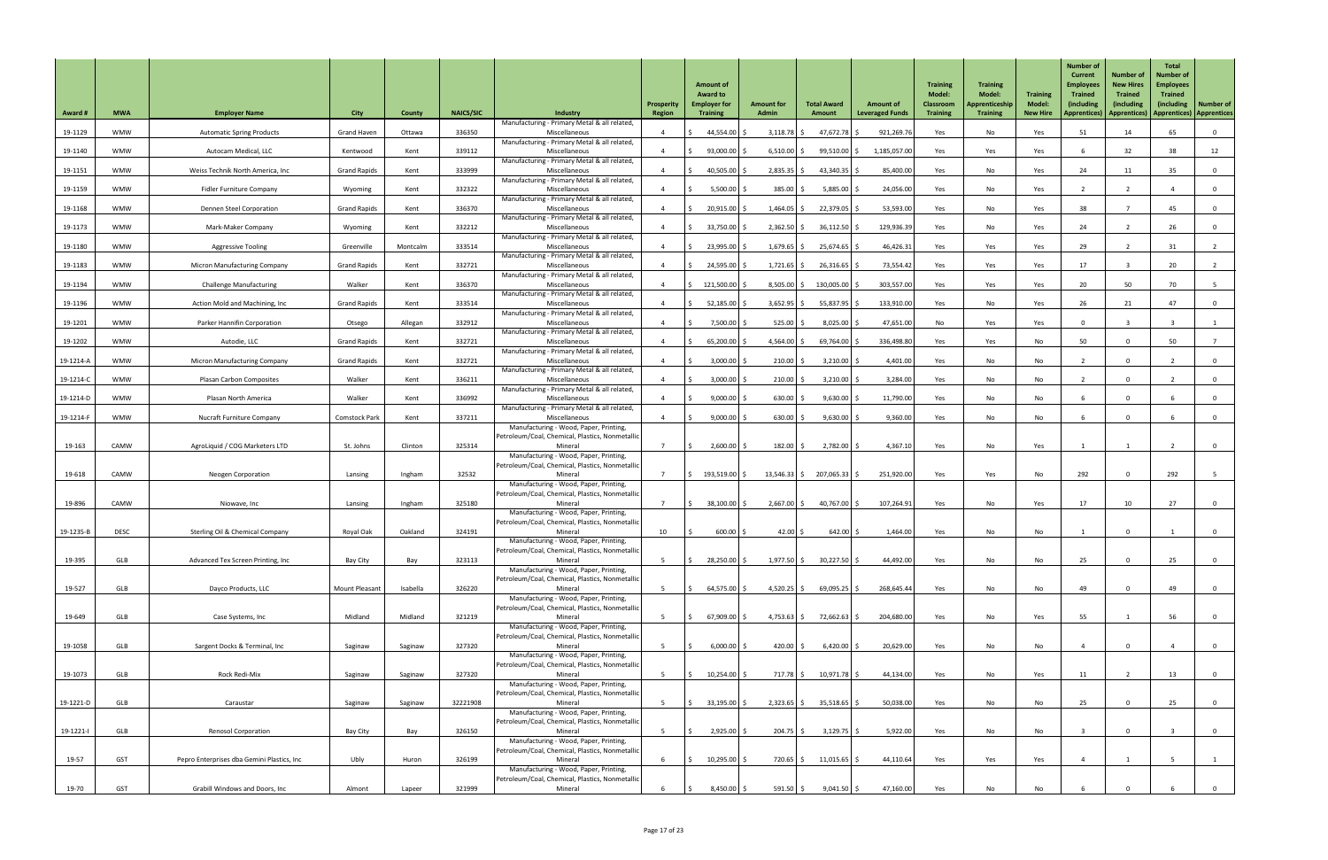| Award # | MWA | Employer Name | City | County | NAICS/SIC | Industry | Prosperity Region | Amount of Award to Employer for Training | Amount for Admin | Total Award Amount | Amount of Leveraged Funds | Training Model: Classroom Training | Training Model: Apprenticeship Training | Training Model: New Hire | Number of Current Employees Trained (including Apprentices) | Number of New Hires Trained (including Apprentices) | Total Number of Employees Trained (including Apprentices) | Number of Apprentices |
|---|---|---|---|---|---|---|---|---|---|---|---|---|---|---|---|---|---|---|
| 19-1129 | WMW | Automatic Spring Products | Grand Haven | Ottawa | 336350 | Manufacturing - Primary Metal & all related, Miscellaneous | 4 | $ 44,554.00 | $ 3,118.78 | $ 47,672.78 | $ 921,269.76 | Yes | No | Yes | 51 | 14 | 65 | 0 |
| 19-1140 | WMW | Autocam Medical, LLC | Kentwood | Kent | 339112 | Manufacturing - Primary Metal & all related, Miscellaneous | 4 | $ 93,000.00 | $ 6,510.00 | $ 99,510.00 | $ 1,185,057.00 | Yes | Yes | Yes | 6 | 32 | 38 | 12 |
| 19-1151 | WMW | Weiss Technik North America, Inc | Grand Rapids | Kent | 333999 | Manufacturing - Primary Metal & all related, Miscellaneous | 4 | $ 40,505.00 | $ 2,835.35 | $ 43,340.35 | $ 85,400.00 | Yes | No | Yes | 24 | 11 | 35 | 0 |
| 19-1159 | WMW | Fidler Furniture Company | Wyoming | Kent | 332322 | Manufacturing - Primary Metal & all related, Miscellaneous | 4 | $ 5,500.00 | $ 385.00 | $ 5,885.00 | $ 24,056.00 | Yes | No | Yes | 2 | 2 | 4 | 0 |
| 19-1168 | WMW | Dennen Steel Corporation | Grand Rapids | Kent | 336370 | Manufacturing - Primary Metal & all related, Miscellaneous | 4 | $ 20,915.00 | $ 1,464.05 | $ 22,379.05 | $ 53,593.00 | Yes | No | Yes | 38 | 7 | 45 | 0 |
| 19-1173 | WMW | Mark-Maker Company | Wyoming | Kent | 332212 | Manufacturing - Primary Metal & all related, Miscellaneous | 4 | $ 33,750.00 | $ 2,362.50 | $ 36,112.50 | $ 129,936.39 | Yes | No | Yes | 24 | 2 | 26 | 0 |
| 19-1180 | WMW | Aggressive Tooling | Greenville | Montcalm | 333514 | Manufacturing - Primary Metal & all related, Miscellaneous | 4 | $ 23,995.00 | $ 1,679.65 | $ 25,674.65 | $ 46,426.31 | Yes | Yes | Yes | 29 | 2 | 31 | 2 |
| 19-1183 | WMW | Micron Manufacturing Company | Grand Rapids | Kent | 332721 | Manufacturing - Primary Metal & all related, Miscellaneous | 4 | $ 24,595.00 | $ 1,721.65 | $ 26,316.65 | $ 73,554.42 | Yes | Yes | Yes | 17 | 3 | 20 | 2 |
| 19-1194 | WMW | Challenge Manufacturing | Walker | Kent | 336370 | Manufacturing - Primary Metal & all related, Miscellaneous | 4 | $ 121,500.00 | $ 8,505.00 | $ 130,005.00 | $ 303,557.00 | Yes | Yes | Yes | 20 | 50 | 70 | 5 |
| 19-1196 | WMW | Action Mold and Machining, Inc | Grand Rapids | Kent | 333514 | Manufacturing - Primary Metal & all related, Miscellaneous | 4 | $ 52,185.00 | $ 3,652.95 | $ 55,837.95 | $ 133,910.00 | Yes | No | Yes | 26 | 21 | 47 | 0 |
| 19-1201 | WMW | Parker Hannifin Corporation | Otsego | Allegan | 332912 | Manufacturing - Primary Metal & all related, Miscellaneous | 4 | $ 7,500.00 | $ 525.00 | $ 8,025.00 | $ 47,651.00 | No | Yes | Yes | 0 | 3 | 3 | 1 |
| 19-1202 | WMW | Autodie, LLC | Grand Rapids | Kent | 332721 | Manufacturing - Primary Metal & all related, Miscellaneous | 4 | $ 65,200.00 | $ 4,564.00 | $ 69,764.00 | $ 336,498.80 | Yes | Yes | No | 50 | 0 | 50 | 7 |
| 19-1214-A | WMW | Micron Manufacturing Company | Grand Rapids | Kent | 332721 | Manufacturing - Primary Metal & all related, Miscellaneous | 4 | $ 3,000.00 | $ 210.00 | $ 3,210.00 | $ 4,401.00 | Yes | No | No | 2 | 0 | 2 | 0 |
| 19-1214-C | WMW | Plasan Carbon Composites | Walker | Kent | 336211 | Manufacturing - Primary Metal & all related, Miscellaneous | 4 | $ 3,000.00 | $ 210.00 | $ 3,210.00 | $ 3,284.00 | Yes | No | No | 2 | 0 | 2 | 0 |
| 19-1214-D | WMW | Plasan North America | Walker | Kent | 336992 | Manufacturing - Primary Metal & all related, Miscellaneous | 4 | $ 9,000.00 | $ 630.00 | $ 9,630.00 | $ 11,790.00 | Yes | No | No | 6 | 0 | 6 | 0 |
| 19-1214-F | WMW | Nucraft Furniture Company | Comstock Park | Kent | 337211 | Manufacturing - Primary Metal & all related, Miscellaneous | 4 | $ 9,000.00 | $ 630.00 | $ 9,630.00 | $ 9,360.00 | Yes | No | No | 6 | 0 | 6 | 0 |
| 19-163 | CAMW | AgroLiquid / COG Marketers LTD | St. Johns | Clinton | 325314 | Manufacturing - Wood, Paper, Printing, Petroleum/Coal, Chemical, Plastics, Nonmetallic Mineral | 7 | $ 2,600.00 | $ 182.00 | $ 2,782.00 | $ 4,367.10 | Yes | No | Yes | 1 | 1 | 2 | 0 |
| 19-618 | CAMW | Neogen Corporation | Lansing | Ingham | 32532 | Manufacturing - Wood, Paper, Printing, Petroleum/Coal, Chemical, Plastics, Nonmetallic Mineral | 7 | $ 193,519.00 | $ 13,546.33 | $ 207,065.33 | $ 251,920.00 | Yes | Yes | No | 292 | 0 | 292 | 5 |
| 19-896 | CAMW | Niowave, Inc | Lansing | Ingham | 325180 | Manufacturing - Wood, Paper, Printing, Petroleum/Coal, Chemical, Plastics, Nonmetallic Mineral | 7 | $ 38,100.00 | $ 2,667.00 | $ 40,767.00 | $ 107,264.91 | Yes | No | Yes | 17 | 10 | 27 | 0 |
| 19-1235-B | DESC | Sterling Oil & Chemical Company | Royal Oak | Oakland | 324191 | Manufacturing - Wood, Paper, Printing, Petroleum/Coal, Chemical, Plastics, Nonmetallic Mineral | 10 | $ 600.00 | $ 42.00 | $ 642.00 | $ 1,464.00 | Yes | No | No | 1 | 0 | 1 | 0 |
| 19-395 | GLB | Advanced Tex Screen Printing, Inc | Bay City | Bay | 323113 | Manufacturing - Wood, Paper, Printing, Petroleum/Coal, Chemical, Plastics, Nonmetallic Mineral | 5 | $ 28,250.00 | $ 1,977.50 | $ 30,227.50 | $ 44,492.00 | Yes | No | No | 25 | 0 | 25 | 0 |
| 19-527 | GLB | Dayco Products, LLC | Mount Pleasant | Isabella | 326220 | Manufacturing - Wood, Paper, Printing, Petroleum/Coal, Chemical, Plastics, Nonmetallic Mineral | 5 | $ 64,575.00 | $ 4,520.25 | $ 69,095.25 | $ 268,645.44 | Yes | No | No | 49 | 0 | 49 | 0 |
| 19-649 | GLB | Case Systems, Inc | Midland | Midland | 321219 | Manufacturing - Wood, Paper, Printing, Petroleum/Coal, Chemical, Plastics, Nonmetallic Mineral | 5 | $ 67,909.00 | $ 4,753.63 | $ 72,662.63 | $ 204,680.00 | Yes | No | Yes | 55 | 1 | 56 | 0 |
| 19-1058 | GLB | Sargent Docks & Terminal, Inc | Saginaw | Saginaw | 327320 | Manufacturing - Wood, Paper, Printing, Petroleum/Coal, Chemical, Plastics, Nonmetallic Mineral | 5 | $ 6,000.00 | $ 420.00 | $ 6,420.00 | $ 20,629.00 | Yes | No | No | 4 | 0 | 4 | 0 |
| 19-1073 | GLB | Rock Redi-Mix | Saginaw | Saginaw | 327320 | Manufacturing - Wood, Paper, Printing, Petroleum/Coal, Chemical, Plastics, Nonmetallic Mineral | 5 | $ 10,254.00 | $ 717.78 | $ 10,971.78 | $ 44,134.00 | Yes | No | Yes | 11 | 2 | 13 | 0 |
| 19-1221-D | GLB | Caraustar | Saginaw | Saginaw | 32221908 | Manufacturing - Wood, Paper, Printing, Petroleum/Coal, Chemical, Plastics, Nonmetallic Mineral | 5 | $ 33,195.00 | $ 2,323.65 | $ 35,518.65 | $ 50,038.00 | Yes | No | No | 25 | 0 | 25 | 0 |
| 19-1221-I | GLB | Renosol Corporation | Bay City | Bay | 326150 | Manufacturing - Wood, Paper, Printing, Petroleum/Coal, Chemical, Plastics, Nonmetallic Mineral | 5 | $ 2,925.00 | $ 204.75 | $ 3,129.75 | $ 5,922.00 | Yes | No | No | 3 | 0 | 3 | 0 |
| 19-57 | GST | Pepro Enterprises dba Gemini Plastics, Inc | Ubly | Huron | 326199 | Manufacturing - Wood, Paper, Printing, Petroleum/Coal, Chemical, Plastics, Nonmetallic Mineral | 6 | $ 10,295.00 | $ 720.65 | $ 11,015.65 | $ 44,110.64 | Yes | Yes | Yes | 4 | 1 | 5 | 1 |
| 19-70 | GST | Grabill Windows and Doors, Inc | Almont | Lapeer | 321999 | Manufacturing - Wood, Paper, Printing, Petroleum/Coal, Chemical, Plastics, Nonmetallic Mineral | 6 | $ 8,450.00 | $ 591.50 | $ 9,041.50 | $ 47,160.00 | Yes | No | No | 6 | 0 | 6 | 0 |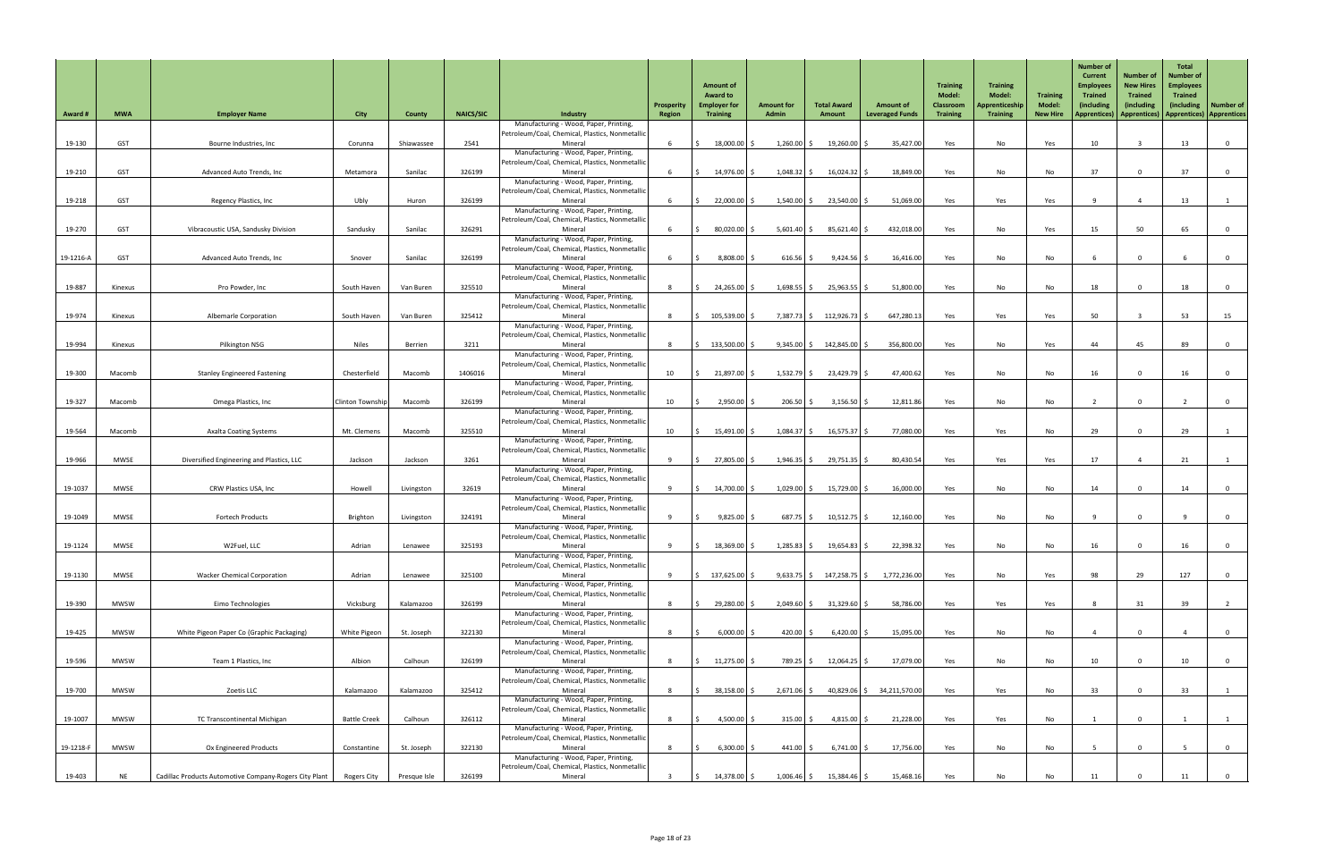| Award # | MWA | Employer Name | City | County | NAICS/SIC | Industry | Prosperity Region | Amount of Award to Employer for Training | Amount for Admin | Total Award Amount | Amount of Leveraged Funds | Training Model: Classroom Training | Training Model: Apprenticeship Training | Training Model: New Hire | Number of Current Employees Trained (including Apprentices) | Number of New Hires Trained (including Apprentices) | Total Number of Employees Trained (including Apprentices) | Number of Apprentices |
|---|---|---|---|---|---|---|---|---|---|---|---|---|---|---|---|---|---|---|
| 19-130 | GST | Bourne Industries, Inc | Corunna | Shiawassee | 2541 | Manufacturing - Wood, Paper, Printing, Petroleum/Coal, Chemical, Plastics, Nonmetallic Mineral | 6 | $ 18,000.00 | $ 1,260.00 | $ 19,260.00 | $ 35,427.00 | Yes | No | Yes | 10 | 3 | 13 | 0 |
| 19-210 | GST | Advanced Auto Trends, Inc | Metamora | Sanilac | 326199 | Manufacturing - Wood, Paper, Printing, Petroleum/Coal, Chemical, Plastics, Nonmetallic Mineral | 6 | $ 14,976.00 | $ 1,048.32 | $ 16,024.32 | $ 18,849.00 | Yes | No | No | 37 | 0 | 37 | 0 |
| 19-218 | GST | Regency Plastics, Inc | Ubly | Huron | 326199 | Manufacturing - Wood, Paper, Printing, Petroleum/Coal, Chemical, Plastics, Nonmetallic Mineral | 6 | $ 22,000.00 | $ 1,540.00 | $ 23,540.00 | $ 51,069.00 | Yes | Yes | Yes | 9 | 4 | 13 | 1 |
| 19-270 | GST | Vibracoustic USA, Sandusky Division | Sandusky | Sanilac | 326291 | Manufacturing - Wood, Paper, Printing, Petroleum/Coal, Chemical, Plastics, Nonmetallic Mineral | 6 | $ 80,020.00 | $ 5,601.40 | $ 85,621.40 | $ 432,018.00 | Yes | No | Yes | 15 | 50 | 65 | 0 |
| 19-1216-A | GST | Advanced Auto Trends, Inc | Snover | Sanilac | 326199 | Manufacturing - Wood, Paper, Printing, Petroleum/Coal, Chemical, Plastics, Nonmetallic Mineral | 6 | $ 8,808.00 | $ 616.56 | $ 9,424.56 | $ 16,416.00 | Yes | No | No | 6 | 0 | 6 | 0 |
| 19-887 | Kinexus | Pro Powder, Inc | South Haven | Van Buren | 325510 | Manufacturing - Wood, Paper, Printing, Petroleum/Coal, Chemical, Plastics, Nonmetallic Mineral | 8 | $ 24,265.00 | $ 1,698.55 | $ 25,963.55 | $ 51,800.00 | Yes | No | No | 18 | 0 | 18 | 0 |
| 19-974 | Kinexus | Albemarle Corporation | South Haven | Van Buren | 325412 | Manufacturing - Wood, Paper, Printing, Petroleum/Coal, Chemical, Plastics, Nonmetallic Mineral | 8 | $ 105,539.00 | $ 7,387.73 | $ 112,926.73 | $ 647,280.13 | Yes | Yes | Yes | 50 | 3 | 53 | 15 |
| 19-994 | Kinexus | Pilkington NSG | Niles | Berrien | 3211 | Manufacturing - Wood, Paper, Printing, Petroleum/Coal, Chemical, Plastics, Nonmetallic Mineral | 8 | $ 133,500.00 | $ 9,345.00 | $ 142,845.00 | $ 356,800.00 | Yes | No | Yes | 44 | 45 | 89 | 0 |
| 19-300 | Macomb | Stanley Engineered Fastening | Chesterfield | Macomb | 1406016 | Manufacturing - Wood, Paper, Printing, Petroleum/Coal, Chemical, Plastics, Nonmetallic Mineral | 10 | $ 21,897.00 | $ 1,532.79 | $ 23,429.79 | $ 47,400.62 | Yes | No | No | 16 | 0 | 16 | 0 |
| 19-327 | Macomb | Omega Plastics, Inc | Clinton Township | Macomb | 326199 | Manufacturing - Wood, Paper, Printing, Petroleum/Coal, Chemical, Plastics, Nonmetallic Mineral | 10 | $ 2,950.00 | $ 206.50 | $ 3,156.50 | $ 12,811.86 | Yes | No | No | 2 | 0 | 2 | 0 |
| 19-564 | Macomb | Axalta Coating Systems | Mt. Clemens | Macomb | 325510 | Manufacturing - Wood, Paper, Printing, Petroleum/Coal, Chemical, Plastics, Nonmetallic Mineral | 10 | $ 15,491.00 | $ 1,084.37 | $ 16,575.37 | $ 77,080.00 | Yes | Yes | No | 29 | 0 | 29 | 1 |
| 19-966 | MWSE | Diversified Engineering and Plastics, LLC | Jackson | Jackson | 3261 | Manufacturing - Wood, Paper, Printing, Petroleum/Coal, Chemical, Plastics, Nonmetallic Mineral | 9 | $ 27,805.00 | $ 1,946.35 | $ 29,751.35 | $ 80,430.54 | Yes | Yes | Yes | 17 | 4 | 21 | 1 |
| 19-1037 | MWSE | CRW Plastics USA, Inc | Howell | Livingston | 32619 | Manufacturing - Wood, Paper, Printing, Petroleum/Coal, Chemical, Plastics, Nonmetallic Mineral | 9 | $ 14,700.00 | $ 1,029.00 | $ 15,729.00 | $ 16,000.00 | Yes | No | No | 14 | 0 | 14 | 0 |
| 19-1049 | MWSE | Fortech Products | Brighton | Livingston | 324191 | Manufacturing - Wood, Paper, Printing, Petroleum/Coal, Chemical, Plastics, Nonmetallic Mineral | 9 | $ 9,825.00 | $ 687.75 | $ 10,512.75 | $ 12,160.00 | Yes | No | No | 9 | 0 | 9 | 0 |
| 19-1124 | MWSE | W2Fuel, LLC | Adrian | Lenawee | 325193 | Manufacturing - Wood, Paper, Printing, Petroleum/Coal, Chemical, Plastics, Nonmetallic Mineral | 9 | $ 18,369.00 | $ 1,285.83 | $ 19,654.83 | $ 22,398.32 | Yes | No | No | 16 | 0 | 16 | 0 |
| 19-1130 | MWSE | Wacker Chemical Corporation | Adrian | Lenawee | 325100 | Manufacturing - Wood, Paper, Printing, Petroleum/Coal, Chemical, Plastics, Nonmetallic Mineral | 9 | $ 137,625.00 | $ 9,633.75 | $ 147,258.75 | $ 1,772,236.00 | Yes | No | Yes | 98 | 29 | 127 | 0 |
| 19-390 | MWSW | Eimo Technologies | Vicksburg | Kalamazoo | 326199 | Manufacturing - Wood, Paper, Printing, Petroleum/Coal, Chemical, Plastics, Nonmetallic Mineral | 8 | $ 29,280.00 | $ 2,049.60 | $ 31,329.60 | $ 58,786.00 | Yes | Yes | Yes | 8 | 31 | 39 | 2 |
| 19-425 | MWSW | White Pigeon Paper Co (Graphic Packaging) | White Pigeon | St. Joseph | 322130 | Manufacturing - Wood, Paper, Printing, Petroleum/Coal, Chemical, Plastics, Nonmetallic Mineral | 8 | $ 6,000.00 | $ 420.00 | $ 6,420.00 | $ 15,095.00 | Yes | No | No | 4 | 0 | 4 | 0 |
| 19-596 | MWSW | Team 1 Plastics, Inc | Albion | Calhoun | 326199 | Manufacturing - Wood, Paper, Printing, Petroleum/Coal, Chemical, Plastics, Nonmetallic Mineral | 8 | $ 11,275.00 | $ 789.25 | $ 12,064.25 | $ 17,079.00 | Yes | No | No | 10 | 0 | 10 | 0 |
| 19-700 | MWSW | Zoetis LLC | Kalamazoo | Kalamazoo | 325412 | Manufacturing - Wood, Paper, Printing, Petroleum/Coal, Chemical, Plastics, Nonmetallic Mineral | 8 | $ 38,158.00 | $ 2,671.06 | $ 40,829.06 | $ 34,211,570.00 | Yes | Yes | No | 33 | 0 | 33 | 1 |
| 19-1007 | MWSW | TC Transcontinental Michigan | Battle Creek | Calhoun | 326112 | Manufacturing - Wood, Paper, Printing, Petroleum/Coal, Chemical, Plastics, Nonmetallic Mineral | 8 | $ 4,500.00 | $ 315.00 | $ 4,815.00 | $ 21,228.00 | Yes | Yes | No | 1 | 0 | 1 | 1 |
| 19-1218-F | MWSW | Ox Engineered Products | Constantine | St. Joseph | 322130 | Manufacturing - Wood, Paper, Printing, Petroleum/Coal, Chemical, Plastics, Nonmetallic Mineral | 8 | $ 6,300.00 | $ 441.00 | $ 6,741.00 | $ 17,756.00 | Yes | No | No | 5 | 0 | 5 | 0 |
| 19-403 | NE | Cadillac Products Automotive Company-Rogers City Plant | Rogers City | Presque Isle | 326199 | Manufacturing - Wood, Paper, Printing, Petroleum/Coal, Chemical, Plastics, Nonmetallic Mineral | 3 | $ 14,378.00 | $ 1,006.46 | $ 15,384.46 | $ 15,468.16 | Yes | No | No | 11 | 0 | 11 | 0 |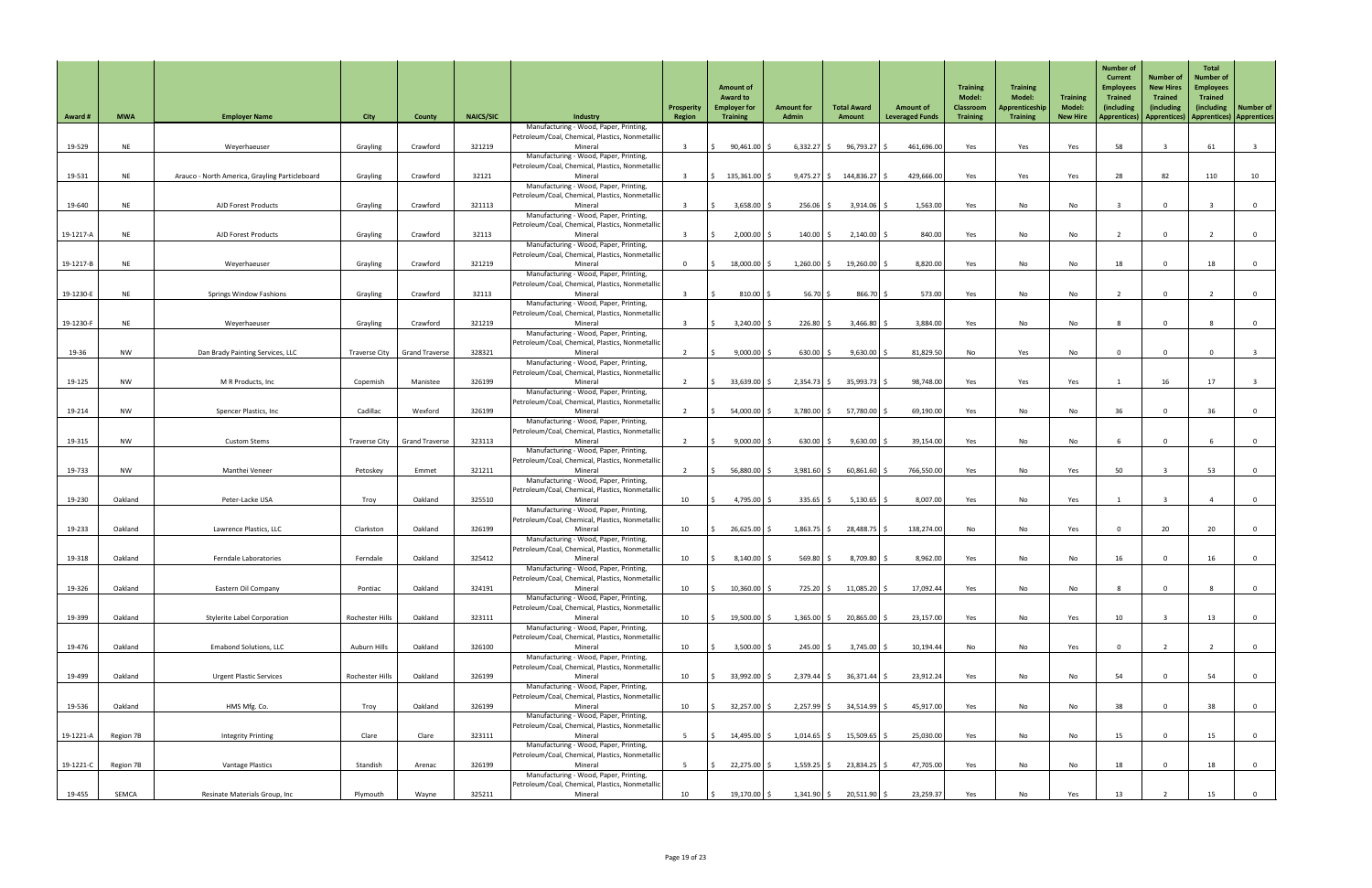| Award # | MWA | Employer Name | City | County | NAICS/SIC | Industry | Prosperity Region | Amount of Award to Employer for Training | Amount for Admin | Total Award Amount | Amount of Leveraged Funds | Training Model: Classroom Training | Training Model: Apprenticeship Training | Training Model: New Hire | Number of Current Employees Trained (including Apprentices) | Number of New Hires Trained (including Apprentices) | Total Number of Employees Trained (including Apprentices) | Number of Apprentices |
|---|---|---|---|---|---|---|---|---|---|---|---|---|---|---|---|---|---|---|
| 19-529 | NE | Weyerhaeuser | Grayling | Crawford | 321219 | Manufacturing - Wood, Paper, Printing, Petroleum/Coal, Chemical, Plastics, Nonmetallic Mineral | 3 | $ 90,461.00 | $ 6,332.27 | $ 96,793.27 | $ 461,696.00 | Yes | Yes | Yes | 58 | 3 | 61 | 3 |
| 19-531 | NE | Arauco - North America, Grayling Particleboard | Grayling | Crawford | 32121 | Manufacturing - Wood, Paper, Printing, Petroleum/Coal, Chemical, Plastics, Nonmetallic Mineral | 3 | $ 135,361.00 | $ 9,475.27 | $ 144,836.27 | $ 429,666.00 | Yes | Yes | Yes | 28 | 82 | 110 | 10 |
| 19-640 | NE | AJD Forest Products | Grayling | Crawford | 321113 | Manufacturing - Wood, Paper, Printing, Petroleum/Coal, Chemical, Plastics, Nonmetallic Mineral | 3 | $ 3,658.00 | $ 256.06 | $ 3,914.06 | $ 1,563.00 | Yes | No | No | 3 | 0 | 3 | 0 |
| 19-1217-A | NE | AJD Forest Products | Grayling | Crawford | 32113 | Manufacturing - Wood, Paper, Printing, Petroleum/Coal, Chemical, Plastics, Nonmetallic Mineral | 3 | $ 2,000.00 | $ 140.00 | $ 2,140.00 | $ 840.00 | Yes | No | No | 2 | 0 | 2 | 0 |
| 19-1217-B | NE | Weyerhaeuser | Grayling | Crawford | 321219 | Manufacturing - Wood, Paper, Printing, Petroleum/Coal, Chemical, Plastics, Nonmetallic Mineral | 0 | $ 18,000.00 | $ 1,260.00 | $ 19,260.00 | $ 8,820.00 | Yes | No | No | 18 | 0 | 18 | 0 |
| 19-1230-E | NE | Springs Window Fashions | Grayling | Crawford | 32113 | Manufacturing - Wood, Paper, Printing, Petroleum/Coal, Chemical, Plastics, Nonmetallic Mineral | 3 | $ 810.00 | $ 56.70 | $ 866.70 | $ 573.00 | Yes | No | No | 2 | 0 | 2 | 0 |
| 19-1230-F | NE | Weyerhaeuser | Grayling | Crawford | 321219 | Manufacturing - Wood, Paper, Printing, Petroleum/Coal, Chemical, Plastics, Nonmetallic Mineral | 3 | $ 3,240.00 | $ 226.80 | $ 3,466.80 | $ 3,884.00 | Yes | No | No | 8 | 0 | 8 | 0 |
| 19-36 | NW | Dan Brady Painting Services, LLC | Traverse City | Grand Traverse | 328321 | Manufacturing - Wood, Paper, Printing, Petroleum/Coal, Chemical, Plastics, Nonmetallic Mineral | 2 | $ 9,000.00 | $ 630.00 | $ 9,630.00 | $ 81,829.50 | No | Yes | No | 0 | 0 | 0 | 3 |
| 19-125 | NW | M R Products, Inc | Copemish | Manistee | 326199 | Manufacturing - Wood, Paper, Printing, Petroleum/Coal, Chemical, Plastics, Nonmetallic Mineral | 2 | $ 33,639.00 | $ 2,354.73 | $ 35,993.73 | $ 98,748.00 | Yes | Yes | Yes | 1 | 16 | 17 | 3 |
| 19-214 | NW | Spencer Plastics, Inc | Cadillac | Wexford | 326199 | Manufacturing - Wood, Paper, Printing, Petroleum/Coal, Chemical, Plastics, Nonmetallic Mineral | 2 | $ 54,000.00 | $ 3,780.00 | $ 57,780.00 | $ 69,190.00 | Yes | No | No | 36 | 0 | 36 | 0 |
| 19-315 | NW | Custom Stems | Traverse City | Grand Traverse | 323113 | Manufacturing - Wood, Paper, Printing, Petroleum/Coal, Chemical, Plastics, Nonmetallic Mineral | 2 | $ 9,000.00 | $ 630.00 | $ 9,630.00 | $ 39,154.00 | Yes | No | No | 6 | 0 | 6 | 0 |
| 19-733 | NW | Manthei Veneer | Petoskey | Emmet | 321211 | Manufacturing - Wood, Paper, Printing, Petroleum/Coal, Chemical, Plastics, Nonmetallic Mineral | 2 | $ 56,880.00 | $ 3,981.60 | $ 60,861.60 | $ 766,550.00 | Yes | No | Yes | 50 | 3 | 53 | 0 |
| 19-230 | Oakland | Peter-Lacke USA | Troy | Oakland | 325510 | Manufacturing - Wood, Paper, Printing, Petroleum/Coal, Chemical, Plastics, Nonmetallic Mineral | 10 | $ 4,795.00 | $ 335.65 | $ 5,130.65 | $ 8,007.00 | Yes | No | Yes | 1 | 3 | 4 | 0 |
| 19-233 | Oakland | Lawrence Plastics, LLC | Clarkston | Oakland | 326199 | Manufacturing - Wood, Paper, Printing, Petroleum/Coal, Chemical, Plastics, Nonmetallic Mineral | 10 | $ 26,625.00 | $ 1,863.75 | $ 28,488.75 | $ 138,274.00 | No | No | Yes | 0 | 20 | 20 | 0 |
| 19-318 | Oakland | Ferndale Laboratories | Ferndale | Oakland | 325412 | Manufacturing - Wood, Paper, Printing, Petroleum/Coal, Chemical, Plastics, Nonmetallic Mineral | 10 | $ 8,140.00 | $ 569.80 | $ 8,709.80 | $ 8,962.00 | Yes | No | No | 16 | 0 | 16 | 0 |
| 19-326 | Oakland | Eastern Oil Company | Pontiac | Oakland | 324191 | Manufacturing - Wood, Paper, Printing, Petroleum/Coal, Chemical, Plastics, Nonmetallic Mineral | 10 | $ 10,360.00 | $ 725.20 | $ 11,085.20 | $ 17,092.44 | Yes | No | No | 8 | 0 | 8 | 0 |
| 19-399 | Oakland | Stylerite Label Corporation | Rochester Hills | Oakland | 323111 | Manufacturing - Wood, Paper, Printing, Petroleum/Coal, Chemical, Plastics, Nonmetallic Mineral | 10 | $ 19,500.00 | $ 1,365.00 | $ 20,865.00 | $ 23,157.00 | Yes | No | Yes | 10 | 3 | 13 | 0 |
| 19-476 | Oakland | Emabond Solutions, LLC | Auburn Hills | Oakland | 326100 | Manufacturing - Wood, Paper, Printing, Petroleum/Coal, Chemical, Plastics, Nonmetallic Mineral | 10 | $ 3,500.00 | $ 245.00 | $ 3,745.00 | $ 10,194.44 | No | No | Yes | 0 | 2 | 2 | 0 |
| 19-499 | Oakland | Urgent Plastic Services | Rochester Hills | Oakland | 326199 | Manufacturing - Wood, Paper, Printing, Petroleum/Coal, Chemical, Plastics, Nonmetallic Mineral | 10 | $ 33,992.00 | $ 2,379.44 | $ 36,371.44 | $ 23,912.24 | Yes | No | No | 54 | 0 | 54 | 0 |
| 19-536 | Oakland | HMS Mfg. Co. | Troy | Oakland | 326199 | Manufacturing - Wood, Paper, Printing, Petroleum/Coal, Chemical, Plastics, Nonmetallic Mineral | 10 | $ 32,257.00 | $ 2,257.99 | $ 34,514.99 | $ 45,917.00 | Yes | No | No | 38 | 0 | 38 | 0 |
| 19-1221-A | Region 7B | Integrity Printing | Clare | Clare | 323111 | Manufacturing - Wood, Paper, Printing, Petroleum/Coal, Chemical, Plastics, Nonmetallic Mineral | 5 | $ 14,495.00 | $ 1,014.65 | $ 15,509.65 | $ 25,030.00 | Yes | No | No | 15 | 0 | 15 | 0 |
| 19-1221-C | Region 7B | Vantage Plastics | Standish | Arenac | 326199 | Manufacturing - Wood, Paper, Printing, Petroleum/Coal, Chemical, Plastics, Nonmetallic Mineral | 5 | $ 22,275.00 | $ 1,559.25 | $ 23,834.25 | $ 47,705.00 | Yes | No | No | 18 | 0 | 18 | 0 |
| 19-455 | SEMCA | Resinate Materials Group, Inc | Plymouth | Wayne | 325211 | Manufacturing - Wood, Paper, Printing, Petroleum/Coal, Chemical, Plastics, Nonmetallic Mineral | 10 | $ 19,170.00 | $ 1,341.90 | $ 20,511.90 | $ 23,259.37 | Yes | No | Yes | 13 | 2 | 15 | 0 |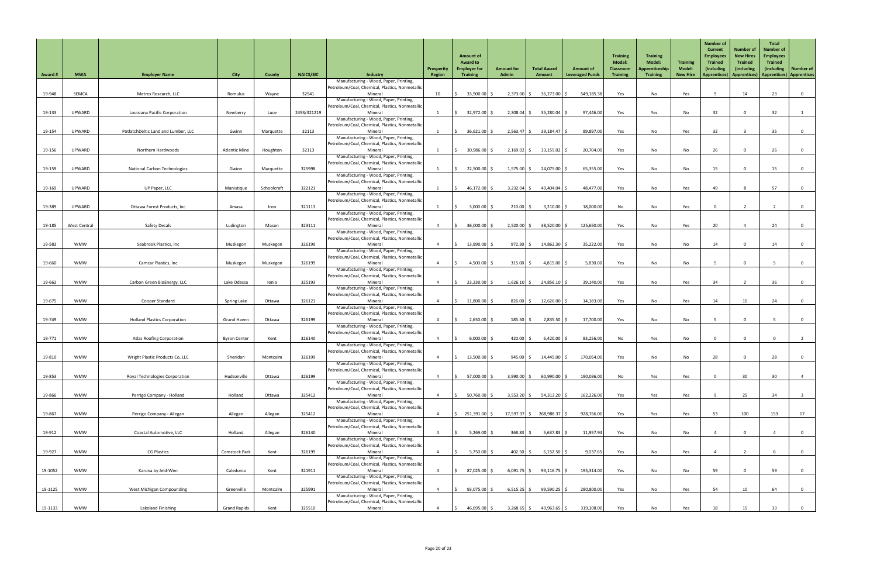| Award # | MWA | Employer Name | City | County | NAICS/SIC | Industry | Prosperity Region | Amount of Award to Employer for Training | Amount for Admin | Total Award Amount | Amount of Leveraged Funds | Training Model: Classroom Training | Training Model: Apprenticeship Training | Training Model: New Hire | Number of Current Employees Trained (including Apprentices) | Number of New Hires Trained (including Apprentices) | Total Number of Employees Trained (including Apprentices) | Number of Apprentices |
|---|---|---|---|---|---|---|---|---|---|---|---|---|---|---|---|---|---|---|
| 19-948 | SEMCA | Metrex Research, LLC | Romulus | Wayne | 32541 | Manufacturing - Wood, Paper, Printing, Petroleum/Coal, Chemical, Plastics, Nonmetallic Mineral | 10 | $ 33,900.00 | $ 2,373.00 | $ 36,273.00 | $ 549,185.38 | Yes | No | Yes | 9 | 14 | 23 | 0 |
| 19-133 | UPWARD | Louisiana Pacific Corporation | Newberry | Luce | 2493/321219 | Manufacturing - Wood, Paper, Printing, Petroleum/Coal, Chemical, Plastics, Nonmetallic Mineral | 1 | $ 32,972.00 | $ 2,308.04 | $ 35,280.04 | $ 97,446.00 | Yes | Yes | No | 32 | 0 | 32 | 1 |
| 19-154 | UPWARD | PotlatchDeltic Land and Lumber, LLC | Gwinn | Marquette | 32113 | Manufacturing - Wood, Paper, Printing, Petroleum/Coal, Chemical, Plastics, Nonmetallic Mineral | 1 | $ 36,621.00 | $ 2,563.47 | $ 39,184.47 | $ 89,897.00 | Yes | No | Yes | 32 | 3 | 35 | 0 |
| 19-156 | UPWARD | Northern Hardwoods | Atlantic Mine | Houghton | 32113 | Manufacturing - Wood, Paper, Printing, Petroleum/Coal, Chemical, Plastics, Nonmetallic Mineral | 1 | $ 30,986.00 | $ 2,169.02 | $ 33,155.02 | $ 20,704.00 | Yes | No | No | 26 | 0 | 26 | 0 |
| 19-159 | UPWARD | National Carbon Technologies | Gwinn | Marquette | 325998 | Manufacturing - Wood, Paper, Printing, Petroleum/Coal, Chemical, Plastics, Nonmetallic Mineral | 1 | $ 22,500.00 | $ 1,575.00 | $ 24,075.00 | $ 65,355.00 | Yes | No | No | 15 | 0 | 15 | 0 |
| 19-169 | UPWARD | UP Paper, LLC | Manistique | Schoolcraft | 322121 | Manufacturing - Wood, Paper, Printing, Petroleum/Coal, Chemical, Plastics, Nonmetallic Mineral | 1 | $ 46,172.00 | $ 3,232.04 | $ 49,404.04 | $ 48,477.00 | Yes | No | Yes | 49 | 8 | 57 | 0 |
| 19-389 | UPWARD | Ottawa Forest Products, Inc | Amasa | Iron | 321113 | Manufacturing - Wood, Paper, Printing, Petroleum/Coal, Chemical, Plastics, Nonmetallic Mineral | 1 | $ 3,000.00 | $ 210.00 | $ 3,210.00 | $ 18,000.00 | No | No | Yes | 0 | 2 | 2 | 0 |
| 19-185 | West Central | Safety Decals | Ludington | Mason | 323111 | Manufacturing - Wood, Paper, Printing, Petroleum/Coal, Chemical, Plastics, Nonmetallic Mineral | 4 | $ 36,000.00 | $ 2,520.00 | $ 38,520.00 | $ 125,650.00 | Yes | No | Yes | 20 | 4 | 24 | 0 |
| 19-583 | WMW | Seabrook Plastics, Inc | Muskegon | Muskegon | 326199 | Manufacturing - Wood, Paper, Printing, Petroleum/Coal, Chemical, Plastics, Nonmetallic Mineral | 4 | $ 13,890.00 | $ 972.30 | $ 14,862.30 | $ 35,222.00 | Yes | No | No | 14 | 0 | 14 | 0 |
| 19-660 | WMW | Camcar Plastics, Inc | Muskegon | Muskegon | 326199 | Manufacturing - Wood, Paper, Printing, Petroleum/Coal, Chemical, Plastics, Nonmetallic Mineral | 4 | $ 4,500.00 | $ 315.00 | $ 4,815.00 | $ 5,830.00 | Yes | No | No | 5 | 0 | 5 | 0 |
| 19-662 | WMW | Carbon Green BioEnergy, LLC | Lake Odessa | Ionia | 325193 | Manufacturing - Wood, Paper, Printing, Petroleum/Coal, Chemical, Plastics, Nonmetallic Mineral | 4 | $ 23,230.00 | $ 1,626.10 | $ 24,856.10 | $ 39,140.00 | Yes | No | Yes | 34 | 2 | 36 | 0 |
| 19-675 | WMW | Cooper Standard | Spring Lake | Ottawa | 326121 | Manufacturing - Wood, Paper, Printing, Petroleum/Coal, Chemical, Plastics, Nonmetallic Mineral | 4 | $ 11,800.00 | $ 826.00 | $ 12,626.00 | $ 14,183.00 | Yes | No | Yes | 14 | 10 | 24 | 0 |
| 19-749 | WMW | Holland Plastics Corporation | Grand Haven | Ottawa | 326199 | Manufacturing - Wood, Paper, Printing, Petroleum/Coal, Chemical, Plastics, Nonmetallic Mineral | 4 | $ 2,650.00 | $ 185.50 | $ 2,835.50 | $ 17,700.00 | Yes | No | No | 5 | 0 | 5 | 0 |
| 19-771 | WMW | Atlas Roofing Corporation | Byron Center | Kent | 326140 | Manufacturing - Wood, Paper, Printing, Petroleum/Coal, Chemical, Plastics, Nonmetallic Mineral | 4 | $ 6,000.00 | $ 420.00 | $ 6,420.00 | $ 83,256.00 | No | Yes | No | 0 | 0 | 0 | 2 |
| 19-810 | WMW | Wright Plastic Products Co, LLC | Sheridan | Montcalm | 326199 | Manufacturing - Wood, Paper, Printing, Petroleum/Coal, Chemical, Plastics, Nonmetallic Mineral | 4 | $ 13,500.00 | $ 945.00 | $ 14,445.00 | $ 170,054.00 | Yes | No | No | 28 | 0 | 28 | 0 |
| 19-853 | WMW | Royal Technologies Corporation | Hudsonville | Ottawa | 326199 | Manufacturing - Wood, Paper, Printing, Petroleum/Coal, Chemical, Plastics, Nonmetallic Mineral | 4 | $ 57,000.00 | $ 3,990.00 | $ 60,990.00 | $ 190,036.00 | No | Yes | Yes | 0 | 30 | 30 | 4 |
| 19-866 | WMW | Perrigo Company - Holland | Holland | Ottawa | 325412 | Manufacturing - Wood, Paper, Printing, Petroleum/Coal, Chemical, Plastics, Nonmetallic Mineral | 4 | $ 50,760.00 | $ 3,553.20 | $ 54,313.20 | $ 162,226.00 | Yes | Yes | Yes | 9 | 25 | 34 | 3 |
| 19-867 | WMW | Perrigo Company - Allegan | Allegan | Allegan | 325412 | Manufacturing - Wood, Paper, Printing, Petroleum/Coal, Chemical, Plastics, Nonmetallic Mineral | 4 | $ 251,391.00 | $ 17,597.37 | $ 268,988.37 | $ 928,766.00 | Yes | Yes | Yes | 53 | 100 | 153 | 17 |
| 19-912 | WMW | Coastal Automotive, LLC | Holland | Allegan | 326140 | Manufacturing - Wood, Paper, Printing, Petroleum/Coal, Chemical, Plastics, Nonmetallic Mineral | 4 | $ 5,269.00 | $ 368.83 | $ 5,637.83 | $ 11,957.94 | Yes | No | No | 4 | 0 | 4 | 0 |
| 19-927 | WMW | CG Plastics | Comstock Park | Kent | 326199 | Manufacturing - Wood, Paper, Printing, Petroleum/Coal, Chemical, Plastics, Nonmetallic Mineral | 4 | $ 5,750.00 | $ 402.50 | $ 6,152.50 | $ 9,037.65 | Yes | No | Yes | 4 | 2 | 6 | 0 |
| 19-1052 | WMW | Karona by Jeld-Wen | Caledonia | Kent | 321911 | Manufacturing - Wood, Paper, Printing, Petroleum/Coal, Chemical, Plastics, Nonmetallic Mineral | 4 | $ 87,025.00 | $ 6,091.75 | $ 93,116.75 | $ 195,314.00 | Yes | No | No | 59 | 0 | 59 | 0 |
| 19-1125 | WMW | West Michigan Compounding | Greenville | Montcalm | 325991 | Manufacturing - Wood, Paper, Printing, Petroleum/Coal, Chemical, Plastics, Nonmetallic Mineral | 4 | $ 93,075.00 | $ 6,515.25 | $ 99,590.25 | $ 280,800.00 | Yes | No | Yes | 54 | 10 | 64 | 0 |
| 19-1133 | WMW | Lakeland Finishing | Grand Rapids | Kent | 325510 | Manufacturing - Wood, Paper, Printing, Petroleum/Coal, Chemical, Plastics, Nonmetallic Mineral | 4 | $ 46,695.00 | $ 3,268.65 | $ 49,963.65 | $ 319,308.00 | Yes | No | Yes | 18 | 15 | 33 | 0 |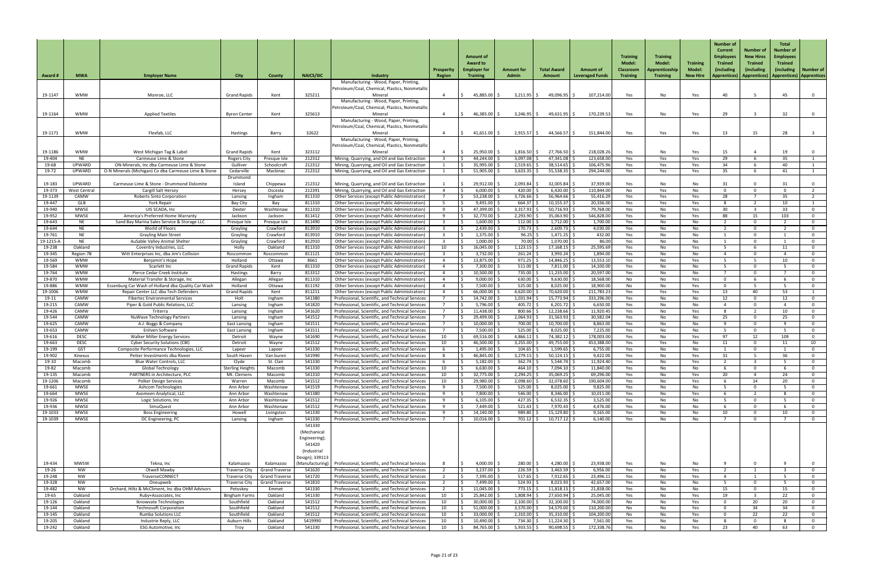| Award # | MWA | Employer Name | City | County | NAICS/SIC | Industry | Prosperity Region | Amount of Award to Employer for Training | Amount for Admin | Total Award Amount | Amount of Leveraged Funds | Training Model: Classroom Training | Training Model: Apprenticeship Training | Training Model: New Hire | Number of Current Employees Trained (including Apprentices) | Number of New Hires Trained (including Apprentices) | Total Number of Employees Trained (including Apprentices) | Number of Apprentices |
|---|---|---|---|---|---|---|---|---|---|---|---|---|---|---|---|---|---|---|
| 19-1147 | WMW | Monroe, LLC | Grand Rapids | Kent | 325211 | Manufacturing - Wood, Paper, Printing, Petroleum/Coal, Chemical, Plastics, Nonmetallic Mineral | 4 | $ 45,885.00 | $ 3,211.95 | $ 49,096.95 | $ 107,214.00 | Yes | No | Yes | 40 | 5 | 45 | 0 |
| 19-1164 | WMW | Applied Textiles | Byron Center | Kent | 325613 | Manufacturing - Wood, Paper, Printing, Petroleum/Coal, Chemical, Plastics, Nonmetallic Mineral | 4 | $ 46,385.00 | $ 3,246.95 | $ 49,631.95 | $ 170,239.53 | Yes | No | Yes | 29 | 3 | 32 | 0 |
| 19-1171 | WMW | Flexfab, LLC | Hastings | Barry | 32622 | Manufacturing - Wood, Paper, Printing, Petroleum/Coal, Chemical, Plastics, Nonmetallic Mineral | 4 | $ 41,651.00 | $ 2,915.57 | $ 44,566.57 | $ 151,844.00 | Yes | Yes | Yes | 13 | 15 | 28 | 3 |
| 19-1186 | WMW | West Michigan Tag & Label | Grand Rapids | Kent | 323112 | Manufacturing - Wood, Paper, Printing, Petroleum/Coal, Chemical, Plastics, Nonmetallic Mineral | 4 | $ 25,950.00 | $ 1,816.50 | $ 27,766.50 | $ 218,028.26 | Yes | No | Yes | 15 | 4 | 19 | 0 |
| 19-404 | NE | Carmeuse Lime & Stone | Rogers City | Presque Isle | 212312 | Mining, Quarrying, and Oil and Gas Extraction | 3 | $ 44,244.00 | $ 3,097.08 | $ 47,341.08 | $ 123,658.00 | Yes | Yes | Yes | 29 | 6 | 35 | 1 |
| 19-68 | UPWARD | ON-Minerals, Inc dba Carmeuse Lime & Stone | Gulliver | Schoolcraft | 212312 | Mining, Quarrying, and Oil and Gas Extraction | 1 | $ 35,995.00 | $ 2,519.65 | $ 38,514.65 | $ 106,475.96 | Yes | Yes | Yes | 34 | 6 | 40 | 1 |
| 19-72 | UPWARD | O-N Minerals (Michigan) Co dba Carmeuse Lime & Stone | Cedarville | Mackinac | 212312 | Mining, Quarrying, and Oil and Gas Extraction | 1 | $ 51,905.00 | $ 3,633.35 | $ 55,538.35 | $ 294,244.00 | Yes | Yes | Yes | 35 | 6 | 41 | 1 |
| 19-183 | UPWARD | Carmeuse Lime & Stone - Drummond Dolomite | Drummond Island | Chippewa | 212312 | Mining, Quarrying, and Oil and Gas Extraction | 1 | $ 29,912.00 | $ 2,093.84 | $ 32,005.84 | $ 37,939.00 | Yes | No | No | 31 | 0 | 31 | 0 |
| 19-373 | West Central | Cargill Salt Hersey | Hersey | Osceola | 212391 | Mining, Quarrying, and Oil and Gas Extraction | 4 | $ 6,000.00 | $ 420.00 | $ 6,420.00 | $ 110,844.00 | No | Yes | No | 0 | 0 | 0 | 2 |
| 19-1139 | CAMW | Roberts Sinto Corporation | Lansing | Ingham | 811310 | Other Services (except Public Administration) | 7 | $ 53,238.00 | $ 3,726.66 | $ 56,964.66 | $ 55,416.29 | Yes | Yes | Yes | 28 | 7 | 35 | 2 |
| 19-447 | GLB | York Repair | Bay City | Bay | 811310 | Other Services (except Public Administration) | 5 | $ 9,491.00 | $ 664.37 | $ 10,155.37 | $ 20,336.00 | Yes | Yes | Yes | 8 | 2 | 10 | 1 |
| 19-940 | MWSE | UIS SCADA, Inc | Dexter | Washtenaw | 811310 | Other Services (except Public Administration) | 9 | $ 47,399.00 | $ 3,317.93 | $ 50,716.93 | $ 79,768.00 | Yes | No | Yes | 30 | 3 | 33 | 0 |
| 19-952 | MWSE | America's Preferred Home Warranty | Jackson | Jackson | 811412 | Other Services (except Public Administration) | 9 | $ 32,770.00 | $ 2,293.90 | $ 35,063.90 | $ 546,828.00 | Yes | No | Yes | 88 | 15 | 103 | 0 |
| 19-643 | NE | Sand Bay Marina Sales Service & Storage LLC | Presque Isle | Presque Isle | 811490 | Other Services (except Public Administration) | 3 | $ 1,600.00 | $ 112.00 | $ 1,712.00 | $ 1,700.00 | Yes | No | No | 2 | 0 | 2 | 0 |
| 19-644 | NE | World of Floors | Grayling | Crawford | 813910 | Other Services (except Public Administration) | 3 | $ 2,439.00 | $ 170.73 | $ 2,609.73 | $ 4,030.00 | Yes | No | No | 2 | 0 | 2 | 0 |
| 19-761 | NE | Grayling Main Street | Grayling | Crawford | 813910 | Other Services (except Public Administration) | 3 | $ 1,375.00 | $ 96.25 | $ 1,471.25 | $ 432.00 | Yes | No | No | 1 | 0 | 1 | 0 |
| 19-1215-A | NE | AuSable Valley Animal Shelter | Grayling | Crawford | 812910 | Other Services (except Public Administration) | 3 | $ 1,000.00 | $ 70.00 | $ 1,070.00 | $ 86.00 | Yes | No | No | 1 | 0 | 1 | 0 |
| 19-238 | Oakland | Coventry Industries, LLC | Holly | Oakland | 811310 | Other Services (except Public Administration) | 10 | $ 16,045.00 | $ 1,123.15 | $ 17,168.15 | $ 25,595.69 | Yes | No | Yes | 5 | 6 | 11 | 0 |
| 19-345 | Region 7B | Witt Enterprises Inc, dba Jim's Collision | Roscommon | Roscommon | 811121 | Other Services (except Public Administration) | 3 | $ 3,732.00 | $ 261.24 | $ 3,993.24 | $ 1,894.00 | Yes | No | No | 4 | 0 | 4 | 0 |
| 19-569 | WMW | Benjamin's Hope | Holland | Ottawa | 8661 | Other Services (except Public Administration) | 4 | $ 13,875.00 | $ 971.25 | $ 14,846.25 | $ 13,553.10 | Yes | No | Yes | 5 | 5 | 10 | 0 |
| 19-584 | WMW | Scarlett Inc | Grand Rapids | Kent | 811310 | Other Services (except Public Administration) | 4 | $ 7,300.00 | $ 511.00 | $ 7,811.00 | $ 14,100.00 | Yes | No | No | 5 | 0 | 5 | 0 |
| 19-764 | WMW | Pierce Cedar Creek Institute | Hastings | Barry | 813312 | Other Services (except Public Administration) | 4 | $ 10,500.00 | $ 735.00 | $ 11,235.00 | $ 20,597.00 | Yes | No | No | 7 | 0 | 7 | 0 |
| 19-870 | WMW | Material Transfer & Storage, Inc | Allegan | Allegan | 811310 | Other Services (except Public Administration) | 4 | $ 9,000.00 | $ 630.00 | $ 9,630.00 | $ 18,568.00 | No | No | Yes | 0 | 6 | 6 | 0 |
| 19-886 | WMW | Essenburg Car Wash of Holland dba Quality Car Wash | Holland | Ottawa | 811192 | Other Services (except Public Administration) | 4 | $ 7,500.00 | $ 525.00 | $ 8,025.00 | $ 18,900.00 | No | No | Yes | 0 | 5 | 5 | 0 |
| 19-1006 | WMW | Repair Center LLC dba Tech Defenders | Grand Rapids | Kent | 811211 | Other Services (except Public Administration) | 4 | $ 66,000.00 | $ 4,620.00 | $ 70,620.00 | $ 211,783.23 | Yes | Yes | Yes | 13 | 40 | 53 | 1 |
| 19-11 | CAMW | Fibertec Environmental Services | Holt | Ingham | 541380 | Professional, Scientific, and Technical Services | 7 | $ 14,742.00 | $ 1,031.94 | $ 15,773.94 | $ 333,296.00 | Yes | No | No | 12 | 0 | 12 | 0 |
| 19-215 | CAMW | Piper & Gold Public Relations, LLC | Lansing | Ingham | 541820 | Professional, Scientific, and Technical Services | 7 | $ 5,796.00 | $ 405.72 | $ 6,201.72 | $ 6,650.00 | Yes | No | No | 4 | 0 | 4 | 0 |
| 19-426 | CAMW | Triterra | Lansing | Ingham | 541620 | Professional, Scientific, and Technical Services | 7 | $ 11,438.00 | $ 800.66 | $ 12,238.66 | $ 11,920.45 | Yes | No | Yes | 8 | 2 | 10 | 0 |
| 19-544 | CAMW | NuWave Technology Partners | Lansing | Ingham | 541512 | Professional, Scientific, and Technical Services | 7 | $ 29,499.00 | $ 2,064.93 | $ 31,563.93 | $ 30,582.04 | Yes | No | No | 25 | 0 | 25 | 0 |
| 19-625 | CAMW | A.J. Boggs & Company | East Lansing | Ingham | 541511 | Professional, Scientific, and Technical Services | 7 | $ 10,000.00 | $ 700.00 | $ 10,700.00 | $ 8,863.00 | Yes | No | No | 9 | 0 | 9 | 0 |
| 19-653 | CAMW | Enliven Software | East Lansing | Ingham | 541511 | Professional, Scientific, and Technical Services | 7 | $ 7,500.00 | $ 525.00 | $ 8,025.00 | $ 7,225.00 | Yes | No | No | 5 | 0 | 5 | 0 |
| 19-616 | DESC | Walker Miller Energy Services | Detroit | Wayne | 541690 | Professional, Scientific, and Technical Services | 10 | $ 69,516.00 | $ 4,866.12 | $ 74,382.12 | $ 178,003.00 | Yes | No | Yes | 97 | 12 | 109 | 0 |
| 19-663 | DESC | Cyber Security Solutions (CBI) | Detroit | Wayne | 541512 | Professional, Scientific, and Technical Services | 10 | $ 46,500.00 | $ 3,255.00 | $ 49,755.00 | $ 453,388.00 | Yes | Yes | No | 11 | 0 | 11 | 10 |
| 19-199 | GST | Composite Performance Technologies, LLC | Lapeer | Lapeer | 541330 | Professional, Scientific, and Technical Services | 6 | $ 1,495.00 | $ 104.65 | $ 1,599.65 | $ 6,755.00 | Yes | No | No | 1 | 0 | 1 | 0 |
| 19-902 | Kinexus | Petter Investments dba Riveer | South Haven | Van buren | 541990 | Professional, Scientific, and Technical Services | 8 | $ 46,845.00 | $ 3,279.15 | $ 50,124.15 | $ 9,422.00 | Yes | No | Yes | 31 | 5 | 36 | 0 |
| 19-10 | Macomb | Blue Water Controls, LLC | Clyde | St. Clair | 541330 | Professional, Scientific, and Technical Services | 6 | $ 5,182.00 | $ 362.74 | $ 5,544.74 | $ 11,924.40 | Yes | No | Yes | 2 | 3 | 5 | 0 |
| 19-82 | Macomb | Global Technology | Sterling Heights | Macomb | 541330 | Professional, Scientific, and Technical Services | 10 | $ 6,630.00 | $ 464.10 | $ 7,094.10 | $ 11,840.00 | Yes | No | No | 6 | 0 | 6 | 0 |
| 19-135 | Macomb | PARTNERS in Architecture, PLC | Mt. Clemens | Macomb | 541310 | Professional, Scientific, and Technical Services | 10 | $ 32,775.00 | $ 2,294.25 | $ 35,069.25 | $ 69,296.00 | Yes | No | Yes | 20 | 4 | 24 | 0 |
| 19-1206 | Macomb | Polker Design Services | Warren | Macomb | 541512 | Professional, Scientific, and Technical Services | 10 | $ 29,980.00 | $ 2,098.60 | $ 32,078.60 | $ 190,604.00 | Yes | No | Yes | 6 | 14 | 20 | 0 |
| 19-661 | MWSE | Ashcom Technologies | Ann Arbor | Washtenaw | 541519 | Professional, Scientific, and Technical Services | 9 | $ 7,500.00 | $ 525.00 | $ 8,025.00 | $ 9,825.00 | Yes | No | No | 5 | 0 | 5 | 0 |
| 19-664 | MWSE | Avomeen Analytical, LLC | Ann Arbor | Washtenaw | 541380 | Professional, Scientific, and Technical Services | 9 | $ 7,800.00 | $ 546.00 | $ 8,346.00 | $ 10,011.00 | Yes | No | Yes | 6 | 2 | 8 | 0 |
| 19-926 | MWSE | Logic Solutions, Inc | Ann Arbor | Washtenaw | 541512 | Professional, Scientific, and Technical Services | 9 | $ 6,105.00 | $ 427.35 | $ 6,532.35 | $ 3,525.00 | Yes | No | No | 5 | 0 | 5 | 0 |
| 19-936 | MWSE | SimuQuest | Ann Arbor | Washtenaw | 541512 | Professional, Scientific, and Technical Services | 9 | $ 7,449.00 | $ 521.43 | $ 7,970.43 | $ 4,476.00 | Yes | No | No | 6 | 0 | 6 | 0 |
| 19-1033 | MWSE | Boss Engineering | Howell | Livingston | 541330 | Professional, Scientific, and Technical Services | 9 | $ 14,140.00 | $ 989.80 | $ 15,129.80 | $ 9,165.00 | Yes | No | No | 10 | 0 | 10 | 0 |
| 19-1039 | MWSE | DC Engineering, PC | Lansing | Ingham | 541330 | Professional, Scientific, and Technical Services | 7 | $ 10,016.00 | $ 701.12 | $ 10,717.12 | $ 6,140.00 | Yes | No | No | 7 | 0 | 7 | 0 |
| 19-434 | MWSW | Tekna, Inc | Kalamazoo | Kalamazoo | 541330 (Mechanical Engineering); 541420 (Industrial Design); 339113 (Manufacturing) | Professional, Scientific, and Technical Services | 8 | $ 4,000.00 | $ 280.00 | $ 4,280.00 | $ 23,938.00 | Yes | No | No | 9 | 0 | 9 | 0 |
| 19-26 | NW | Otwell Mawby | Traverse City | Grand Traverse | 541620 | Professional, Scientific, and Technical Services | 2 | $ 3,237.00 | $ 226.59 | $ 3,463.59 | $ 6,956.00 | Yes | No | Yes | 2 | 1 | 3 | 0 |
| 19-248 | NW | TraverseCONNECT | Traverse City | Grand Traverse | 541720 | Professional, Scientific, and Technical Services | 2 | $ 7,395.00 | $ 517.65 | $ 7,912.65 | $ 23,496.11 | Yes | No | Yes | 4 | 1 | 5 | 0 |
| 19-328 | NW | Oneupweb | Traverse City | Grand Traverse | 541810 | Professional, Scientific, and Technical Services | 2 | $ 7,499.00 | $ 524.93 | $ 8,023.93 | $ 42,657.00 | Yes | No | No | 5 | 0 | 5 | 0 |
| 19-482 | NW | Orchard, Hiltz & McCliment, Inc dba OHM Advisors | Petoskey | Emmet | 541330 | Professional, Scientific, and Technical Services | 2 | $ 11,045.00 | $ 773.15 | $ 11,818.15 | $ 21,838.00 | Yes | No | No | 15 | 0 | 15 | 0 |
| 19-65 | Oakland | Ruby+Associates, Inc | Bingham Farms | Oakland | 541330 | Professional, Scientific, and Technical Services | 10 | $ 25,842.00 | $ 1,808.94 | $ 27,650.94 | $ 25,045.00 | Yes | No | Yes | 19 | 3 | 22 | 0 |
| 19-126 | Oakland | Iknowvate Technologies | Southfield | Oakland | 541512 | Professional, Scientific, and Technical Services | 10 | $ 30,000.00 | $ 2,100.00 | $ 32,100.00 | $ 74,000.00 | No | No | Yes | 0 | 20 | 20 | 0 |
| 19-144 | Oakland | Technosoft Corporation | Southfield | Oakland | 541512 | Professional, Scientific, and Technical Services | 10 | $ 51,000.00 | $ 3,570.00 | $ 54,570.00 | $ 110,200.00 | No | No | Yes | 0 | 34 | 34 | 0 |
| 19-145 | Oakland | Rumba Solutions LLC | Southfield | Oakland | 541512 | Professional, Scientific, and Technical Services | 10 | $ 33,000.00 | $ 2,310.00 | $ 35,310.00 | $ 104,200.00 | No | No | Yes | 0 | 22 | 22 | 0 |
| 19-205 | Oakland | Industrie Reply, LLC | Auburn Hills | Oakland | 5419990 | Professional, Scientific, and Technical Services | 10 | $ 10,490.00 | $ 734.30 | $ 11,224.30 | $ 7,561.00 | Yes | No | No | 8 | 0 | 8 | 0 |
| 19-242 | Oakland | ESG Automotive, Inc | Troy | Oakland | 541330 | Professional, Scientific, and Technical Services | 10 | $ 84,765.00 | $ 5,933.55 | $ 90,698.55 | $ 172,338.76 | Yes | No | Yes | 23 | 40 | 63 | 0 |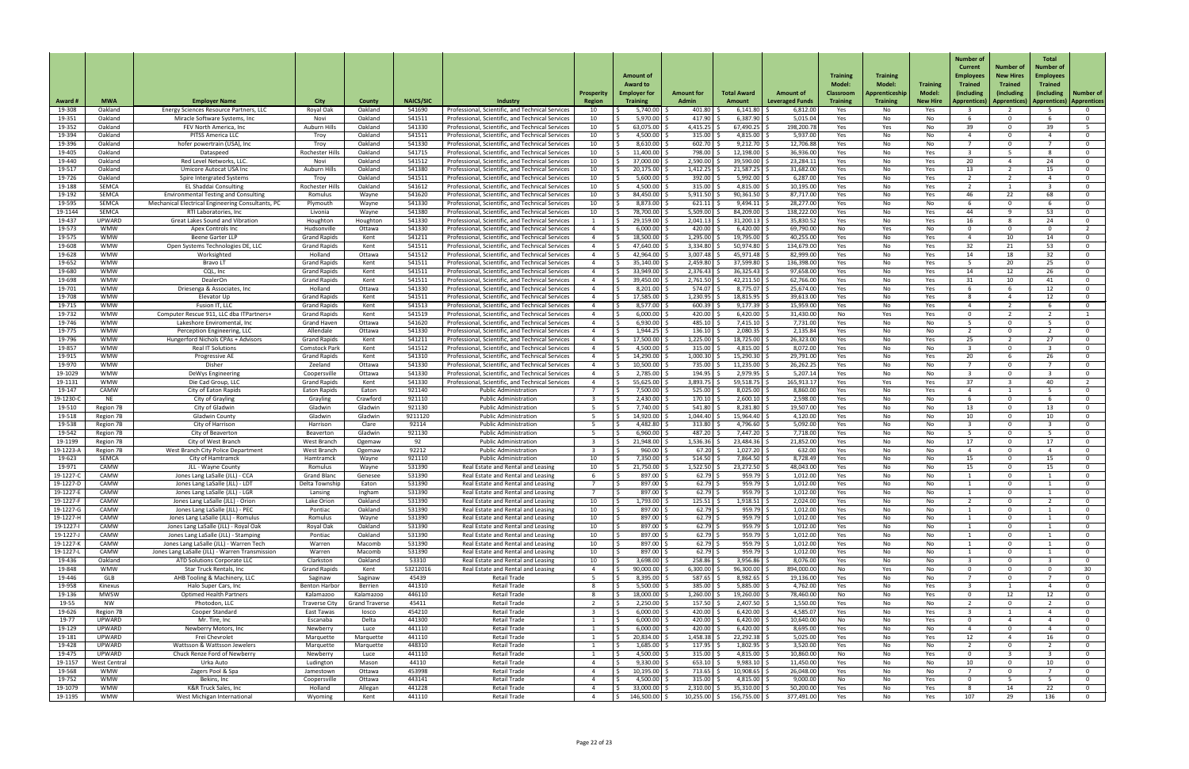| Award # | MWA | Employer Name | City | County | NAICS/SIC | Industry | Prosperity Region | Amount of Award to Employer for Training | Amount for Admin | Total Award Amount | Amount of Leveraged Funds | Training Model: Classroom Training | Training Model: Apprenticeship Training | Training Model: New Hire | Number of Current Employees Trained (including Apprentices) | Number of New Hires Trained (including Apprentices) | Total Number of Employees Trained (including Apprentices) | Number of Apprentices |
|---|---|---|---|---|---|---|---|---|---|---|---|---|---|---|---|---|---|---|
| 19-308 | Oakland | Energy Sciences Resource Partners, LLC | Royal Oak | Oakland | 541690 | Professional, Scientific, and Technical Services | 10 | $ 5,740.00 | $ 401.80 | $ 6,141.80 | $ 6,812.00 | Yes | No | Yes | 3 | 2 | 5 | 0 |
| 19-351 | Oakland | Miracle Software Systems, Inc | Novi | Oakland | 541511 | Professional, Scientific, and Technical Services | 10 | $ 5,970.00 | $ 417.90 | $ 6,387.90 | $ 5,015.04 | Yes | No | No | 6 | 0 | 6 | 0 |
| 19-352 | Oakland | FEV North America, Inc | Auburn Hills | Oakland | 541330 | Professional, Scientific, and Technical Services | 10 | $ 63,075.00 | $ 4,415.25 | $ 67,490.25 | $ 198,200.78 | Yes | Yes | No | 39 | 0 | 39 | 5 |
| 19-394 | Oakland | PITSS America LLC | Troy | Oakland | 541511 | Professional, Scientific, and Technical Services | 10 | $ 4,500.00 | $ 315.00 | $ 4,815.00 | $ 5,937.00 | Yes | No | No | 4 | 0 | 4 | 0 |
| 19-396 | Oakland | hofer powertrain (USA), Inc | Troy | Oakland | 541330 | Professional, Scientific, and Technical Services | 10 | $ 8,610.00 | $ 602.70 | $ 9,212.70 | $ 12,706.88 | Yes | No | No | 7 | 0 | 7 | 0 |
| 19-405 | Oakland |Ataspeed | Rochester Hills | Oakland | 541715 | Professional, Scientific, and Technical Services | 10 | $ 11,400.00 | $ 798.00 | $ 12,198.00 | $ 36,936.00 | Yes | No | Yes | 3 | 5 | 8 | 0 |
| 19-440 | Oakland | Red Level Networks, LLC. | Novi | Oakland | 541512 | Professional, Scientific, and Technical Services | 10 | $ 37,000.00 | $ 2,590.00 | $ 39,590.00 | $ 23,284.11 | Yes | No | Yes | 20 | 4 | 24 | 0 |
| 19-517 | Oakland | Umicore Autocat USA Inc | Auburn Hills | Oakland | 541380 | Professional, Scientific, and Technical Services | 10 | $ 20,175.00 | $ 1,412.25 | $ 21,587.25 | $ 31,682.00 | Yes | No | Yes | 13 | 2 | 15 | 0 |
| 19-726 | Oakland | Spire Intergrated Systems | Troy | Oakland | 541511 | Professional, Scientific, and Technical Services | 10 | $ 5,600.00 | $ 392.00 | $ 5,992.00 | $ 6,287.00 | Yes | No | Yes | 2 | 2 | 4 | 0 |
| 19-188 | SEMCA | EL Shaddai Consulting | Rochester Hills | Oakland | 541612 | Professional, Scientific, and Technical Services | 10 | $ 4,500.00 | $ 315.00 | $ 4,815.00 | $ 10,195.00 | Yes | No | Yes | 2 | 1 | 3 | 0 |
| 19-192 | SEMCA | Environmental Testing and Consulting | Romulus | Wayne | 541620 | Professional, Scientific, and Technical Services | 10 | $ 84,450.00 | $ 5,911.50 | $ 90,361.50 | $ 87,717.00 | Yes | No | Yes | 46 | 22 | 68 | 0 |
| 19-595 | SEMCA | Mechanical Electrical Engineering Consultants, PC | Plymouth | Wayne | 541330 | Professional, Scientific, and Technical Services | 10 | $ 8,873.00 | $ 621.11 | $ 9,494.11 | $ 28,277.00 | Yes | No | No | 6 | 0 | 6 | 0 |
| 19-1144 | SEMCA | RTI Laboratories, Inc | Livonia | Wayne | 541380 | Professional, Scientific, and Technical Services | 10 | $ 78,700.00 | $ 5,509.00 | $ 84,209.00 | $ 138,222.00 | Yes | No | Yes | 44 | 9 | 53 | 0 |
| 19-437 | UPWARD | Great Lakes Sound and Vibration | Houghton | Houghton | 541330 | Professional, Scientific, and Technical Services | 1 | $ 29,159.00 | $ 2,041.13 | $ 31,200.13 | $ 35,830.52 | Yes | No | Yes | 16 | 8 | 24 | 0 |
| 19-573 | WMW | Apex Controls Inc | Hudsonville | Ottawa | 541330 | Professional, Scientific, and Technical Services | 4 | $ 6,000.00 | $ 420.00 | $ 6,420.00 | $ 69,790.00 | No | Yes | No | 0 | 0 | 0 | 2 |
| 19-575 | WMW | Beene Garter LLP | Grand Rapids | Kent | 541211 | Professional, Scientific, and Technical Services | 4 | $ 18,500.00 | $ 1,295.00 | $ 19,795.00 | $ 40,255.00 | Yes | No | Yes | 4 | 10 | 14 | 0 |
| 19-608 | WMW | Open Systems Technologies DE, LLC | Grand Rapids | Kent | 541511 | Professional, Scientific, and Technical Services | 4 | $ 47,640.00 | $ 3,334.80 | $ 50,974.80 | $ 134,679.00 | Yes | No | Yes | 32 | 21 | 53 | 0 |
| 19-628 | WMW | Worksighted | Holland | Ottawa | 541512 | Professional, Scientific, and Technical Services | 4 | $ 42,964.00 | $ 3,007.48 | $ 45,971.48 | $ 82,999.00 | Yes | No | Yes | 14 | 18 | 32 | 0 |
| 19-652 | WMW | Bravo LT | Grand Rapids | Kent | 541511 | Professional, Scientific, and Technical Services | 4 | $ 35,140.00 | $ 2,459.80 | $ 37,599.80 | $ 136,398.00 | Yes | No | Yes | 5 | 20 | 25 | 0 |
| 19-680 | WMW | CQL, Inc | Grand Rapids | Kent | 541511 | Professional, Scientific, and Technical Services | 4 | $ 33,949.00 | $ 2,376.43 | $ 36,325.43 | $ 97,658.00 | Yes | No | Yes | 14 | 12 | 26 | 0 |
| 19-698 | WMW | DealerOn | Grand Rapids | Kent | 541511 | Professional, Scientific, and Technical Services | 4 | $ 39,450.00 | $ 2,761.50 | $ 42,211.50 | $ 62,766.00 | Yes | No | Yes | 31 | 10 | 41 | 0 |
| 19-701 | WMW | Driesenga & Associates, Inc | Holland | Ottawa | 541330 | Professional, Scientific, and Technical Services | 4 | $ 8,201.00 | $ 574.07 | $ 8,775.07 | $ 25,674.00 | Yes | No | Yes | 6 | 6 | 12 | 0 |
| 19-708 | WMW | Elevator Up | Grand Rapids | Kent | 541511 | Professional, Scientific, and Technical Services | 4 | $ 17,585.00 | $ 1,230.95 | $ 18,815.95 | $ 39,613.00 | Yes | No | Yes | 8 | 4 | 12 | 0 |
| 19-715 | WMW | Fusion IT, LLC | Grand Rapids | Kent | 541513 | Professional, Scientific, and Technical Services | 4 | $ 8,577.00 | $ 600.39 | $ 9,177.39 | $ 15,959.00 | Yes | No | Yes | 4 | 2 | 6 | 0 |
| 19-732 | WMW | Computer Rescue 911, LLC dba ITPartners+ | Grand Rapids | Kent | 541519 | Professional, Scientific, and Technical Services | 4 | $ 6,000.00 | $ 420.00 | $ 6,420.00 | $ 31,430.00 | No | Yes | Yes | 0 | 2 | 2 | 1 |
| 19-746 | WMW | Lakeshore Environmental, Inc | Grand Haven | Ottawa | 541620 | Professional, Scientific, and Technical Services | 4 | $ 6,930.00 | $ 485.10 | $ 7,415.10 | $ 7,731.00 | Yes | No | No | 5 | 0 | 5 | 0 |
| 19-775 | WMW | Perception Engineering, LLC | Allendale | Ottawa | 541330 | Professional, Scientific, and Technical Services | 4 | $ 1,944.25 | $ 136.10 | $ 2,080.35 | $ 2,135.84 | Yes | No | No | 2 | 0 | 2 | 0 |
| 19-796 | WMW | Hungerford Nichols CPAs + Advisors | Grand Rapids | Kent | 541211 | Professional, Scientific, and Technical Services | 4 | $ 17,500.00 | $ 1,225.00 | $ 18,725.00 | $ 26,323.00 | Yes | No | Yes | 25 | 2 | 27 | 0 |
| 19-857 | WMW | Real IT Solutions | Comstock Park | Kent | 541512 | Professional, Scientific, and Technical Services | 4 | $ 4,500.00 | $ 315.00 | $ 4,815.00 | $ 8,072.00 | Yes | No | No | 3 | 0 | 3 | 0 |
| 19-915 | WMW | Progressive AE | Grand Rapids | Kent | 541310 | Professional, Scientific, and Technical Services | 4 | $ 14,290.00 | $ 1,000.30 | $ 15,290.30 | $ 29,791.00 | Yes | No | Yes | 20 | 6 | 26 | 0 |
| 19-970 | WMW | Disher | Zeeland | Ottawa | 541330 | Professional, Scientific, and Technical Services | 4 | $ 10,500.00 | $ 735.00 | $ 11,235.00 | $ 26,262.25 | Yes | No | No | 7 | 0 | 7 | 0 |
| 19-1029 | WMW | DeWys Engineering | Coopersville | Ottawa | 541330 | Professional, Scientific, and Technical Services | 4 | $ 2,785.00 | $ 194.95 | $ 2,979.95 | $ 5,207.14 | Yes | No | No | 3 | 0 | 3 | 0 |
| 19-1131 | WMW | Die Cad Group, LLC | Grand Rapids | Kent | 541330 | Professional, Scientific, and Technical Services | 4 | $ 55,625.00 | $ 3,893.75 | $ 59,518.75 | $ 165,913.17 | Yes | Yes | Yes | 37 | 3 | 40 | 2 |
| 19-147 | CAMW | City of Eaton Rapids | Eaton Rapids | Eaton | 921140 | Public Administration | 7 | $ 7,500.00 | $ 525.00 | $ 8,025.00 | $ 8,860.00 | Yes | No | Yes | 4 | 1 | 5 | 0 |
| 19-1230-C | NE | City of Grayling | Grayling | Crawford | 921110 | Public Administration | 3 | $ 2,430.00 | $ 170.10 | $ 2,600.10 | $ 2,598.00 | Yes | No | No | 6 | 0 | 6 | 0 |
| 19-510 | Region 7B | City of Gladwin | Gladwin | Gladwin | 921130 | Public Administration | 5 | $ 7,740.00 | $ 541.80 | $ 8,281.80 | $ 19,507.00 | Yes | No | No | 13 | 0 | 13 | 0 |
| 19-518 | Region 7B | Gladwin County | Gladwin | Gladwin | 9211120 | Public Administration | 5 | $ 14,920.00 | $ 1,044.40 | $ 15,964.40 | $ 4,120.00 | Yes | No | No | 10 | 0 | 10 | 0 |
| 19-538 | Region 7B | City of Harrison | Harrison | Clare | 92114 | Public Administration | 5 | $ 4,482.80 | $ 313.80 | $ 4,796.60 | $ 5,092.00 | Yes | No | No | 3 | 0 | 3 | 0 |
| 19-542 | Region 7B | City of Beaverton | Beaverton | Gladwin | 921130 | Public Administration | 5 | $ 6,960.00 | $ 487.20 | $ 7,447.20 | $ 7,718.00 | Yes | No | No | 5 | 0 | 5 | 0 |
| 19-1199 | Region 7B | City of West Branch | West Branch | Ogemaw | 92 | Public Administration | 3 | $ 21,948.00 | $ 1,536.36 | $ 23,484.36 | $ 21,852.00 | Yes | No | No | 17 | 0 | 17 | 0 |
| 19-1223-A | Region 7B | West Branch City Police Department | West Branch | Ogemaw | 92212 | Public Administration | 3 | $ 960.00 | $ 67.20 | $ 1,027.20 | $ 632.00 | Yes | No | No | 4 | 0 | 4 | 0 |
| 19-623 | SEMCA | City of Hamtramck | Hamtramck | Wayne | 921110 | Public Administration | 10 | $ 7,350.00 | $ 514.50 | $ 7,864.50 | $ 8,728.49 | Yes | No | No | 15 | 0 | 15 | 0 |
| 19-971 | CAMW | JLL - Wayne County | Romulus | Wayne | 531390 | Real Estate and Rental and Leasing | 10 | $ 21,750.00 | $ 1,522.50 | $ 23,272.50 | $ 48,043.00 | Yes | No | No | 15 | 0 | 15 | 0 |
| 19-1227-C | CAMW | Jones Lang LaSalle (JLL) - CCA | Grand Blanc | Genesee | 531390 | Real Estate and Rental and Leasing | 6 | $ 897.00 | $ 62.79 | $ 959.79 | $ 1,012.00 | Yes | No | No | 1 | 0 | 1 | 0 |
| 19-1227-D | CAMW | Jones Lang LaSalle (JLL) - LDT | Delta Township | Eaton | 531390 | Real Estate and Rental and Leasing | 7 | $ 897.00 | $ 62.79 | $ 959.79 | $ 1,012.00 | Yes | No | No | 1 | 0 | 1 | 0 |
| 19-1227-E | CAMW | Jones Lang LaSalle (JLL) - LGR | Lansing | Ingham | 531390 | Real Estate and Rental and Leasing | 7 | $ 897.00 | $ 62.79 | $ 959.79 | $ 1,012.00 | Yes | No | No | 1 | 0 | 1 | 0 |
| 19-1227-F | CAMW | Jones Lang LaSalle (JLL) - Orion | Lake Orion | Oakland | 531390 | Real Estate and Rental and Leasing | 10 | $ 1,793.00 | $ 125.51 | $ 1,918.51 | $ 2,024.00 | Yes | No | No | 2 | 0 | 2 | 0 |
| 19-1227-G | CAMW | Jones Lang LaSalle (JLL) - PEC | Pontiac | Oakland | 531390 | Real Estate and Rental and Leasing | 10 | $ 897.00 | $ 62.79 | $ 959.79 | $ 1,012.00 | Yes | No | No | 1 | 0 | 1 | 0 |
| 19-1227-H | CAMW | Jones Lang LaSalle (JLL) - Romulus | Romulus | Wayne | 531390 | Real Estate and Rental and Leasing | 10 | $ 897.00 | $ 62.79 | $ 959.79 | $ 1,012.00 | Yes | No | No | 1 | 0 | 1 | 0 |
| 19-1227-I | CAMW | Jones Lang LaSalle (JLL) - Royal Oak | Royal Oak | Oakland | 531390 | Real Estate and Rental and Leasing | 10 | $ 897.00 | $ 62.79 | $ 959.79 | $ 1,012.00 | Yes | No | No | 1 | 0 | 1 | 0 |
| 19-1227-J | CAMW | Jones Lang LaSalle (JLL) - Stamping | Pontiac | Oakland | 531390 | Real Estate and Rental and Leasing | 10 | $ 897.00 | $ 62.79 | $ 959.79 | $ 1,012.00 | Yes | No | No | 1 | 0 | 1 | 0 |
| 19-1227-K | CAMW | Jones Lang LaSalle (JLL) - Warren Tech | Warren | Macomb | 531390 | Real Estate and Rental and Leasing | 10 | $ 897.00 | $ 62.79 | $ 959.79 | $ 1,012.00 | Yes | No | No | 1 | 0 | 1 | 0 |
| 19-1227-L | CAMW | Jones Lang LaSalle (JLL) - Warren Transmission | Warren | Macomb | 531390 | Real Estate and Rental and Leasing | 10 | $ 897.00 | $ 62.79 | $ 959.79 | $ 1,012.00 | Yes | No | No | 1 | 0 | 1 | 0 |
| 19-436 | Oakland | ATD Solutions Corporate LLC | Clarkston | Oakland | 53310 | Real Estate and Rental and Leasing | 10 | $ 3,698.00 | $ 258.86 | $ 3,956.86 | $ 8,076.00 | Yes | No | No | 3 | 0 | 3 | 0 |
| 19-848 | WMW | Star Truck Rentals, Inc | Grand Rapids | Kent | 53212016 | Real Estate and Rental and Leasing | 4 | $ 90,000.00 | $ 6,300.00 | $ 96,300.00 | $ 894,000.00 | No | Yes | No | 0 | 0 | 0 | 30 |
| 19-446 | GLB | AHB Tooling & Machinery, LLC | Saginaw | Saginaw | 45439 | Retail Trade | 5 | $ 8,395.00 | $ 587.65 | $ 8,982.65 | $ 19,136.00 | Yes | No | No | 7 | 0 | 7 | 0 |
| 19-958 | Kinexus | Halo Super Cars, Inc | Benton Harbor | Berrien | 441310 | Retail Trade | 8 | $ 5,500.00 | $ 385.00 | $ 5,885.00 | $ 4,762.00 | Yes | No | Yes | 3 | 1 | 4 | 0 |
| 19-136 | MWSW | Optimed Health Partners | Kalamazoo | Kalamazoo | 446110 | Retail Trade | 8 | $ 18,000.00 | $ 1,260.00 | $ 19,260.00 | $ 78,460.00 | No | No | Yes | 0 | 12 | 12 | 0 |
| 19-55 | NW | Photodon, LLC | Traverse City | Grand Traverse | 45411 | Retail Trade | 2 | $ 2,250.00 | $ 157.50 | $ 2,407.50 | $ 1,550.00 | Yes | No | No | 2 | 0 | 2 | 0 |
| 19-626 | Region 7B | Cooper Standard | East Tawas | Iosco | 454210 | Retail Trade | 3 | $ 6,000.00 | $ 420.00 | $ 6,420.00 | $ 4,585.07 | Yes | No | Yes | 3 | 1 | 4 | 0 |
| 19-77 | UPWARD | Mr. Tire, Inc | Escanaba | Delta | 441300 | Retail Trade | 1 | $ 6,000.00 | $ 420.00 | $ 6,420.00 | $ 10,640.00 | No | No | Yes | 0 | 4 | 4 | 0 |
| 19-129 | UPWARD | Newberry Motors, Inc | Newberry | Luce | 441110 | Retail Trade | 1 | $ 6,000.00 | $ 420.00 | $ 6,420.00 | $ 8,695.00 | Yes | No | No | 4 | 0 | 4 | 0 |
| 19-181 | UPWARD | Frei Chevrolet | Marquette | Marquette | 441110 | Retail Trade | 1 | $ 20,834.00 | $ 1,458.38 | $ 22,292.38 | $ 5,025.00 | Yes | No | Yes | 12 | 4 | 16 | 0 |
| 19-428 | UPWARD | Wattsson & Wattsson Jewelers | Marquette | Marquette | 448310 | Retail Trade | 1 | $ 1,685.00 | $ 117.95 | $ 1,802.95 | $ 3,520.00 | Yes | No | No | 2 | 0 | 2 | 0 |
| 19-475 | UPWARD | Chuck Renze Ford of Newberry | Newberry | Luce | 441110 | Retail Trade | 1 | $ 4,500.00 | $ 315.00 | $ 4,815.00 | $ 10,860.00 | No | No | Yes | 0 | 3 | 3 | 0 |
| 19-1157 | West Central | Urka Auto | Ludington | Mason | 44110 | Retail Trade | 4 | $ 9,330.00 | $ 653.10 | $ 9,983.10 | $ 11,450.00 | Yes | No | No | 10 | 0 | 10 | 0 |
| 19-568 | WMW | Zagers Pool & Spa | Jamestown | Ottawa | 453998 | Retail Trade | 4 | $ 10,195.00 | $ 713.65 | $ 10,908.65 | $ 26,048.00 | Yes | No | No | 7 | 0 | 7 | 0 |
| 19-752 | WMW | Bekins, Inc | Coopersville | Ottawa | 443141 | Retail Trade | 4 | $ 4,500.00 | $ 315.00 | $ 4,815.00 | $ 9,000.00 | No | No | Yes | 0 | 5 | 5 | 0 |
| 19-1079 | WMW | K&R Truck Sales, Inc | Holland | Allegan | 441228 | Retail Trade | 4 | $ 33,000.00 | $ 2,310.00 | $ 35,310.00 | $ 50,200.00 | Yes | No | Yes | 8 | 14 | 22 | 0 |
| 19-1195 | WMW | West Michigan International | Wyoming | Kent | 441110 | Retail Trade | 4 | $ 146,500.00 | $ 10,255.00 | $ 156,755.00 | $ 377,491.00 | Yes | No | Yes | 107 | 29 | 136 | 0 |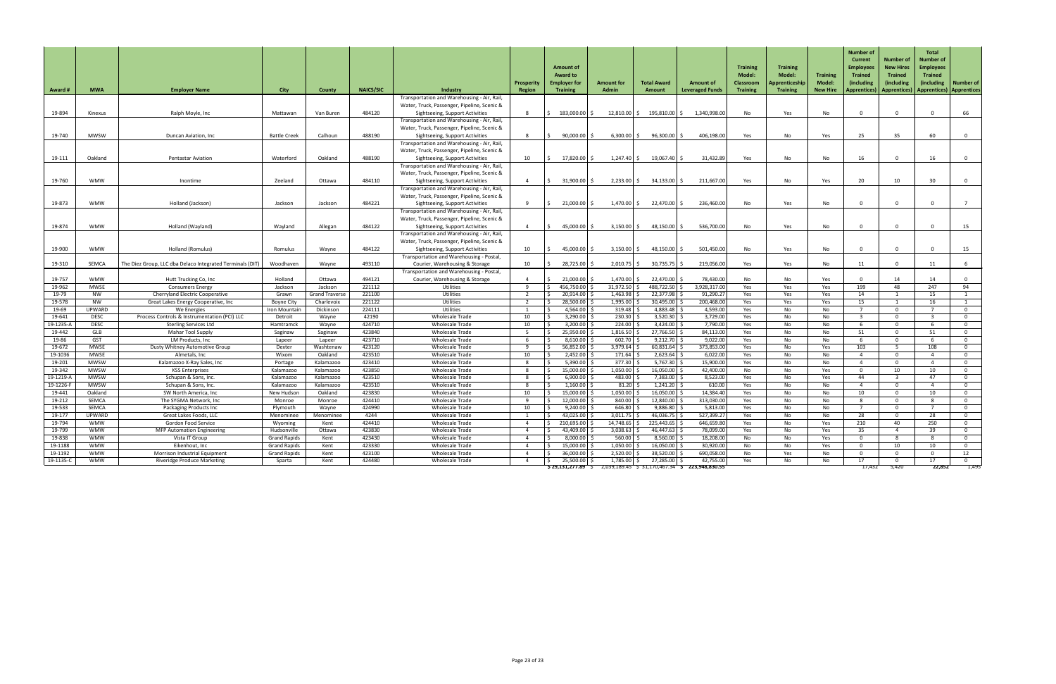| Award # | MWA | Employer Name | City | County | NAICS/SIC | Industry | Prosperity Region | Amount of Award to Employer for Training | Amount for Admin | Total Award Amount | Amount of Leveraged Funds | Training Model: Classroom Training | Training Model: Apprenticeship Training | Training Model: New Hire | Number of Current Employees Trained (including Apprentices) | Number of New Hires Trained (including Apprentices) | Total Number of Employees Trained (including Apprentices) | Number of Apprentices |
|---|---|---|---|---|---|---|---|---|---|---|---|---|---|---|---|---|---|---|
| 19-894 | Kinexus | Ralph Moyle, Inc | Mattawan | Van Buren | 484120 | Transportation and Warehousing - Air, Rail, Water, Truck, Passenger, Pipeline, Scenic & Sightseeing, Support Activities | 8 | $ 183,000.00 | $ 12,810.00 | $ 195,810.00 | $ 1,340,998.00 | No | Yes | No | 0 | 0 | 0 | 66 |
| 19-740 | MWSW | Duncan Aviation, Inc | Battle Creek | Calhoun | 488190 | Transportation and Warehousing - Air, Rail, Water, Truck, Passenger, Pipeline, Scenic & Sightseeing, Support Activities | 8 | $ 90,000.00 | $ 6,300.00 | $ 96,300.00 | $ 406,198.00 | Yes | No | Yes | 25 | 35 | 60 | 0 |
| 19-111 | Oakland | Pentastar Aviation | Waterford | Oakland | 488190 | Transportation and Warehousing - Air, Rail, Water, Truck, Passenger, Pipeline, Scenic & Sightseeing, Support Activities | 10 | $ 17,820.00 | $ 1,247.40 | $ 19,067.40 | $ 31,432.89 | Yes | No | No | 16 | 0 | 16 | 0 |
| 19-760 | WMW | Inontime | Zeeland | Ottawa | 484110 | Transportation and Warehousing - Air, Rail, Water, Truck, Passenger, Pipeline, Scenic & Sightseeing, Support Activities | 4 | $ 31,900.00 | $ 2,233.00 | $ 34,133.00 | $ 211,667.00 | Yes | No | Yes | 20 | 10 | 30 | 0 |
| 19-873 | WMW | Holland (Jackson) | Jackson | Jackson | 484221 | Transportation and Warehousing - Air, Rail, Water, Truck, Passenger, Pipeline, Scenic & Sightseeing, Support Activities | 9 | $ 21,000.00 | $ 1,470.00 | $ 22,470.00 | $ 236,460.00 | No | Yes | No | 0 | 0 | 0 | 7 |
| 19-874 | WMW | Holland (Wayland) | Wayland | Allegan | 484122 | Transportation and Warehousing - Air, Rail, Water, Truck, Passenger, Pipeline, Scenic & Sightseeing, Support Activities | 4 | $ 45,000.00 | $ 3,150.00 | $ 48,150.00 | $ 536,700.00 | No | Yes | No | 0 | 0 | 0 | 15 |
| 19-900 | WMW | Holland (Romulus) | Romulus | Wayne | 484122 | Transportation and Warehousing - Air, Rail, Water, Truck, Passenger, Pipeline, Scenic & Sightseeing, Support Activities | 10 | $ 45,000.00 | $ 3,150.00 | $ 48,150.00 | $ 501,450.00 | No | Yes | No | 0 | 0 | 0 | 15 |
| 19-310 | SEMCA | The Diez Group, LLC dba Delaco Integrated Terminals (DIT) | Woodhaven | Wayne | 493110 | Transportation and Warehousing - Postal, Courier, Warehousing & Storage | 10 | $ 28,725.00 | $ 2,010.75 | $ 30,735.75 | $ 219,056.00 | Yes | Yes | No | 11 | 0 | 11 | 6 |
| 19-757 | WMW | Hutt Trucking Co, Inc | Holland | Ottawa | 494121 | Transportation and Warehousing - Postal, Courier, Warehousing & Storage | 4 | $ 21,000.00 | $ 1,470.00 | $ 22,470.00 | $ 78,430.00 | No | No | Yes | 0 | 14 | 14 | 0 |
| 19-962 | MWSE | Consumers Energy | Jackson | Jackson | 221112 | Utilities | 9 | $ 456,750.00 | $ 31,972.50 | $ 488,722.50 | $ 3,928,317.00 | Yes | Yes | Yes | 199 | 48 | 247 | 94 |
| 19-79 | NW | Cherryland Electric Cooperative | Grawn | Grand Traverse | 221100 | Utilities | 2 | $ 20,914.00 | $ 1,463.98 | $ 22,377.98 | $ 91,290.27 | Yes | Yes | Yes | 14 | 1 | 15 | 1 |
| 19-578 | NW | Great Lakes Energy Cooperative, Inc | Boyne City | Charlevoix | 221122 | Utilities | 2 | $ 28,500.00 | $ 1,995.00 | $ 30,495.00 | $ 200,468.00 | Yes | Yes | Yes | 15 | 1 | 16 | 1 |
| 19-69 | UPWARD | We Energies | Iron Mountain | Dickinson | 224111 | Utilities | 1 | $ 4,564.00 | $ 319.48 | $ 4,883.48 | $ 4,593.00 | Yes | No | No | 7 | 0 | 7 | 0 |
| 19-641 | DESC | Process Controls & Instrumentation (PCI) LLC | Detroit | Wayne | 42190 | Wholesale Trade | 10 | $ 3,290.00 | $ 230.30 | $ 3,520.30 | $ 3,729.00 | Yes | No | No | 3 | 0 | 3 | 0 |
| 19-1235-A | DESC | Sterling Services Ltd | Hamtramck | Wayne | 424710 | Wholesale Trade | 10 | $ 3,200.00 | $ 224.00 | $ 3,424.00 | $ 7,790.00 | Yes | No | No | 6 | 0 | 6 | 0 |
| 19-442 | GLB | Mahar Tool Supply | Saginaw | Saginaw | 423840 | Wholesale Trade | 5 | $ 25,950.00 | $ 1,816.50 | $ 27,766.50 | $ 84,113.00 | Yes | No | No | 51 | 0 | 51 | 0 |
| 19-86 | GST | LM Products, Inc | Lapeer | Lapeer | 423710 | Wholesale Trade | 6 | $ 8,610.00 | $ 602.70 | $ 9,212.70 | $ 9,022.00 | Yes | No | No | 6 | 0 | 6 | 0 |
| 19-672 | MWSE | Dusty Whitney Automotive Group | Dexter | Washtenaw | 423120 | Wholesale Trade | 9 | $ 56,852.00 | $ 3,979.64 | $ 60,831.64 | $ 373,853.00 | Yes | No | Yes | 103 | 5 | 108 | 0 |
| 19-1036 | MWSE | Almetals, Inc | Wixom | Oakland | 423510 | Wholesale Trade | 10 | $ 2,452.00 | $ 171.64 | $ 2,623.64 | $ 6,022.00 | Yes | No | No | 4 | 0 | 4 | 0 |
| 19-201 | MWSW | Kalamazoo X-Ray Sales, Inc | Portage | Kalamazoo | 423410 | Wholesale Trade | 8 | $ 5,390.00 | $ 377.30 | $ 5,767.30 | $ 15,900.00 | Yes | No | No | 4 | 0 | 4 | 0 |
| 19-342 | MWSW | KSS Enterprises | Kalamazoo | Kalamazoo | 423850 | Wholesale Trade | 8 | $ 15,000.00 | $ 1,050.00 | $ 16,050.00 | $ 42,400.00 | No | No | Yes | 0 | 10 | 10 | 0 |
| 19-1219-A | MWSW | Schupan & Sons, Inc. | Kalamazoo | Kalamazoo | 423510 | Wholesale Trade | 8 | $ 6,900.00 | $ 483.00 | $ 7,383.00 | $ 8,523.00 | Yes | No | Yes | 44 | 3 | 47 | 0 |
| 19-1226-F | MWSW | Schupan & Sons, Inc. | Kalamazoo | Kalamazoo | 423510 | Wholesale Trade | 8 | $ 1,160.00 | $ 81.20 | $ 1,241.20 | $ 610.00 | Yes | No | No | 4 | 0 | 4 | 0 |
| 19-441 | Oakland | SW North America, Inc | New Hudson | Oakland | 423830 | Wholesale Trade | 10 | $ 15,000.00 | $ 1,050.00 | $ 16,050.00 | $ 14,384.40 | Yes | No | No | 10 | 0 | 10 | 0 |
| 19-212 | SEMCA | The SYGMA Network, Inc | Monroe | Monroe | 424410 | Wholesale Trade | 9 | $ 12,000.00 | $ 840.00 | $ 12,840.00 | $ 313,030.00 | Yes | No | No | 8 | 0 | 8 | 0 |
| 19-533 | SEMCA | Packaging Products Inc | Plymouth | Wayne | 424990 | Wholesale Trade | 10 | $ 9,240.00 | $ 646.80 | $ 9,886.80 | $ 5,813.00 | Yes | No | No | 7 | 0 | 7 | 0 |
| 19-177 | UPWARD | Great Lakes Foods, LLC | Menominee | Menominee | 4244 | Wholesale Trade | 1 | $ 43,025.00 | $ 3,011.75 | $ 46,036.75 | $ 527,399.27 | Yes | No | No | 28 | 0 | 28 | 0 |
| 19-794 | WMW | Gordon Food Service | Wyoming | Kent | 424410 | Wholesale Trade | 4 | $ 210,695.00 | $ 14,748.65 | $ 225,443.65 | $ 646,659.80 | Yes | No | Yes | 210 | 40 | 250 | 0 |
| 19-799 | WMW | MFP Automation Engineering | Hudsonville | Ottawa | 423830 | Wholesale Trade | 4 | $ 43,409.00 | $ 3,038.63 | $ 46,447.63 | $ 78,099.00 | Yes | No | Yes | 35 | 4 | 39 | 0 |
| 19-838 | WMW | Vista IT Group | Grand Rapids | Kent | 423430 | Wholesale Trade | 4 | $ 8,000.00 | $ 560.00 | $ 8,560.00 | $ 18,208.00 | No | No | Yes | 0 | 8 | 8 | 0 |
| 19-1188 | WMW | Eikenhout, Inc | Grand Rapids | Kent | 423330 | Wholesale Trade | 4 | $ 15,000.00 | $ 1,050.00 | $ 16,050.00 | $ 30,920.00 | No | No | Yes | 0 | 10 | 10 | 0 |
| 19-1192 | WMW | Morrison Industrial Equipment | Grand Rapids | Kent | 423100 | Wholesale Trade | 4 | $ 36,000.00 | $ 2,520.00 | $ 38,520.00 | $ 690,058.00 | No | Yes | No | 0 | 0 | 0 | 12 |
| 19-1135-C | WMW | Riveridge Produce Marketing | Sparta | Kent | 424480 | Wholesale Trade | 4 | $ 25,500.00 | $ 1,785.00 | $ 27,285.00 | $ 42,755.00 | Yes | No | No | 17 | 0 | 17 | 0 |
| | | | | | | | | $ 29,131,277.89 | $ 2,039,189.45 | $ 31,170,467.34 | $ 223,948,830.55 | | | | 17,432 | 5,420 | 22,852 | 1,495 |